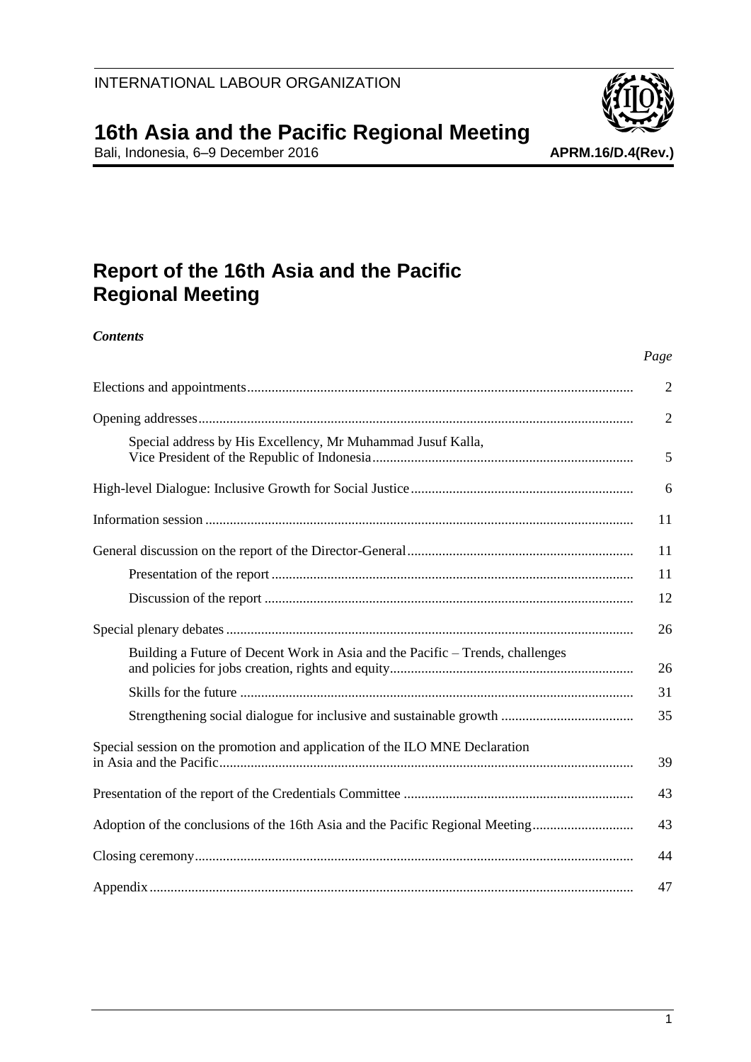INTERNATIONAL LABOUR ORGANIZATION

# 16th Asia and the Pacific Regional Meeting

Bali, Indonesia, 6–9 December 2016

**APRM.16/D.4(Rev.)**

## Report of the 16th Asia and the Pacific Regional Meeting

***Contents***

| | *Page* |
|---|---|
| Elections and appointments | 2 |
| Opening addresses | 2 |
| Special address by His Excellency, Mr Muhammad Jusuf Kalla, Vice President of the Republic of Indonesia | 5 |
| High-level Dialogue: Inclusive Growth for Social Justice | 6 |
| Information session | 11 |
| General discussion on the report of the Director-General | 11 |
| Presentation of the report | 11 |
| Discussion of the report | 12 |
| Special plenary debates | 26 |
| Building a Future of Decent Work in Asia and the Pacific – Trends, challenges and policies for jobs creation, rights and equity | 26 |
| Skills for the future | 31 |
| Strengthening social dialogue for inclusive and sustainable growth | 35 |
| Special session on the promotion and application of the ILO MNE Declaration in Asia and the Pacific | 39 |
| Presentation of the report of the Credentials Committee | 43 |
| Adoption of the conclusions of the 16th Asia and the Pacific Regional Meeting | 43 |
| Closing ceremony | 44 |
| Appendix | 47 |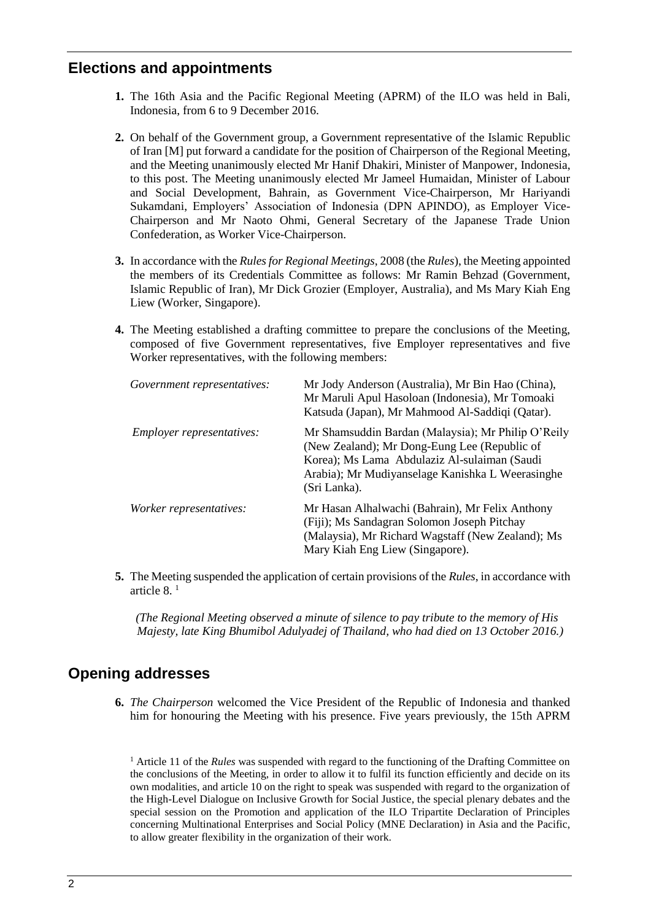## Elections and appointments

**1.** The 16th Asia and the Pacific Regional Meeting (APRM) of the ILO was held in Bali, Indonesia, from 6 to 9 December 2016.

**2.** On behalf of the Government group, a Government representative of the Islamic Republic of Iran [M] put forward a candidate for the position of Chairperson of the Regional Meeting, and the Meeting unanimously elected Mr Hanif Dhakiri, Minister of Manpower, Indonesia, to this post. The Meeting unanimously elected Mr Jameel Humaidan, Minister of Labour and Social Development, Bahrain, as Government Vice-Chairperson, Mr Hariyandi Sukamdani, Employers' Association of Indonesia (DPN APINDO), as Employer Vice-Chairperson and Mr Naoto Ohmi, General Secretary of the Japanese Trade Union Confederation, as Worker Vice-Chairperson.

**3.** In accordance with the *Rules for Regional Meetings*, 2008 (the *Rules*), the Meeting appointed the members of its Credentials Committee as follows: Mr Ramin Behzad (Government, Islamic Republic of Iran), Mr Dick Grozier (Employer, Australia), and Ms Mary Kiah Eng Liew (Worker, Singapore).

**4.** The Meeting established a drafting committee to prepare the conclusions of the Meeting, composed of five Government representatives, five Employer representatives and five Worker representatives, with the following members:

| | |
|---|---|
| *Government representatives:* | Mr Jody Anderson (Australia), Mr Bin Hao (China), Mr Maruli Apul Hasoloan (Indonesia), Mr Tomoaki Katsuda (Japan), Mr Mahmood Al-Saddiqi (Qatar). |
| *Employer representatives:* | Mr Shamsuddin Bardan (Malaysia); Mr Philip O'Reily (New Zealand); Mr Dong-Eung Lee (Republic of Korea); Ms Lama Abdulaziz Al-sulaiman (Saudi Arabia); Mr Mudiyanselage Kanishka L Weerasinghe (Sri Lanka). |
| *Worker representatives:* | Mr Hasan Alhalwachi (Bahrain), Mr Felix Anthony (Fiji); Ms Sandagran Solomon Joseph Pitchay (Malaysia), Mr Richard Wagstaff (New Zealand); Ms Mary Kiah Eng Liew (Singapore). |

**5.** The Meeting suspended the application of certain provisions of the *Rules*, in accordance with article 8. [1]

*(The Regional Meeting observed a minute of silence to pay tribute to the memory of His Majesty, late King Bhumibol Adulyadej of Thailand, who had died on 13 October 2016.)*

## Opening addresses

**6.** *The Chairperson* welcomed the Vice President of the Republic of Indonesia and thanked him for honouring the Meeting with his presence. Five years previously, the 15th APRM

[1] Article 11 of the *Rules* was suspended with regard to the functioning of the Drafting Committee on the conclusions of the Meeting, in order to allow it to fulfil its function efficiently and decide on its own modalities, and article 10 on the right to speak was suspended with regard to the organization of the High-Level Dialogue on Inclusive Growth for Social Justice, the special plenary debates and the special session on the Promotion and application of the ILO Tripartite Declaration of Principles concerning Multinational Enterprises and Social Policy (MNE Declaration) in Asia and the Pacific, to allow greater flexibility in the organization of their work.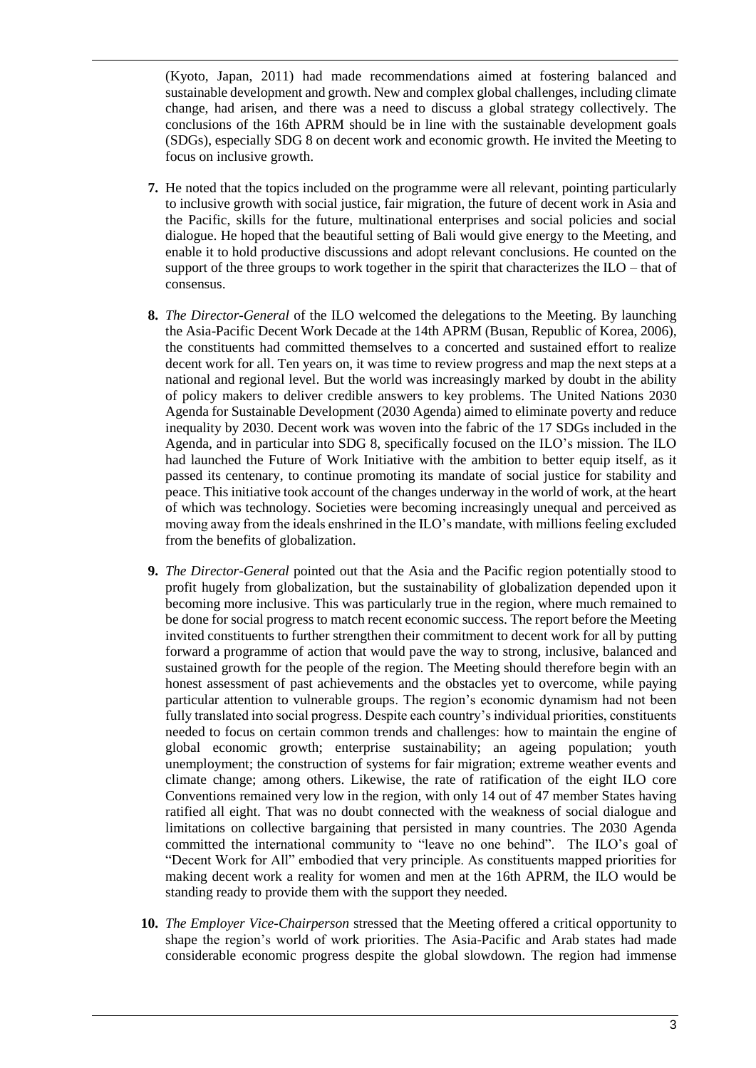(Kyoto, Japan, 2011) had made recommendations aimed at fostering balanced and sustainable development and growth. New and complex global challenges, including climate change, had arisen, and there was a need to discuss a global strategy collectively. The conclusions of the 16th APRM should be in line with the sustainable development goals (SDGs), especially SDG 8 on decent work and economic growth. He invited the Meeting to focus on inclusive growth.

**7.** He noted that the topics included on the programme were all relevant, pointing particularly to inclusive growth with social justice, fair migration, the future of decent work in Asia and the Pacific, skills for the future, multinational enterprises and social policies and social dialogue. He hoped that the beautiful setting of Bali would give energy to the Meeting, and enable it to hold productive discussions and adopt relevant conclusions. He counted on the support of the three groups to work together in the spirit that characterizes the ILO – that of consensus.

**8.** *The Director-General* of the ILO welcomed the delegations to the Meeting. By launching the Asia-Pacific Decent Work Decade at the 14th APRM (Busan, Republic of Korea, 2006), the constituents had committed themselves to a concerted and sustained effort to realize decent work for all. Ten years on, it was time to review progress and map the next steps at a national and regional level. But the world was increasingly marked by doubt in the ability of policy makers to deliver credible answers to key problems. The United Nations 2030 Agenda for Sustainable Development (2030 Agenda) aimed to eliminate poverty and reduce inequality by 2030. Decent work was woven into the fabric of the 17 SDGs included in the Agenda, and in particular into SDG 8, specifically focused on the ILO's mission. The ILO had launched the Future of Work Initiative with the ambition to better equip itself, as it passed its centenary, to continue promoting its mandate of social justice for stability and peace. This initiative took account of the changes underway in the world of work, at the heart of which was technology. Societies were becoming increasingly unequal and perceived as moving away from the ideals enshrined in the ILO's mandate, with millions feeling excluded from the benefits of globalization.

**9.** *The Director-General* pointed out that the Asia and the Pacific region potentially stood to profit hugely from globalization, but the sustainability of globalization depended upon it becoming more inclusive. This was particularly true in the region, where much remained to be done for social progress to match recent economic success. The report before the Meeting invited constituents to further strengthen their commitment to decent work for all by putting forward a programme of action that would pave the way to strong, inclusive, balanced and sustained growth for the people of the region. The Meeting should therefore begin with an honest assessment of past achievements and the obstacles yet to overcome, while paying particular attention to vulnerable groups. The region's economic dynamism had not been fully translated into social progress. Despite each country's individual priorities, constituents needed to focus on certain common trends and challenges: how to maintain the engine of global economic growth; enterprise sustainability; an ageing population; youth unemployment; the construction of systems for fair migration; extreme weather events and climate change; among others. Likewise, the rate of ratification of the eight ILO core Conventions remained very low in the region, with only 14 out of 47 member States having ratified all eight. That was no doubt connected with the weakness of social dialogue and limitations on collective bargaining that persisted in many countries. The 2030 Agenda committed the international community to "leave no one behind". The ILO's goal of "Decent Work for All" embodied that very principle. As constituents mapped priorities for making decent work a reality for women and men at the 16th APRM, the ILO would be standing ready to provide them with the support they needed.

**10.** *The Employer Vice-Chairperson* stressed that the Meeting offered a critical opportunity to shape the region's world of work priorities. The Asia-Pacific and Arab states had made considerable economic progress despite the global slowdown. The region had immense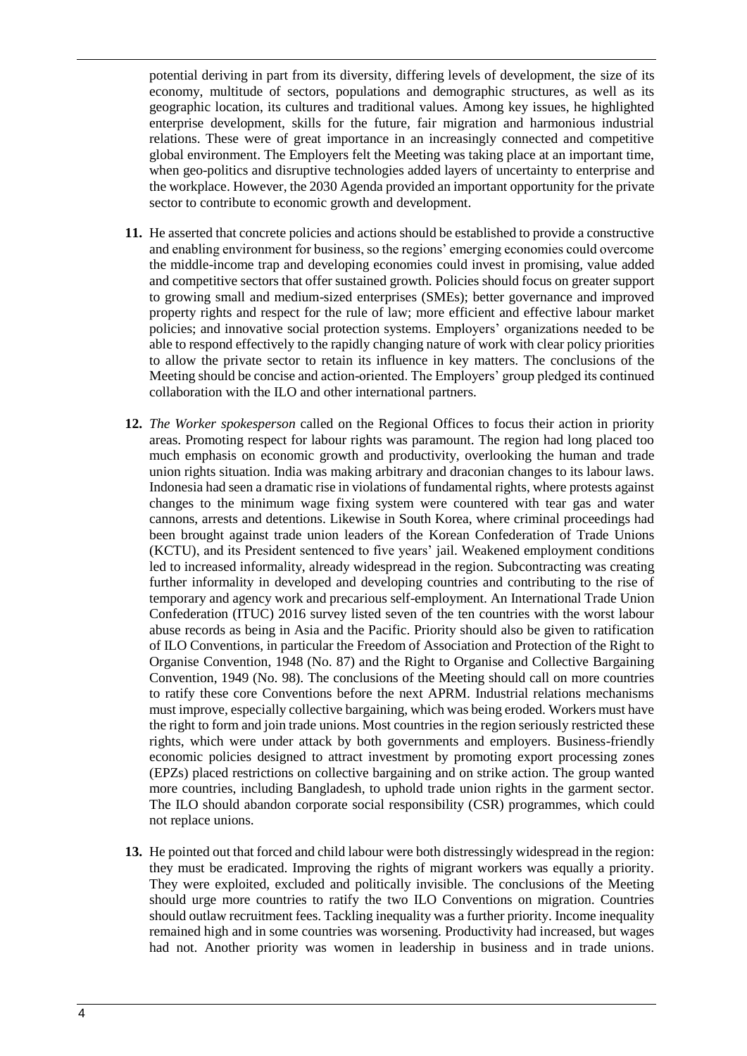potential deriving in part from its diversity, differing levels of development, the size of its economy, multitude of sectors, populations and demographic structures, as well as its geographic location, its cultures and traditional values. Among key issues, he highlighted enterprise development, skills for the future, fair migration and harmonious industrial relations. These were of great importance in an increasingly connected and competitive global environment. The Employers felt the Meeting was taking place at an important time, when geo-politics and disruptive technologies added layers of uncertainty to enterprise and the workplace. However, the 2030 Agenda provided an important opportunity for the private sector to contribute to economic growth and development.

**11.** He asserted that concrete policies and actions should be established to provide a constructive and enabling environment for business, so the regions' emerging economies could overcome the middle-income trap and developing economies could invest in promising, value added and competitive sectors that offer sustained growth. Policies should focus on greater support to growing small and medium-sized enterprises (SMEs); better governance and improved property rights and respect for the rule of law; more efficient and effective labour market policies; and innovative social protection systems. Employers' organizations needed to be able to respond effectively to the rapidly changing nature of work with clear policy priorities to allow the private sector to retain its influence in key matters. The conclusions of the Meeting should be concise and action-oriented. The Employers' group pledged its continued collaboration with the ILO and other international partners.

**12.** *The Worker spokesperson* called on the Regional Offices to focus their action in priority areas. Promoting respect for labour rights was paramount. The region had long placed too much emphasis on economic growth and productivity, overlooking the human and trade union rights situation. India was making arbitrary and draconian changes to its labour laws. Indonesia had seen a dramatic rise in violations of fundamental rights, where protests against changes to the minimum wage fixing system were countered with tear gas and water cannons, arrests and detentions. Likewise in South Korea, where criminal proceedings had been brought against trade union leaders of the Korean Confederation of Trade Unions (KCTU), and its President sentenced to five years' jail. Weakened employment conditions led to increased informality, already widespread in the region. Subcontracting was creating further informality in developed and developing countries and contributing to the rise of temporary and agency work and precarious self-employment. An International Trade Union Confederation (ITUC) 2016 survey listed seven of the ten countries with the worst labour abuse records as being in Asia and the Pacific. Priority should also be given to ratification of ILO Conventions, in particular the Freedom of Association and Protection of the Right to Organise Convention, 1948 (No. 87) and the Right to Organise and Collective Bargaining Convention, 1949 (No. 98). The conclusions of the Meeting should call on more countries to ratify these core Conventions before the next APRM. Industrial relations mechanisms must improve, especially collective bargaining, which was being eroded. Workers must have the right to form and join trade unions. Most countries in the region seriously restricted these rights, which were under attack by both governments and employers. Business-friendly economic policies designed to attract investment by promoting export processing zones (EPZs) placed restrictions on collective bargaining and on strike action. The group wanted more countries, including Bangladesh, to uphold trade union rights in the garment sector. The ILO should abandon corporate social responsibility (CSR) programmes, which could not replace unions.

**13.** He pointed out that forced and child labour were both distressingly widespread in the region: they must be eradicated. Improving the rights of migrant workers was equally a priority. They were exploited, excluded and politically invisible. The conclusions of the Meeting should urge more countries to ratify the two ILO Conventions on migration. Countries should outlaw recruitment fees. Tackling inequality was a further priority. Income inequality remained high and in some countries was worsening. Productivity had increased, but wages had not. Another priority was women in leadership in business and in trade unions.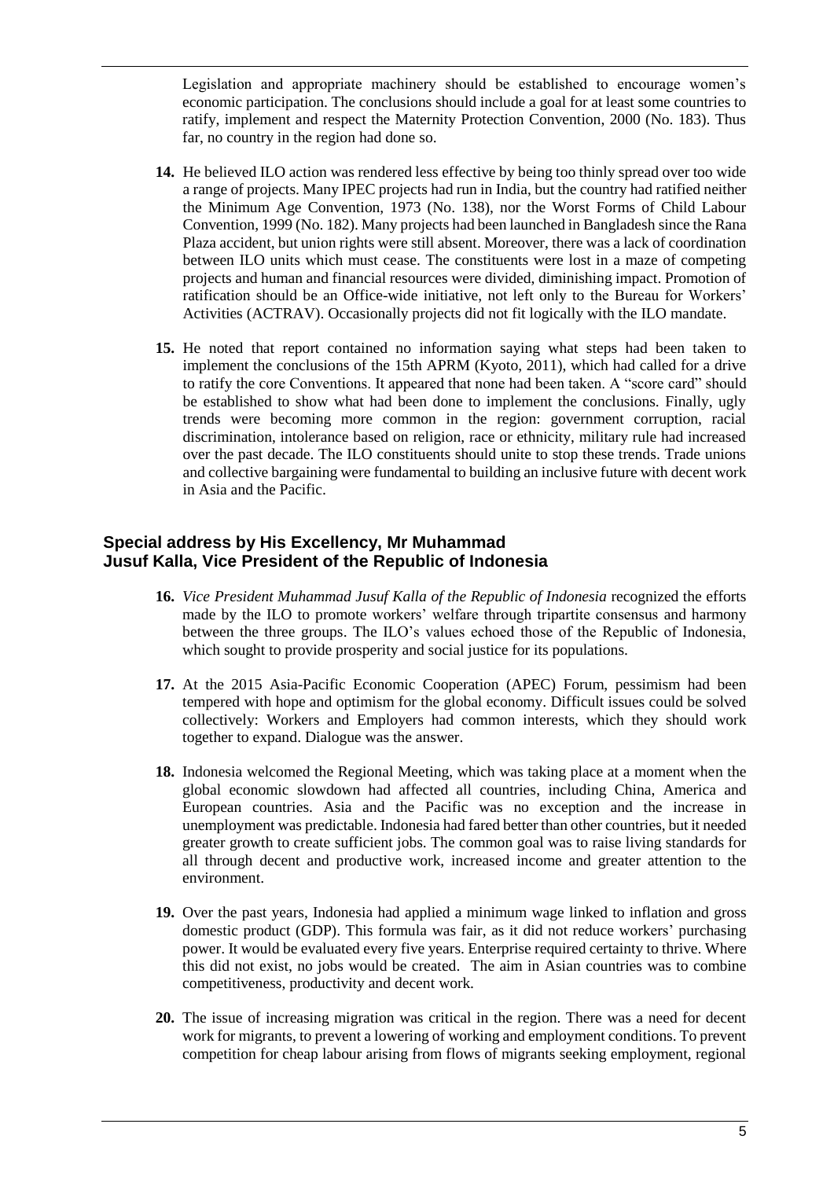Legislation and appropriate machinery should be established to encourage women's economic participation. The conclusions should include a goal for at least some countries to ratify, implement and respect the Maternity Protection Convention, 2000 (No. 183). Thus far, no country in the region had done so.

**14.** He believed ILO action was rendered less effective by being too thinly spread over too wide a range of projects. Many IPEC projects had run in India, but the country had ratified neither the Minimum Age Convention, 1973 (No. 138), nor the Worst Forms of Child Labour Convention, 1999 (No. 182). Many projects had been launched in Bangladesh since the Rana Plaza accident, but union rights were still absent. Moreover, there was a lack of coordination between ILO units which must cease. The constituents were lost in a maze of competing projects and human and financial resources were divided, diminishing impact. Promotion of ratification should be an Office-wide initiative, not left only to the Bureau for Workers' Activities (ACTRAV). Occasionally projects did not fit logically with the ILO mandate.

**15.** He noted that report contained no information saying what steps had been taken to implement the conclusions of the 15th APRM (Kyoto, 2011), which had called for a drive to ratify the core Conventions. It appeared that none had been taken. A "score card" should be established to show what had been done to implement the conclusions. Finally, ugly trends were becoming more common in the region: government corruption, racial discrimination, intolerance based on religion, race or ethnicity, military rule had increased over the past decade. The ILO constituents should unite to stop these trends. Trade unions and collective bargaining were fundamental to building an inclusive future with decent work in Asia and the Pacific.

## Special address by His Excellency, Mr Muhammad Jusuf Kalla, Vice President of the Republic of Indonesia

**16.** *Vice President Muhammad Jusuf Kalla of the Republic of Indonesia* recognized the efforts made by the ILO to promote workers' welfare through tripartite consensus and harmony between the three groups. The ILO's values echoed those of the Republic of Indonesia, which sought to provide prosperity and social justice for its populations.

**17.** At the 2015 Asia-Pacific Economic Cooperation (APEC) Forum, pessimism had been tempered with hope and optimism for the global economy. Difficult issues could be solved collectively: Workers and Employers had common interests, which they should work together to expand. Dialogue was the answer.

**18.** Indonesia welcomed the Regional Meeting, which was taking place at a moment when the global economic slowdown had affected all countries, including China, America and European countries. Asia and the Pacific was no exception and the increase in unemployment was predictable. Indonesia had fared better than other countries, but it needed greater growth to create sufficient jobs. The common goal was to raise living standards for all through decent and productive work, increased income and greater attention to the environment.

**19.** Over the past years, Indonesia had applied a minimum wage linked to inflation and gross domestic product (GDP). This formula was fair, as it did not reduce workers' purchasing power. It would be evaluated every five years. Enterprise required certainty to thrive. Where this did not exist, no jobs would be created. The aim in Asian countries was to combine competitiveness, productivity and decent work.

**20.** The issue of increasing migration was critical in the region. There was a need for decent work for migrants, to prevent a lowering of working and employment conditions. To prevent competition for cheap labour arising from flows of migrants seeking employment, regional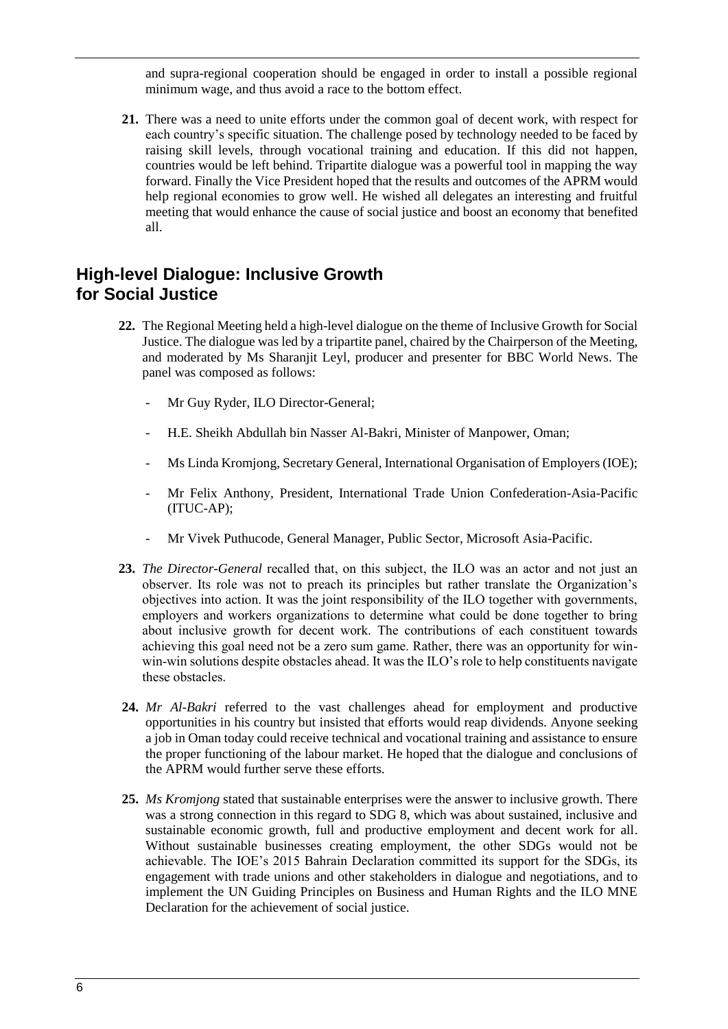and supra-regional cooperation should be engaged in order to install a possible regional minimum wage, and thus avoid a race to the bottom effect.

**21.** There was a need to unite efforts under the common goal of decent work, with respect for each country's specific situation. The challenge posed by technology needed to be faced by raising skill levels, through vocational training and education. If this did not happen, countries would be left behind. Tripartite dialogue was a powerful tool in mapping the way forward. Finally the Vice President hoped that the results and outcomes of the APRM would help regional economies to grow well. He wished all delegates an interesting and fruitful meeting that would enhance the cause of social justice and boost an economy that benefited all.

## High-level Dialogue: Inclusive Growth for Social Justice

**22.** The Regional Meeting held a high-level dialogue on the theme of Inclusive Growth for Social Justice. The dialogue was led by a tripartite panel, chaired by the Chairperson of the Meeting, and moderated by Ms Sharanjit Leyl, producer and presenter for BBC World News. The panel was composed as follows:

- Mr Guy Ryder, ILO Director-General;
- H.E. Sheikh Abdullah bin Nasser Al-Bakri, Minister of Manpower, Oman;
- Ms Linda Kromjong, Secretary General, International Organisation of Employers (IOE);
- Mr Felix Anthony, President, International Trade Union Confederation-Asia-Pacific (ITUC-AP);
- Mr Vivek Puthucode, General Manager, Public Sector, Microsoft Asia-Pacific.

**23.** *The Director-General* recalled that, on this subject, the ILO was an actor and not just an observer. Its role was not to preach its principles but rather translate the Organization's objectives into action. It was the joint responsibility of the ILO together with governments, employers and workers organizations to determine what could be done together to bring about inclusive growth for decent work. The contributions of each constituent towards achieving this goal need not be a zero sum game. Rather, there was an opportunity for win-win-win solutions despite obstacles ahead. It was the ILO's role to help constituents navigate these obstacles.

**24.** *Mr Al-Bakri* referred to the vast challenges ahead for employment and productive opportunities in his country but insisted that efforts would reap dividends. Anyone seeking a job in Oman today could receive technical and vocational training and assistance to ensure the proper functioning of the labour market. He hoped that the dialogue and conclusions of the APRM would further serve these efforts.

**25.** *Ms Kromjong* stated that sustainable enterprises were the answer to inclusive growth. There was a strong connection in this regard to SDG 8, which was about sustained, inclusive and sustainable economic growth, full and productive employment and decent work for all. Without sustainable businesses creating employment, the other SDGs would not be achievable. The IOE's 2015 Bahrain Declaration committed its support for the SDGs, its engagement with trade unions and other stakeholders in dialogue and negotiations, and to implement the UN Guiding Principles on Business and Human Rights and the ILO MNE Declaration for the achievement of social justice.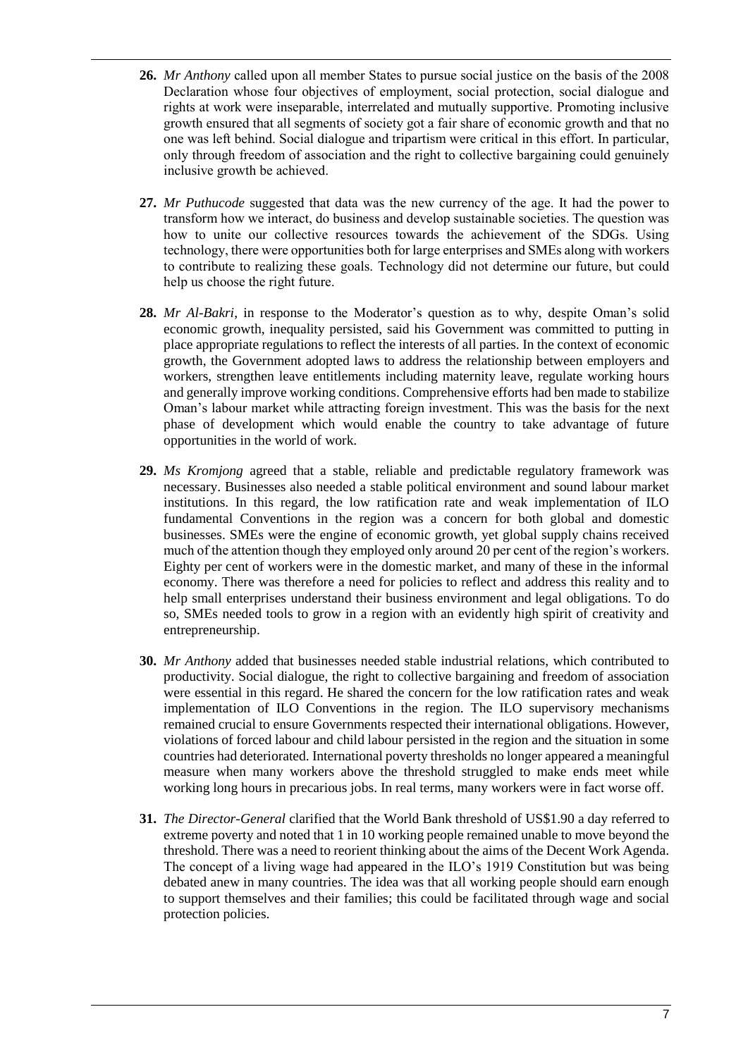**26.** *Mr Anthony* called upon all member States to pursue social justice on the basis of the 2008 Declaration whose four objectives of employment, social protection, social dialogue and rights at work were inseparable, interrelated and mutually supportive. Promoting inclusive growth ensured that all segments of society got a fair share of economic growth and that no one was left behind. Social dialogue and tripartism were critical in this effort. In particular, only through freedom of association and the right to collective bargaining could genuinely inclusive growth be achieved.

**27.** *Mr Puthucode* suggested that data was the new currency of the age. It had the power to transform how we interact, do business and develop sustainable societies. The question was how to unite our collective resources towards the achievement of the SDGs. Using technology, there were opportunities both for large enterprises and SMEs along with workers to contribute to realizing these goals. Technology did not determine our future, but could help us choose the right future.

**28.** *Mr Al-Bakri*, in response to the Moderator's question as to why, despite Oman's solid economic growth, inequality persisted, said his Government was committed to putting in place appropriate regulations to reflect the interests of all parties. In the context of economic growth, the Government adopted laws to address the relationship between employers and workers, strengthen leave entitlements including maternity leave, regulate working hours and generally improve working conditions. Comprehensive efforts had ben made to stabilize Oman's labour market while attracting foreign investment. This was the basis for the next phase of development which would enable the country to take advantage of future opportunities in the world of work.

**29.** *Ms Kromjong* agreed that a stable, reliable and predictable regulatory framework was necessary. Businesses also needed a stable political environment and sound labour market institutions. In this regard, the low ratification rate and weak implementation of ILO fundamental Conventions in the region was a concern for both global and domestic businesses. SMEs were the engine of economic growth, yet global supply chains received much of the attention though they employed only around 20 per cent of the region's workers. Eighty per cent of workers were in the domestic market, and many of these in the informal economy. There was therefore a need for policies to reflect and address this reality and to help small enterprises understand their business environment and legal obligations. To do so, SMEs needed tools to grow in a region with an evidently high spirit of creativity and entrepreneurship.

**30.** *Mr Anthony* added that businesses needed stable industrial relations, which contributed to productivity. Social dialogue, the right to collective bargaining and freedom of association were essential in this regard. He shared the concern for the low ratification rates and weak implementation of ILO Conventions in the region. The ILO supervisory mechanisms remained crucial to ensure Governments respected their international obligations. However, violations of forced labour and child labour persisted in the region and the situation in some countries had deteriorated. International poverty thresholds no longer appeared a meaningful measure when many workers above the threshold struggled to make ends meet while working long hours in precarious jobs. In real terms, many workers were in fact worse off.

**31.** *The Director-General* clarified that the World Bank threshold of US$1.90 a day referred to extreme poverty and noted that 1 in 10 working people remained unable to move beyond the threshold. There was a need to reorient thinking about the aims of the Decent Work Agenda. The concept of a living wage had appeared in the ILO's 1919 Constitution but was being debated anew in many countries. The idea was that all working people should earn enough to support themselves and their families; this could be facilitated through wage and social protection policies.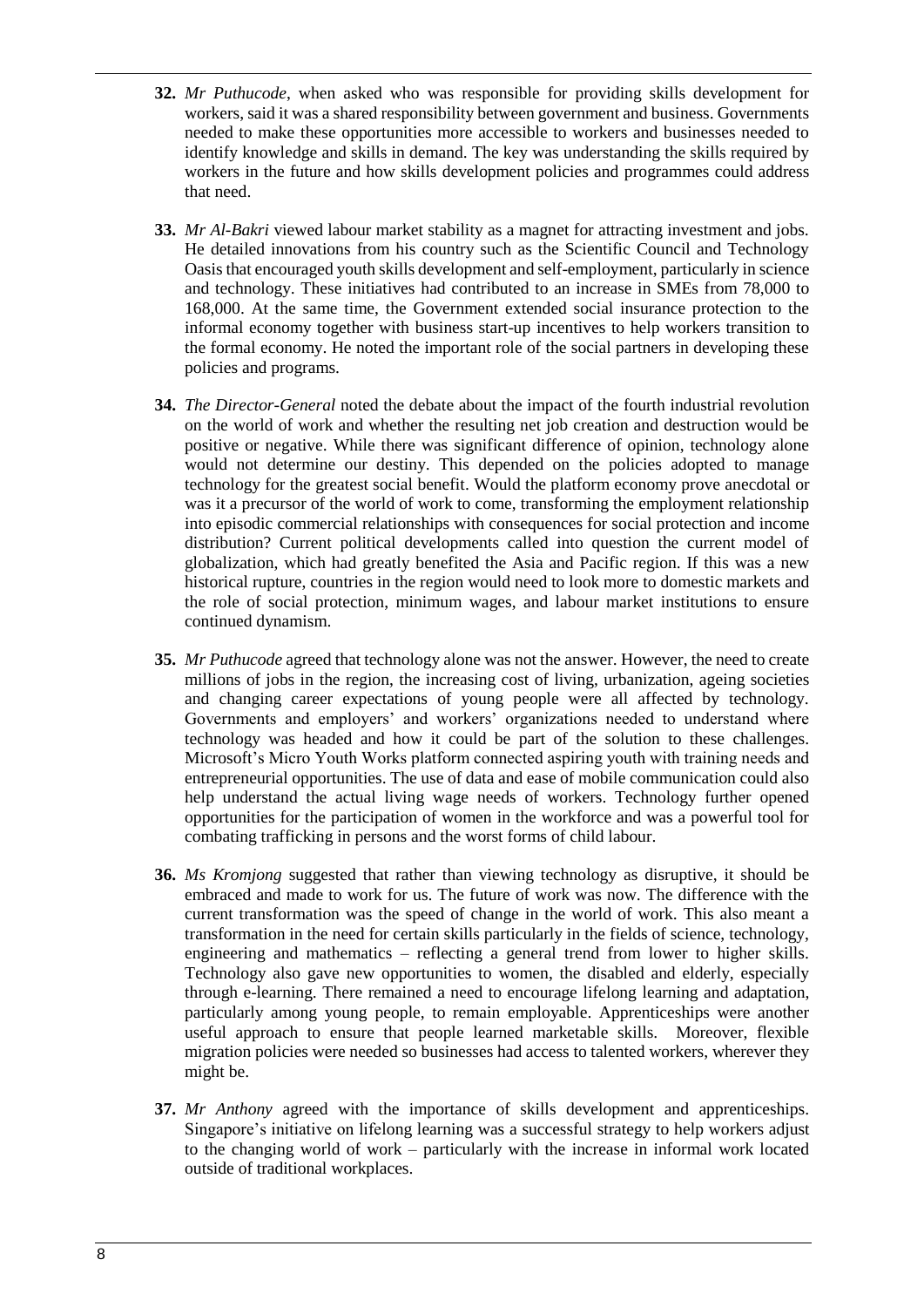**32.** *Mr Puthucode*, when asked who was responsible for providing skills development for workers, said it was a shared responsibility between government and business. Governments needed to make these opportunities more accessible to workers and businesses needed to identify knowledge and skills in demand. The key was understanding the skills required by workers in the future and how skills development policies and programmes could address that need.

**33.** *Mr Al-Bakri* viewed labour market stability as a magnet for attracting investment and jobs. He detailed innovations from his country such as the Scientific Council and Technology Oasis that encouraged youth skills development and self-employment, particularly in science and technology. These initiatives had contributed to an increase in SMEs from 78,000 to 168,000. At the same time, the Government extended social insurance protection to the informal economy together with business start-up incentives to help workers transition to the formal economy. He noted the important role of the social partners in developing these policies and programs.

**34.** *The Director-General* noted the debate about the impact of the fourth industrial revolution on the world of work and whether the resulting net job creation and destruction would be positive or negative. While there was significant difference of opinion, technology alone would not determine our destiny. This depended on the policies adopted to manage technology for the greatest social benefit. Would the platform economy prove anecdotal or was it a precursor of the world of work to come, transforming the employment relationship into episodic commercial relationships with consequences for social protection and income distribution? Current political developments called into question the current model of globalization, which had greatly benefited the Asia and Pacific region. If this was a new historical rupture, countries in the region would need to look more to domestic markets and the role of social protection, minimum wages, and labour market institutions to ensure continued dynamism.

**35.** *Mr Puthucode* agreed that technology alone was not the answer. However, the need to create millions of jobs in the region, the increasing cost of living, urbanization, ageing societies and changing career expectations of young people were all affected by technology. Governments and employers' and workers' organizations needed to understand where technology was headed and how it could be part of the solution to these challenges. Microsoft's Micro Youth Works platform connected aspiring youth with training needs and entrepreneurial opportunities. The use of data and ease of mobile communication could also help understand the actual living wage needs of workers. Technology further opened opportunities for the participation of women in the workforce and was a powerful tool for combating trafficking in persons and the worst forms of child labour.

**36.** *Ms Kromjong* suggested that rather than viewing technology as disruptive, it should be embraced and made to work for us. The future of work was now. The difference with the current transformation was the speed of change in the world of work. This also meant a transformation in the need for certain skills particularly in the fields of science, technology, engineering and mathematics – reflecting a general trend from lower to higher skills. Technology also gave new opportunities to women, the disabled and elderly, especially through e-learning. There remained a need to encourage lifelong learning and adaptation, particularly among young people, to remain employable. Apprenticeships were another useful approach to ensure that people learned marketable skills. Moreover, flexible migration policies were needed so businesses had access to talented workers, wherever they might be.

**37.** *Mr Anthony* agreed with the importance of skills development and apprenticeships. Singapore's initiative on lifelong learning was a successful strategy to help workers adjust to the changing world of work – particularly with the increase in informal work located outside of traditional workplaces.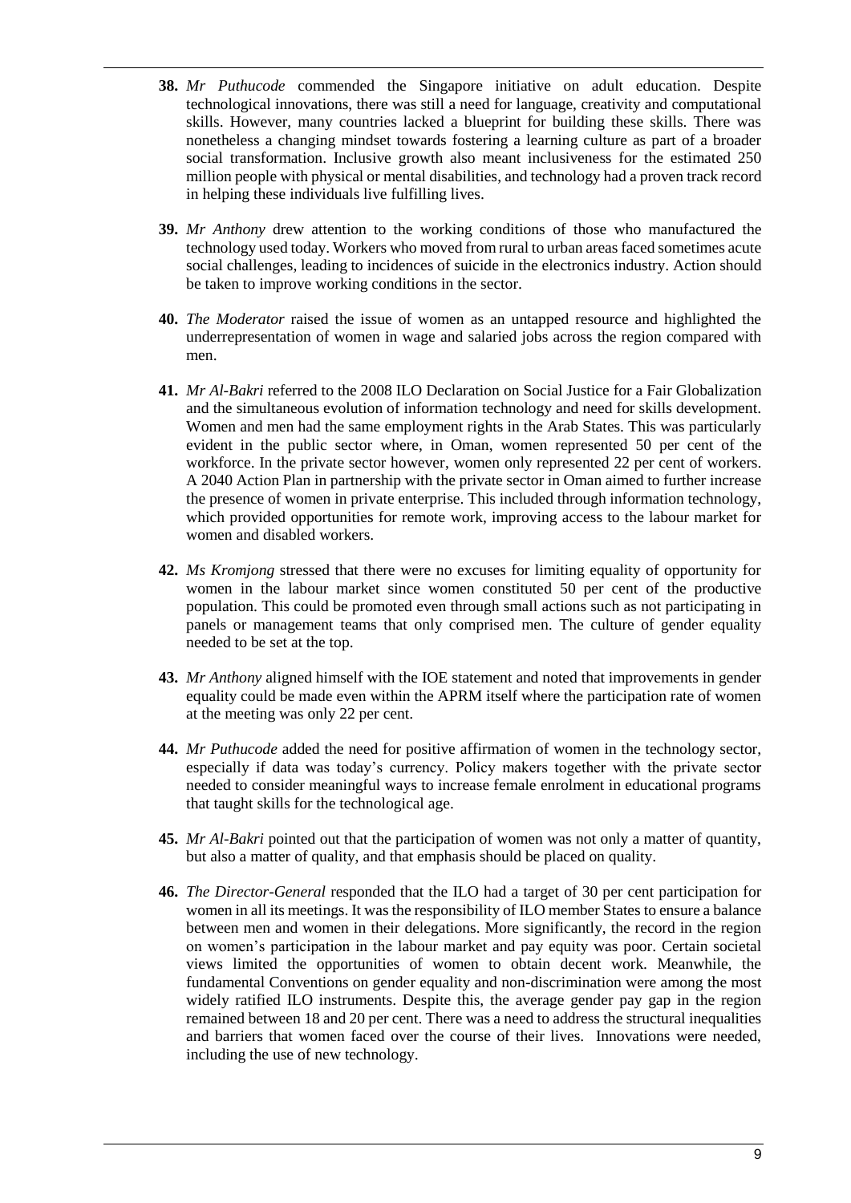**38.** *Mr Puthucode* commended the Singapore initiative on adult education. Despite technological innovations, there was still a need for language, creativity and computational skills. However, many countries lacked a blueprint for building these skills. There was nonetheless a changing mindset towards fostering a learning culture as part of a broader social transformation. Inclusive growth also meant inclusiveness for the estimated 250 million people with physical or mental disabilities, and technology had a proven track record in helping these individuals live fulfilling lives.

**39.** *Mr Anthony* drew attention to the working conditions of those who manufactured the technology used today. Workers who moved from rural to urban areas faced sometimes acute social challenges, leading to incidences of suicide in the electronics industry. Action should be taken to improve working conditions in the sector.

**40.** *The Moderator* raised the issue of women as an untapped resource and highlighted the underrepresentation of women in wage and salaried jobs across the region compared with men.

**41.** *Mr Al-Bakri* referred to the 2008 ILO Declaration on Social Justice for a Fair Globalization and the simultaneous evolution of information technology and need for skills development. Women and men had the same employment rights in the Arab States. This was particularly evident in the public sector where, in Oman, women represented 50 per cent of the workforce. In the private sector however, women only represented 22 per cent of workers. A 2040 Action Plan in partnership with the private sector in Oman aimed to further increase the presence of women in private enterprise. This included through information technology, which provided opportunities for remote work, improving access to the labour market for women and disabled workers.

**42.** *Ms Kromjong* stressed that there were no excuses for limiting equality of opportunity for women in the labour market since women constituted 50 per cent of the productive population. This could be promoted even through small actions such as not participating in panels or management teams that only comprised men. The culture of gender equality needed to be set at the top.

**43.** *Mr Anthony* aligned himself with the IOE statement and noted that improvements in gender equality could be made even within the APRM itself where the participation rate of women at the meeting was only 22 per cent.

**44.** *Mr Puthucode* added the need for positive affirmation of women in the technology sector, especially if data was today's currency. Policy makers together with the private sector needed to consider meaningful ways to increase female enrolment in educational programs that taught skills for the technological age.

**45.** *Mr Al-Bakri* pointed out that the participation of women was not only a matter of quantity, but also a matter of quality, and that emphasis should be placed on quality.

**46.** *The Director-General* responded that the ILO had a target of 30 per cent participation for women in all its meetings. It was the responsibility of ILO member States to ensure a balance between men and women in their delegations. More significantly, the record in the region on women's participation in the labour market and pay equity was poor. Certain societal views limited the opportunities of women to obtain decent work. Meanwhile, the fundamental Conventions on gender equality and non-discrimination were among the most widely ratified ILO instruments. Despite this, the average gender pay gap in the region remained between 18 and 20 per cent. There was a need to address the structural inequalities and barriers that women faced over the course of their lives. Innovations were needed, including the use of new technology.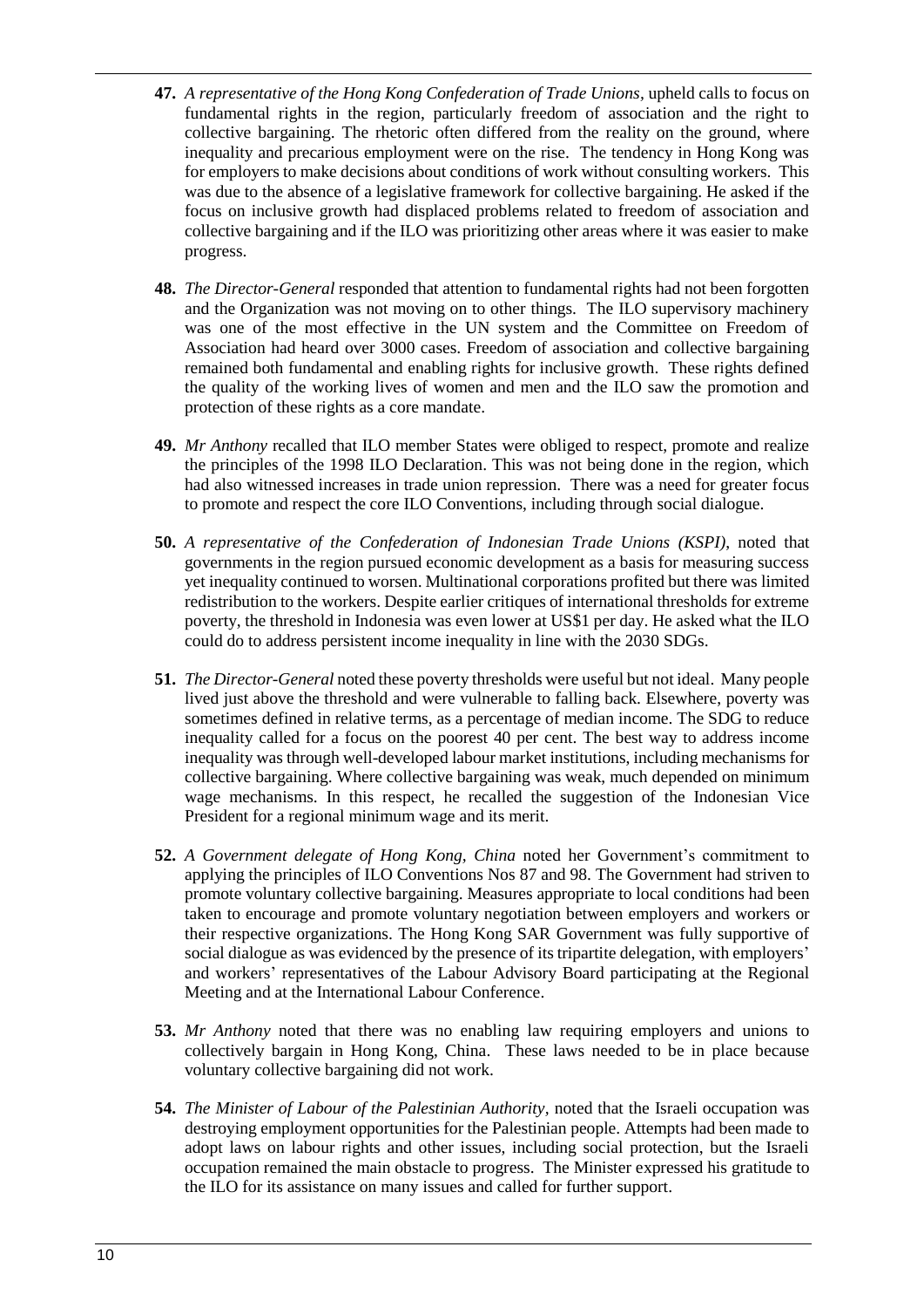**47.** *A representative of the Hong Kong Confederation of Trade Unions*, upheld calls to focus on fundamental rights in the region, particularly freedom of association and the right to collective bargaining. The rhetoric often differed from the reality on the ground, where inequality and precarious employment were on the rise. The tendency in Hong Kong was for employers to make decisions about conditions of work without consulting workers. This was due to the absence of a legislative framework for collective bargaining. He asked if the focus on inclusive growth had displaced problems related to freedom of association and collective bargaining and if the ILO was prioritizing other areas where it was easier to make progress.

**48.** *The Director-General* responded that attention to fundamental rights had not been forgotten and the Organization was not moving on to other things. The ILO supervisory machinery was one of the most effective in the UN system and the Committee on Freedom of Association had heard over 3000 cases. Freedom of association and collective bargaining remained both fundamental and enabling rights for inclusive growth. These rights defined the quality of the working lives of women and men and the ILO saw the promotion and protection of these rights as a core mandate.

**49.** *Mr Anthony* recalled that ILO member States were obliged to respect, promote and realize the principles of the 1998 ILO Declaration. This was not being done in the region, which had also witnessed increases in trade union repression. There was a need for greater focus to promote and respect the core ILO Conventions, including through social dialogue.

**50.** *A representative of the Confederation of Indonesian Trade Unions (KSPI)*, noted that governments in the region pursued economic development as a basis for measuring success yet inequality continued to worsen. Multinational corporations profited but there was limited redistribution to the workers. Despite earlier critiques of international thresholds for extreme poverty, the threshold in Indonesia was even lower at US$1 per day. He asked what the ILO could do to address persistent income inequality in line with the 2030 SDGs.

**51.** *The Director-General* noted these poverty thresholds were useful but not ideal. Many people lived just above the threshold and were vulnerable to falling back. Elsewhere, poverty was sometimes defined in relative terms, as a percentage of median income. The SDG to reduce inequality called for a focus on the poorest 40 per cent. The best way to address income inequality was through well-developed labour market institutions, including mechanisms for collective bargaining. Where collective bargaining was weak, much depended on minimum wage mechanisms. In this respect, he recalled the suggestion of the Indonesian Vice President for a regional minimum wage and its merit.

**52.** *A Government delegate of Hong Kong, China* noted her Government's commitment to applying the principles of ILO Conventions Nos 87 and 98. The Government had striven to promote voluntary collective bargaining. Measures appropriate to local conditions had been taken to encourage and promote voluntary negotiation between employers and workers or their respective organizations. The Hong Kong SAR Government was fully supportive of social dialogue as was evidenced by the presence of its tripartite delegation, with employers' and workers' representatives of the Labour Advisory Board participating at the Regional Meeting and at the International Labour Conference.

**53.** *Mr Anthony* noted that there was no enabling law requiring employers and unions to collectively bargain in Hong Kong, China. These laws needed to be in place because voluntary collective bargaining did not work.

**54.** *The Minister of Labour of the Palestinian Authority*, noted that the Israeli occupation was destroying employment opportunities for the Palestinian people. Attempts had been made to adopt laws on labour rights and other issues, including social protection, but the Israeli occupation remained the main obstacle to progress. The Minister expressed his gratitude to the ILO for its assistance on many issues and called for further support.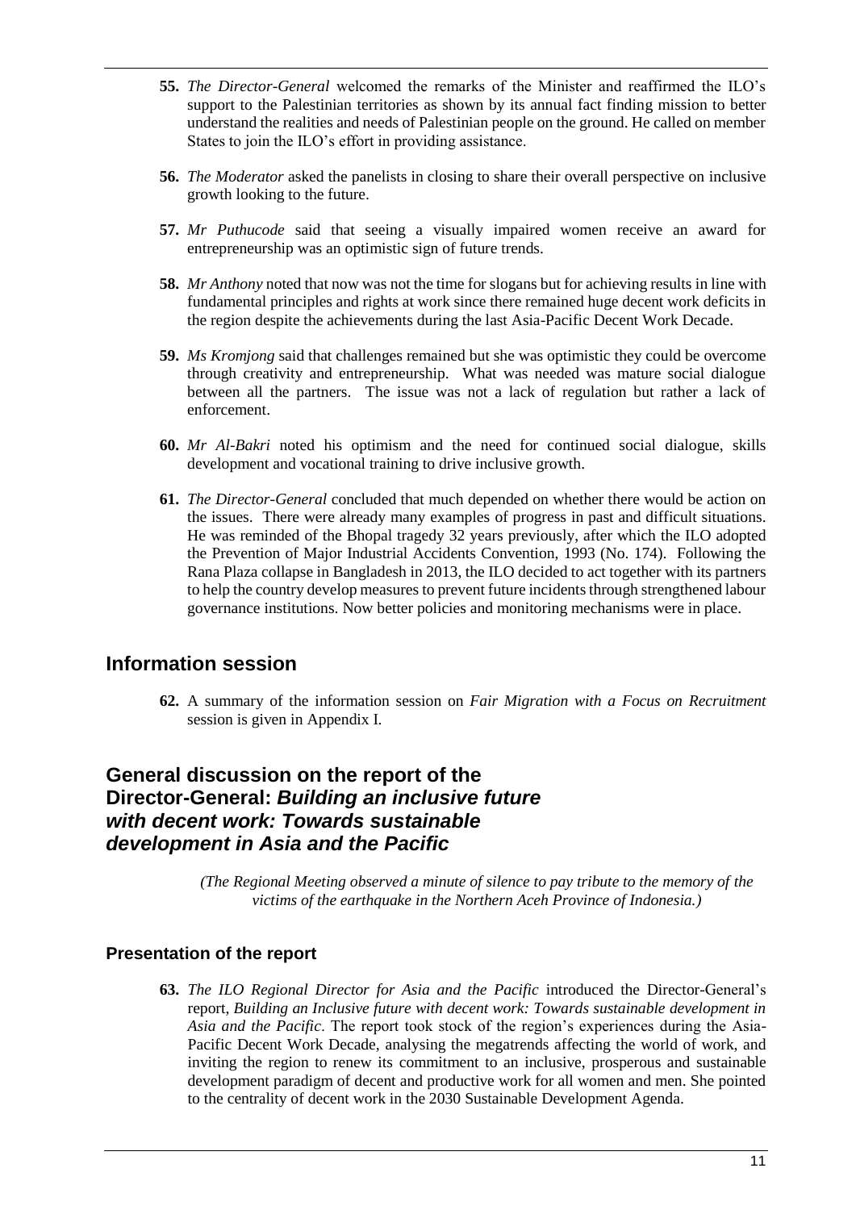**55.** *The Director-General* welcomed the remarks of the Minister and reaffirmed the ILO's support to the Palestinian territories as shown by its annual fact finding mission to better understand the realities and needs of Palestinian people on the ground. He called on member States to join the ILO's effort in providing assistance.

**56.** *The Moderator* asked the panelists in closing to share their overall perspective on inclusive growth looking to the future.

**57.** *Mr Puthucode* said that seeing a visually impaired women receive an award for entrepreneurship was an optimistic sign of future trends.

**58.** *Mr Anthony* noted that now was not the time for slogans but for achieving results in line with fundamental principles and rights at work since there remained huge decent work deficits in the region despite the achievements during the last Asia-Pacific Decent Work Decade.

**59.** *Ms Kromjong* said that challenges remained but she was optimistic they could be overcome through creativity and entrepreneurship. What was needed was mature social dialogue between all the partners. The issue was not a lack of regulation but rather a lack of enforcement.

**60.** *Mr Al-Bakri* noted his optimism and the need for continued social dialogue, skills development and vocational training to drive inclusive growth.

**61.** *The Director-General* concluded that much depended on whether there would be action on the issues. There were already many examples of progress in past and difficult situations. He was reminded of the Bhopal tragedy 32 years previously, after which the ILO adopted the Prevention of Major Industrial Accidents Convention, 1993 (No. 174). Following the Rana Plaza collapse in Bangladesh in 2013, the ILO decided to act together with its partners to help the country develop measures to prevent future incidents through strengthened labour governance institutions. Now better policies and monitoring mechanisms were in place.

## Information session

**62.** A summary of the information session on *Fair Migration with a Focus on Recruitment* session is given in Appendix I.

## General discussion on the report of the Director-General: *Building an inclusive future with decent work: Towards sustainable development in Asia and the Pacific*

*(The Regional Meeting observed a minute of silence to pay tribute to the memory of the victims of the earthquake in the Northern Aceh Province of Indonesia.)*

### Presentation of the report

**63.** *The ILO Regional Director for Asia and the Pacific* introduced the Director-General's report, *Building an Inclusive future with decent work: Towards sustainable development in Asia and the Pacific*. The report took stock of the region's experiences during the Asia-Pacific Decent Work Decade, analysing the megatrends affecting the world of work, and inviting the region to renew its commitment to an inclusive, prosperous and sustainable development paradigm of decent and productive work for all women and men. She pointed to the centrality of decent work in the 2030 Sustainable Development Agenda.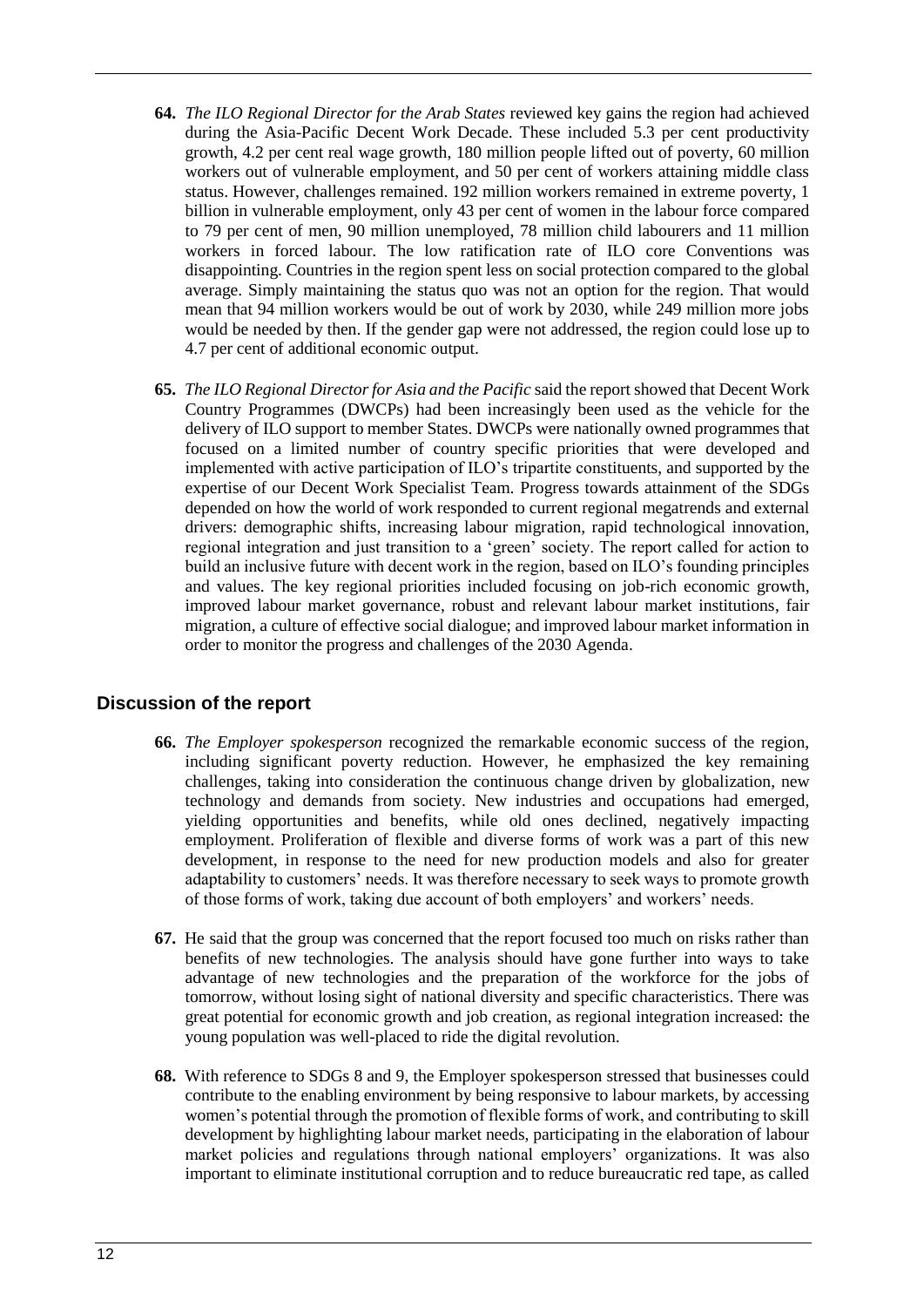**64.** *The ILO Regional Director for the Arab States* reviewed key gains the region had achieved during the Asia-Pacific Decent Work Decade. These included 5.3 per cent productivity growth, 4.2 per cent real wage growth, 180 million people lifted out of poverty, 60 million workers out of vulnerable employment, and 50 per cent of workers attaining middle class status. However, challenges remained. 192 million workers remained in extreme poverty, 1 billion in vulnerable employment, only 43 per cent of women in the labour force compared to 79 per cent of men, 90 million unemployed, 78 million child labourers and 11 million workers in forced labour. The low ratification rate of ILO core Conventions was disappointing. Countries in the region spent less on social protection compared to the global average. Simply maintaining the status quo was not an option for the region. That would mean that 94 million workers would be out of work by 2030, while 249 million more jobs would be needed by then. If the gender gap were not addressed, the region could lose up to 4.7 per cent of additional economic output.

**65.** *The ILO Regional Director for Asia and the Pacific* said the report showed that Decent Work Country Programmes (DWCPs) had been increasingly been used as the vehicle for the delivery of ILO support to member States. DWCPs were nationally owned programmes that focused on a limited number of country specific priorities that were developed and implemented with active participation of ILO's tripartite constituents, and supported by the expertise of our Decent Work Specialist Team. Progress towards attainment of the SDGs depended on how the world of work responded to current regional megatrends and external drivers: demographic shifts, increasing labour migration, rapid technological innovation, regional integration and just transition to a 'green' society. The report called for action to build an inclusive future with decent work in the region, based on ILO's founding principles and values. The key regional priorities included focusing on job-rich economic growth, improved labour market governance, robust and relevant labour market institutions, fair migration, a culture of effective social dialogue; and improved labour market information in order to monitor the progress and challenges of the 2030 Agenda.

## Discussion of the report

**66.** *The Employer spokesperson* recognized the remarkable economic success of the region, including significant poverty reduction. However, he emphasized the key remaining challenges, taking into consideration the continuous change driven by globalization, new technology and demands from society. New industries and occupations had emerged, yielding opportunities and benefits, while old ones declined, negatively impacting employment. Proliferation of flexible and diverse forms of work was a part of this new development, in response to the need for new production models and also for greater adaptability to customers' needs. It was therefore necessary to seek ways to promote growth of those forms of work, taking due account of both employers' and workers' needs.

**67.** He said that the group was concerned that the report focused too much on risks rather than benefits of new technologies. The analysis should have gone further into ways to take advantage of new technologies and the preparation of the workforce for the jobs of tomorrow, without losing sight of national diversity and specific characteristics. There was great potential for economic growth and job creation, as regional integration increased: the young population was well-placed to ride the digital revolution.

**68.** With reference to SDGs 8 and 9, the Employer spokesperson stressed that businesses could contribute to the enabling environment by being responsive to labour markets, by accessing women's potential through the promotion of flexible forms of work, and contributing to skill development by highlighting labour market needs, participating in the elaboration of labour market policies and regulations through national employers' organizations. It was also important to eliminate institutional corruption and to reduce bureaucratic red tape, as called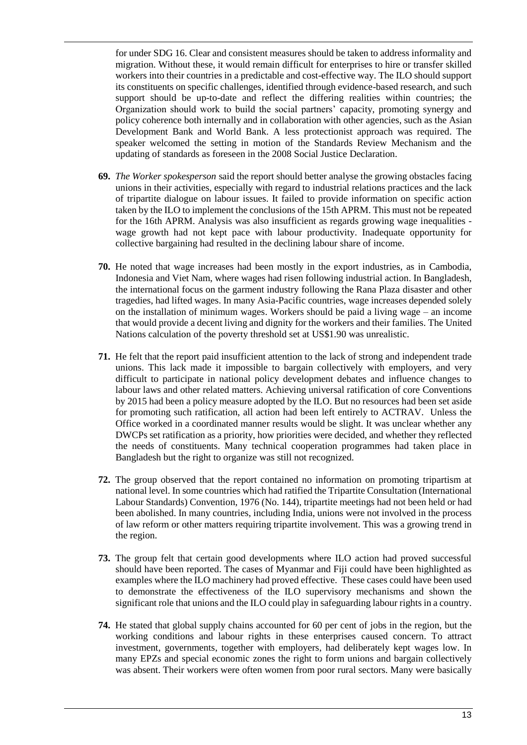for under SDG 16. Clear and consistent measures should be taken to address informality and migration. Without these, it would remain difficult for enterprises to hire or transfer skilled workers into their countries in a predictable and cost-effective way. The ILO should support its constituents on specific challenges, identified through evidence-based research, and such support should be up-to-date and reflect the differing realities within countries; the Organization should work to build the social partners' capacity, promoting synergy and policy coherence both internally and in collaboration with other agencies, such as the Asian Development Bank and World Bank. A less protectionist approach was required. The speaker welcomed the setting in motion of the Standards Review Mechanism and the updating of standards as foreseen in the 2008 Social Justice Declaration.

**69.** *The Worker spokesperson* said the report should better analyse the growing obstacles facing unions in their activities, especially with regard to industrial relations practices and the lack of tripartite dialogue on labour issues. It failed to provide information on specific action taken by the ILO to implement the conclusions of the 15th APRM. This must not be repeated for the 16th APRM. Analysis was also insufficient as regards growing wage inequalities - wage growth had not kept pace with labour productivity. Inadequate opportunity for collective bargaining had resulted in the declining labour share of income.

**70.** He noted that wage increases had been mostly in the export industries, as in Cambodia, Indonesia and Viet Nam, where wages had risen following industrial action. In Bangladesh, the international focus on the garment industry following the Rana Plaza disaster and other tragedies, had lifted wages. In many Asia-Pacific countries, wage increases depended solely on the installation of minimum wages. Workers should be paid a living wage – an income that would provide a decent living and dignity for the workers and their families. The United Nations calculation of the poverty threshold set at US$1.90 was unrealistic.

**71.** He felt that the report paid insufficient attention to the lack of strong and independent trade unions. This lack made it impossible to bargain collectively with employers, and very difficult to participate in national policy development debates and influence changes to labour laws and other related matters. Achieving universal ratification of core Conventions by 2015 had been a policy measure adopted by the ILO. But no resources had been set aside for promoting such ratification, all action had been left entirely to ACTRAV. Unless the Office worked in a coordinated manner results would be slight. It was unclear whether any DWCPs set ratification as a priority, how priorities were decided, and whether they reflected the needs of constituents. Many technical cooperation programmes had taken place in Bangladesh but the right to organize was still not recognized.

**72.** The group observed that the report contained no information on promoting tripartism at national level. In some countries which had ratified the Tripartite Consultation (International Labour Standards) Convention, 1976 (No. 144), tripartite meetings had not been held or had been abolished. In many countries, including India, unions were not involved in the process of law reform or other matters requiring tripartite involvement. This was a growing trend in the region.

**73.** The group felt that certain good developments where ILO action had proved successful should have been reported. The cases of Myanmar and Fiji could have been highlighted as examples where the ILO machinery had proved effective. These cases could have been used to demonstrate the effectiveness of the ILO supervisory mechanisms and shown the significant role that unions and the ILO could play in safeguarding labour rights in a country.

**74.** He stated that global supply chains accounted for 60 per cent of jobs in the region, but the working conditions and labour rights in these enterprises caused concern. To attract investment, governments, together with employers, had deliberately kept wages low. In many EPZs and special economic zones the right to form unions and bargain collectively was absent. Their workers were often women from poor rural sectors. Many were basically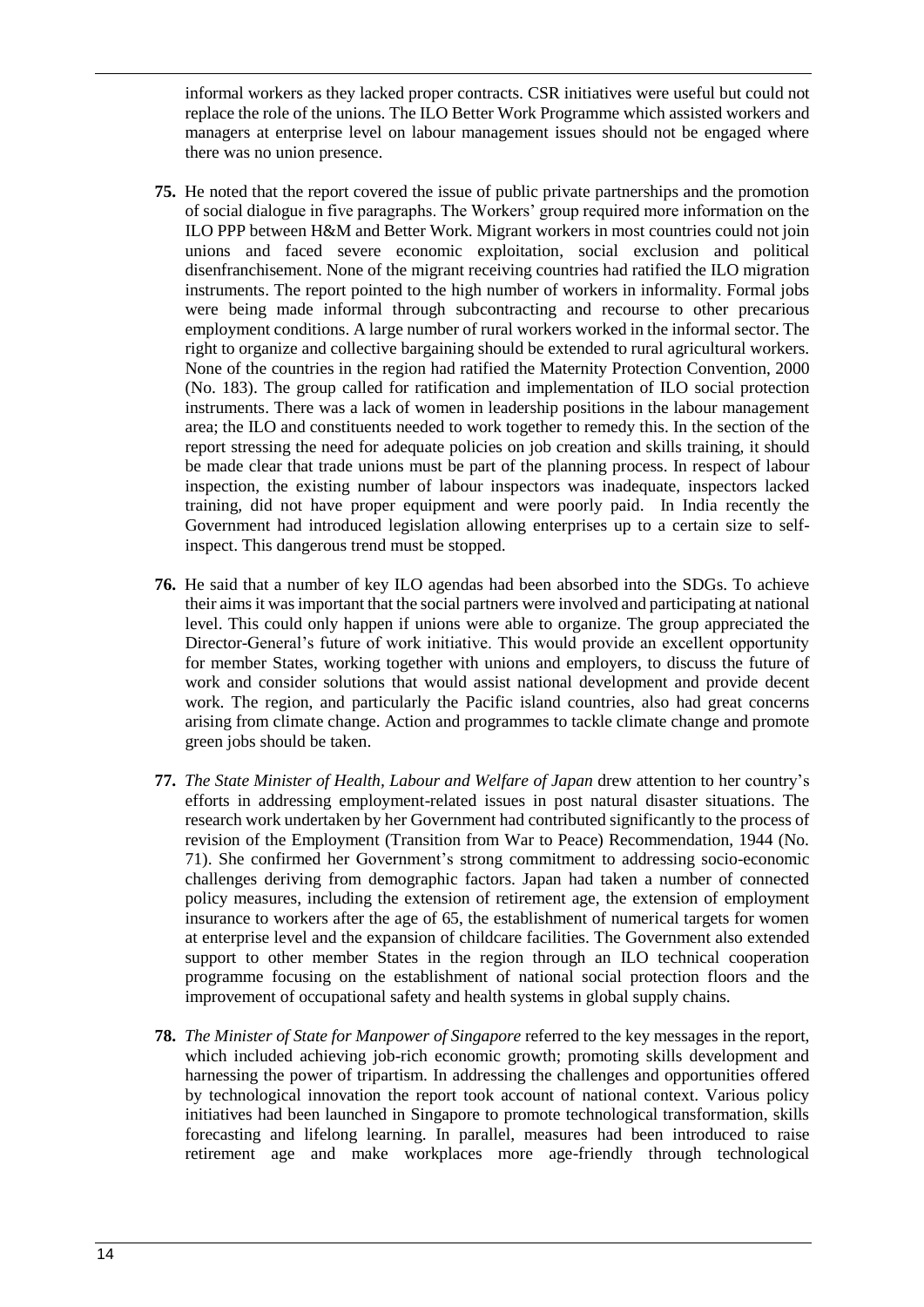informal workers as they lacked proper contracts. CSR initiatives were useful but could not replace the role of the unions. The ILO Better Work Programme which assisted workers and managers at enterprise level on labour management issues should not be engaged where there was no union presence.

**75.** He noted that the report covered the issue of public private partnerships and the promotion of social dialogue in five paragraphs. The Workers' group required more information on the ILO PPP between H&M and Better Work. Migrant workers in most countries could not join unions and faced severe economic exploitation, social exclusion and political disenfranchisement. None of the migrant receiving countries had ratified the ILO migration instruments. The report pointed to the high number of workers in informality. Formal jobs were being made informal through subcontracting and recourse to other precarious employment conditions. A large number of rural workers worked in the informal sector. The right to organize and collective bargaining should be extended to rural agricultural workers. None of the countries in the region had ratified the Maternity Protection Convention, 2000 (No. 183). The group called for ratification and implementation of ILO social protection instruments. There was a lack of women in leadership positions in the labour management area; the ILO and constituents needed to work together to remedy this. In the section of the report stressing the need for adequate policies on job creation and skills training, it should be made clear that trade unions must be part of the planning process. In respect of labour inspection, the existing number of labour inspectors was inadequate, inspectors lacked training, did not have proper equipment and were poorly paid. In India recently the Government had introduced legislation allowing enterprises up to a certain size to self-inspect. This dangerous trend must be stopped.

**76.** He said that a number of key ILO agendas had been absorbed into the SDGs. To achieve their aims it was important that the social partners were involved and participating at national level. This could only happen if unions were able to organize. The group appreciated the Director-General's future of work initiative. This would provide an excellent opportunity for member States, working together with unions and employers, to discuss the future of work and consider solutions that would assist national development and provide decent work. The region, and particularly the Pacific island countries, also had great concerns arising from climate change. Action and programmes to tackle climate change and promote green jobs should be taken.

**77.** *The State Minister of Health, Labour and Welfare of Japan* drew attention to her country's efforts in addressing employment-related issues in post natural disaster situations. The research work undertaken by her Government had contributed significantly to the process of revision of the Employment (Transition from War to Peace) Recommendation, 1944 (No. 71). She confirmed her Government's strong commitment to addressing socio-economic challenges deriving from demographic factors. Japan had taken a number of connected policy measures, including the extension of retirement age, the extension of employment insurance to workers after the age of 65, the establishment of numerical targets for women at enterprise level and the expansion of childcare facilities. The Government also extended support to other member States in the region through an ILO technical cooperation programme focusing on the establishment of national social protection floors and the improvement of occupational safety and health systems in global supply chains.

**78.** *The Minister of State for Manpower of Singapore* referred to the key messages in the report, which included achieving job-rich economic growth; promoting skills development and harnessing the power of tripartism. In addressing the challenges and opportunities offered by technological innovation the report took account of national context. Various policy initiatives had been launched in Singapore to promote technological transformation, skills forecasting and lifelong learning. In parallel, measures had been introduced to raise retirement age and make workplaces more age-friendly through technological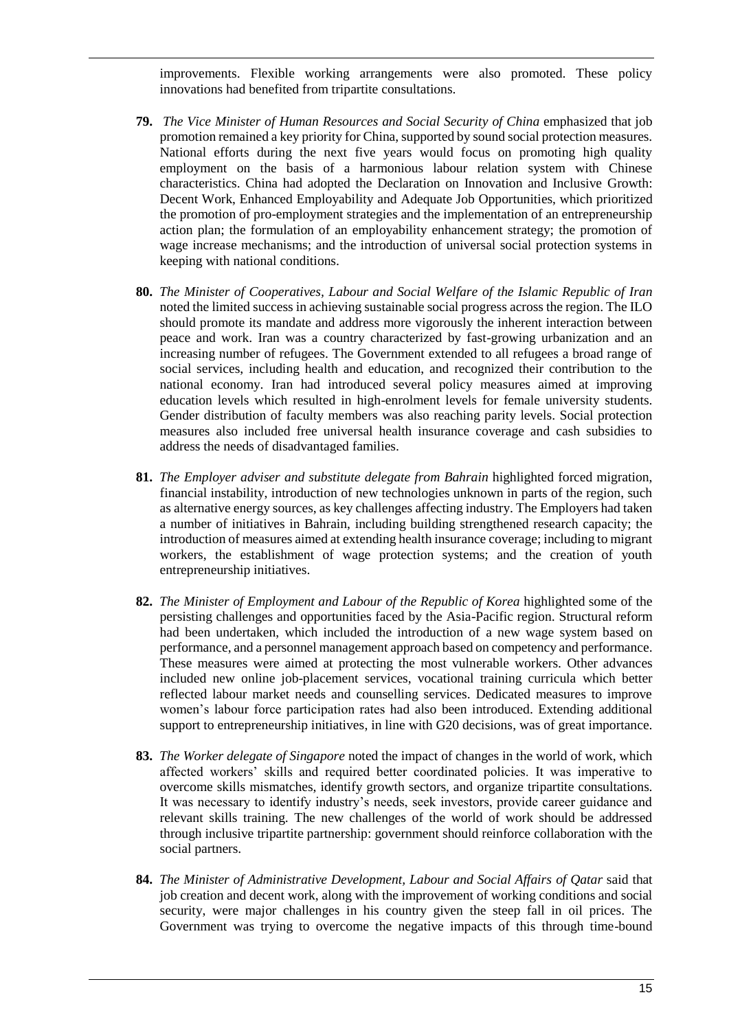improvements. Flexible working arrangements were also promoted. These policy innovations had benefited from tripartite consultations.

**79.** *The Vice Minister of Human Resources and Social Security of China* emphasized that job promotion remained a key priority for China, supported by sound social protection measures. National efforts during the next five years would focus on promoting high quality employment on the basis of a harmonious labour relation system with Chinese characteristics. China had adopted the Declaration on Innovation and Inclusive Growth: Decent Work, Enhanced Employability and Adequate Job Opportunities, which prioritized the promotion of pro-employment strategies and the implementation of an entrepreneurship action plan; the formulation of an employability enhancement strategy; the promotion of wage increase mechanisms; and the introduction of universal social protection systems in keeping with national conditions.

**80.** *The Minister of Cooperatives, Labour and Social Welfare of the Islamic Republic of Iran* noted the limited success in achieving sustainable social progress across the region. The ILO should promote its mandate and address more vigorously the inherent interaction between peace and work. Iran was a country characterized by fast-growing urbanization and an increasing number of refugees. The Government extended to all refugees a broad range of social services, including health and education, and recognized their contribution to the national economy. Iran had introduced several policy measures aimed at improving education levels which resulted in high-enrolment levels for female university students. Gender distribution of faculty members was also reaching parity levels. Social protection measures also included free universal health insurance coverage and cash subsidies to address the needs of disadvantaged families.

**81.** *The Employer adviser and substitute delegate from Bahrain* highlighted forced migration, financial instability, introduction of new technologies unknown in parts of the region, such as alternative energy sources, as key challenges affecting industry. The Employers had taken a number of initiatives in Bahrain, including building strengthened research capacity; the introduction of measures aimed at extending health insurance coverage; including to migrant workers, the establishment of wage protection systems; and the creation of youth entrepreneurship initiatives.

**82.** *The Minister of Employment and Labour of the Republic of Korea* highlighted some of the persisting challenges and opportunities faced by the Asia-Pacific region. Structural reform had been undertaken, which included the introduction of a new wage system based on performance, and a personnel management approach based on competency and performance. These measures were aimed at protecting the most vulnerable workers. Other advances included new online job-placement services, vocational training curricula which better reflected labour market needs and counselling services. Dedicated measures to improve women's labour force participation rates had also been introduced. Extending additional support to entrepreneurship initiatives, in line with G20 decisions, was of great importance.

**83.** *The Worker delegate of Singapore* noted the impact of changes in the world of work, which affected workers' skills and required better coordinated policies. It was imperative to overcome skills mismatches, identify growth sectors, and organize tripartite consultations. It was necessary to identify industry's needs, seek investors, provide career guidance and relevant skills training. The new challenges of the world of work should be addressed through inclusive tripartite partnership: government should reinforce collaboration with the social partners.

**84.** *The Minister of Administrative Development, Labour and Social Affairs of Qatar* said that job creation and decent work, along with the improvement of working conditions and social security, were major challenges in his country given the steep fall in oil prices. The Government was trying to overcome the negative impacts of this through time-bound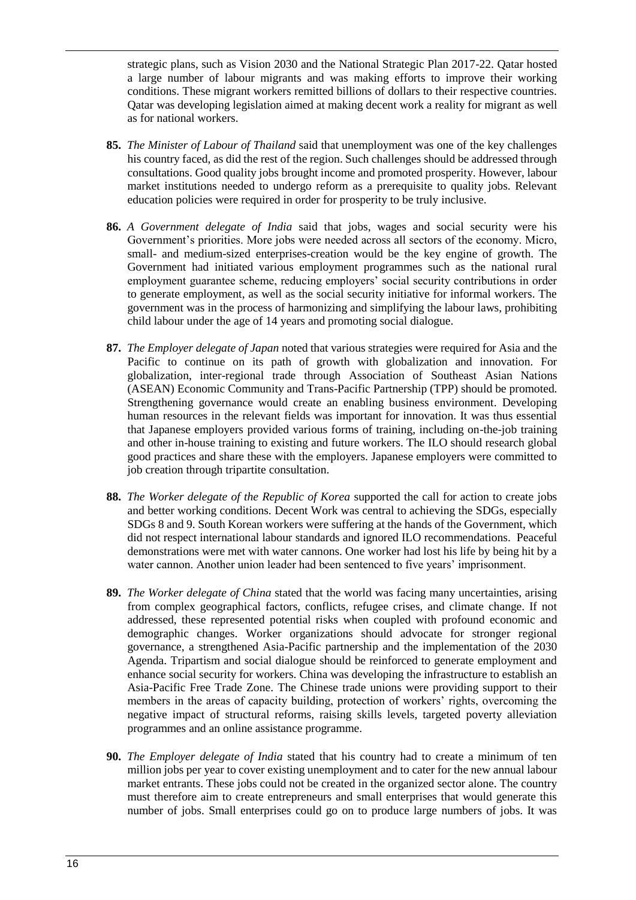strategic plans, such as Vision 2030 and the National Strategic Plan 2017-22. Qatar hosted a large number of labour migrants and was making efforts to improve their working conditions. These migrant workers remitted billions of dollars to their respective countries. Qatar was developing legislation aimed at making decent work a reality for migrant as well as for national workers.

**85.** *The Minister of Labour of Thailand* said that unemployment was one of the key challenges his country faced, as did the rest of the region. Such challenges should be addressed through consultations. Good quality jobs brought income and promoted prosperity. However, labour market institutions needed to undergo reform as a prerequisite to quality jobs. Relevant education policies were required in order for prosperity to be truly inclusive.

**86.** *A Government delegate of India* said that jobs, wages and social security were his Government's priorities. More jobs were needed across all sectors of the economy. Micro, small- and medium-sized enterprises-creation would be the key engine of growth. The Government had initiated various employment programmes such as the national rural employment guarantee scheme, reducing employers' social security contributions in order to generate employment, as well as the social security initiative for informal workers. The government was in the process of harmonizing and simplifying the labour laws, prohibiting child labour under the age of 14 years and promoting social dialogue.

**87.** *The Employer delegate of Japan* noted that various strategies were required for Asia and the Pacific to continue on its path of growth with globalization and innovation. For globalization, inter-regional trade through Association of Southeast Asian Nations (ASEAN) Economic Community and Trans-Pacific Partnership (TPP) should be promoted. Strengthening governance would create an enabling business environment. Developing human resources in the relevant fields was important for innovation. It was thus essential that Japanese employers provided various forms of training, including on-the-job training and other in-house training to existing and future workers. The ILO should research global good practices and share these with the employers. Japanese employers were committed to job creation through tripartite consultation.

**88.** *The Worker delegate of the Republic of Korea* supported the call for action to create jobs and better working conditions. Decent Work was central to achieving the SDGs, especially SDGs 8 and 9. South Korean workers were suffering at the hands of the Government, which did not respect international labour standards and ignored ILO recommendations. Peaceful demonstrations were met with water cannons. One worker had lost his life by being hit by a water cannon. Another union leader had been sentenced to five years' imprisonment.

**89.** *The Worker delegate of China* stated that the world was facing many uncertainties, arising from complex geographical factors, conflicts, refugee crises, and climate change. If not addressed, these represented potential risks when coupled with profound economic and demographic changes. Worker organizations should advocate for stronger regional governance, a strengthened Asia-Pacific partnership and the implementation of the 2030 Agenda. Tripartism and social dialogue should be reinforced to generate employment and enhance social security for workers. China was developing the infrastructure to establish an Asia-Pacific Free Trade Zone. The Chinese trade unions were providing support to their members in the areas of capacity building, protection of workers' rights, overcoming the negative impact of structural reforms, raising skills levels, targeted poverty alleviation programmes and an online assistance programme.

**90.** *The Employer delegate of India* stated that his country had to create a minimum of ten million jobs per year to cover existing unemployment and to cater for the new annual labour market entrants. These jobs could not be created in the organized sector alone. The country must therefore aim to create entrepreneurs and small enterprises that would generate this number of jobs. Small enterprises could go on to produce large numbers of jobs. It was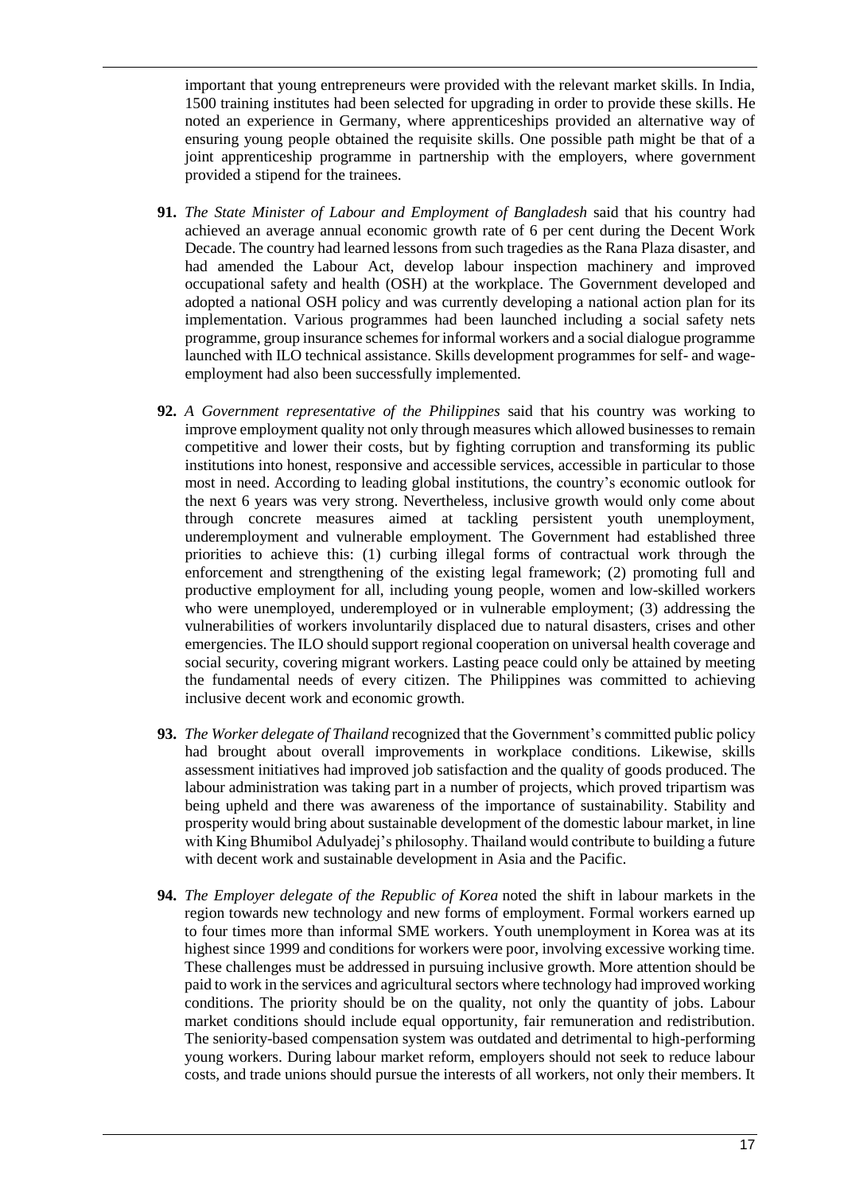important that young entrepreneurs were provided with the relevant market skills. In India, 1500 training institutes had been selected for upgrading in order to provide these skills. He noted an experience in Germany, where apprenticeships provided an alternative way of ensuring young people obtained the requisite skills. One possible path might be that of a joint apprenticeship programme in partnership with the employers, where government provided a stipend for the trainees.

**91.** *The State Minister of Labour and Employment of Bangladesh* said that his country had achieved an average annual economic growth rate of 6 per cent during the Decent Work Decade. The country had learned lessons from such tragedies as the Rana Plaza disaster, and had amended the Labour Act, develop labour inspection machinery and improved occupational safety and health (OSH) at the workplace. The Government developed and adopted a national OSH policy and was currently developing a national action plan for its implementation. Various programmes had been launched including a social safety nets programme, group insurance schemes for informal workers and a social dialogue programme launched with ILO technical assistance. Skills development programmes for self- and wage-employment had also been successfully implemented.

**92.** *A Government representative of the Philippines* said that his country was working to improve employment quality not only through measures which allowed businesses to remain competitive and lower their costs, but by fighting corruption and transforming its public institutions into honest, responsive and accessible services, accessible in particular to those most in need. According to leading global institutions, the country's economic outlook for the next 6 years was very strong. Nevertheless, inclusive growth would only come about through concrete measures aimed at tackling persistent youth unemployment, underemployment and vulnerable employment. The Government had established three priorities to achieve this: (1) curbing illegal forms of contractual work through the enforcement and strengthening of the existing legal framework; (2) promoting full and productive employment for all, including young people, women and low-skilled workers who were unemployed, underemployed or in vulnerable employment; (3) addressing the vulnerabilities of workers involuntarily displaced due to natural disasters, crises and other emergencies. The ILO should support regional cooperation on universal health coverage and social security, covering migrant workers. Lasting peace could only be attained by meeting the fundamental needs of every citizen. The Philippines was committed to achieving inclusive decent work and economic growth.

**93.** *The Worker delegate of Thailand* recognized that the Government's committed public policy had brought about overall improvements in workplace conditions. Likewise, skills assessment initiatives had improved job satisfaction and the quality of goods produced. The labour administration was taking part in a number of projects, which proved tripartism was being upheld and there was awareness of the importance of sustainability. Stability and prosperity would bring about sustainable development of the domestic labour market, in line with King Bhumibol Adulyadej's philosophy. Thailand would contribute to building a future with decent work and sustainable development in Asia and the Pacific.

**94.** *The Employer delegate of the Republic of Korea* noted the shift in labour markets in the region towards new technology and new forms of employment. Formal workers earned up to four times more than informal SME workers. Youth unemployment in Korea was at its highest since 1999 and conditions for workers were poor, involving excessive working time. These challenges must be addressed in pursuing inclusive growth. More attention should be paid to work in the services and agricultural sectors where technology had improved working conditions. The priority should be on the quality, not only the quantity of jobs. Labour market conditions should include equal opportunity, fair remuneration and redistribution. The seniority-based compensation system was outdated and detrimental to high-performing young workers. During labour market reform, employers should not seek to reduce labour costs, and trade unions should pursue the interests of all workers, not only their members. It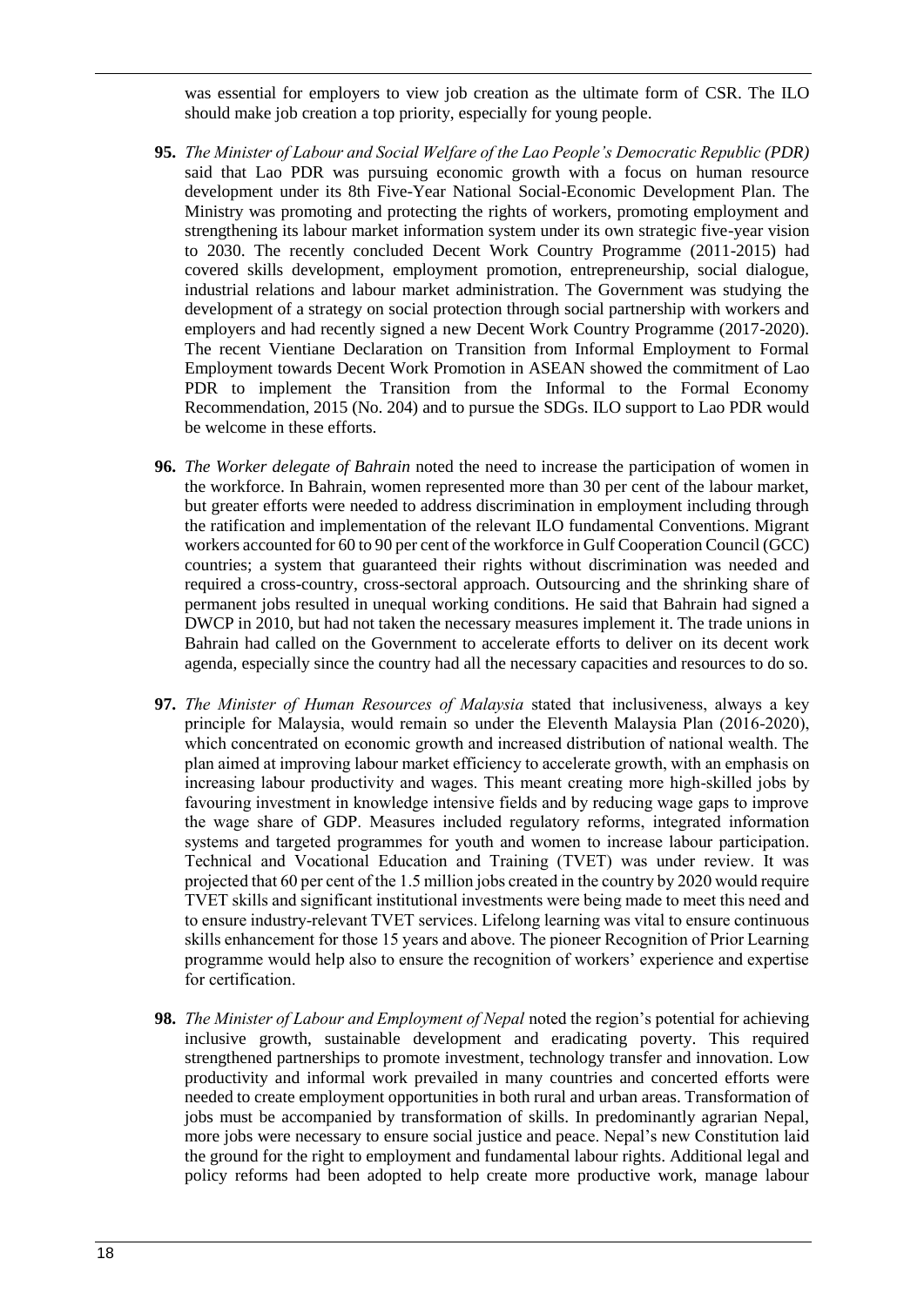was essential for employers to view job creation as the ultimate form of CSR. The ILO should make job creation a top priority, especially for young people.

**95.** *The Minister of Labour and Social Welfare of the Lao People's Democratic Republic (PDR)* said that Lao PDR was pursuing economic growth with a focus on human resource development under its 8th Five-Year National Social-Economic Development Plan. The Ministry was promoting and protecting the rights of workers, promoting employment and strengthening its labour market information system under its own strategic five-year vision to 2030. The recently concluded Decent Work Country Programme (2011-2015) had covered skills development, employment promotion, entrepreneurship, social dialogue, industrial relations and labour market administration. The Government was studying the development of a strategy on social protection through social partnership with workers and employers and had recently signed a new Decent Work Country Programme (2017-2020). The recent Vientiane Declaration on Transition from Informal Employment to Formal Employment towards Decent Work Promotion in ASEAN showed the commitment of Lao PDR to implement the Transition from the Informal to the Formal Economy Recommendation, 2015 (No. 204) and to pursue the SDGs. ILO support to Lao PDR would be welcome in these efforts.

**96.** *The Worker delegate of Bahrain* noted the need to increase the participation of women in the workforce. In Bahrain, women represented more than 30 per cent of the labour market, but greater efforts were needed to address discrimination in employment including through the ratification and implementation of the relevant ILO fundamental Conventions. Migrant workers accounted for 60 to 90 per cent of the workforce in Gulf Cooperation Council (GCC) countries; a system that guaranteed their rights without discrimination was needed and required a cross-country, cross-sectoral approach. Outsourcing and the shrinking share of permanent jobs resulted in unequal working conditions. He said that Bahrain had signed a DWCP in 2010, but had not taken the necessary measures implement it. The trade unions in Bahrain had called on the Government to accelerate efforts to deliver on its decent work agenda, especially since the country had all the necessary capacities and resources to do so.

**97.** *The Minister of Human Resources of Malaysia* stated that inclusiveness, always a key principle for Malaysia, would remain so under the Eleventh Malaysia Plan (2016-2020), which concentrated on economic growth and increased distribution of national wealth. The plan aimed at improving labour market efficiency to accelerate growth, with an emphasis on increasing labour productivity and wages. This meant creating more high-skilled jobs by favouring investment in knowledge intensive fields and by reducing wage gaps to improve the wage share of GDP. Measures included regulatory reforms, integrated information systems and targeted programmes for youth and women to increase labour participation. Technical and Vocational Education and Training (TVET) was under review. It was projected that 60 per cent of the 1.5 million jobs created in the country by 2020 would require TVET skills and significant institutional investments were being made to meet this need and to ensure industry-relevant TVET services. Lifelong learning was vital to ensure continuous skills enhancement for those 15 years and above. The pioneer Recognition of Prior Learning programme would help also to ensure the recognition of workers' experience and expertise for certification.

**98.** *The Minister of Labour and Employment of Nepal* noted the region's potential for achieving inclusive growth, sustainable development and eradicating poverty. This required strengthened partnerships to promote investment, technology transfer and innovation. Low productivity and informal work prevailed in many countries and concerted efforts were needed to create employment opportunities in both rural and urban areas. Transformation of jobs must be accompanied by transformation of skills. In predominantly agrarian Nepal, more jobs were necessary to ensure social justice and peace. Nepal's new Constitution laid the ground for the right to employment and fundamental labour rights. Additional legal and policy reforms had been adopted to help create more productive work, manage labour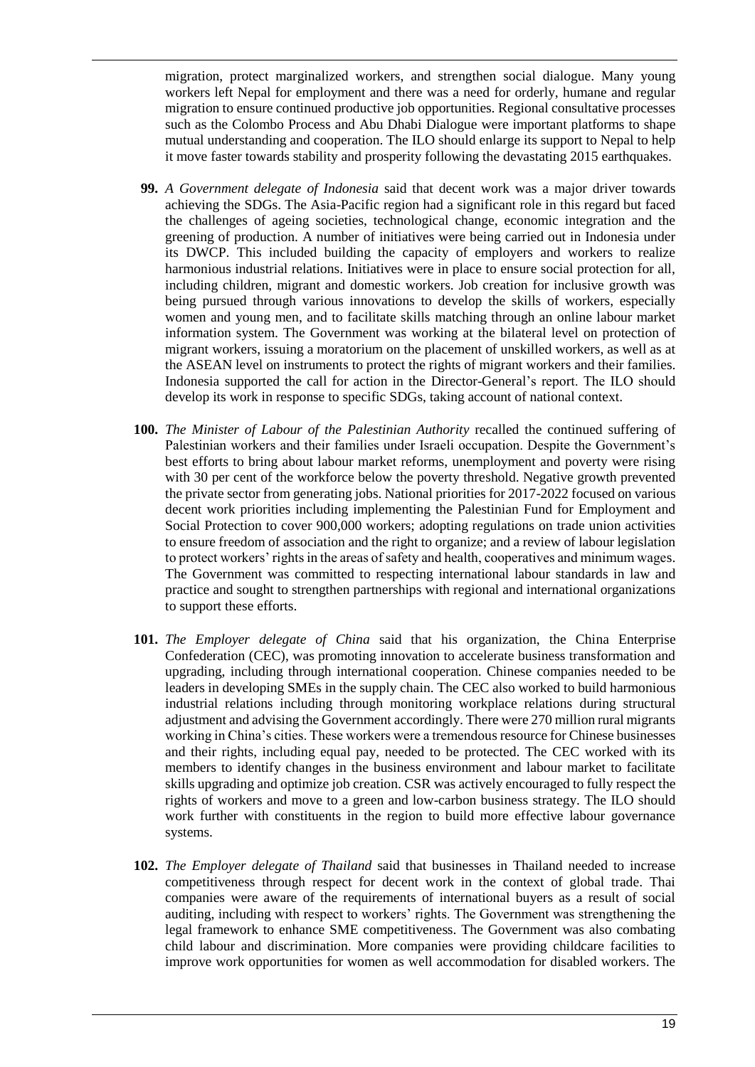migration, protect marginalized workers, and strengthen social dialogue. Many young workers left Nepal for employment and there was a need for orderly, humane and regular migration to ensure continued productive job opportunities. Regional consultative processes such as the Colombo Process and Abu Dhabi Dialogue were important platforms to shape mutual understanding and cooperation. The ILO should enlarge its support to Nepal to help it move faster towards stability and prosperity following the devastating 2015 earthquakes.

**99.** *A Government delegate of Indonesia* said that decent work was a major driver towards achieving the SDGs. The Asia-Pacific region had a significant role in this regard but faced the challenges of ageing societies, technological change, economic integration and the greening of production. A number of initiatives were being carried out in Indonesia under its DWCP. This included building the capacity of employers and workers to realize harmonious industrial relations. Initiatives were in place to ensure social protection for all, including children, migrant and domestic workers. Job creation for inclusive growth was being pursued through various innovations to develop the skills of workers, especially women and young men, and to facilitate skills matching through an online labour market information system. The Government was working at the bilateral level on protection of migrant workers, issuing a moratorium on the placement of unskilled workers, as well as at the ASEAN level on instruments to protect the rights of migrant workers and their families. Indonesia supported the call for action in the Director-General's report. The ILO should develop its work in response to specific SDGs, taking account of national context.

**100.** *The Minister of Labour of the Palestinian Authority* recalled the continued suffering of Palestinian workers and their families under Israeli occupation. Despite the Government's best efforts to bring about labour market reforms, unemployment and poverty were rising with 30 per cent of the workforce below the poverty threshold. Negative growth prevented the private sector from generating jobs. National priorities for 2017-2022 focused on various decent work priorities including implementing the Palestinian Fund for Employment and Social Protection to cover 900,000 workers; adopting regulations on trade union activities to ensure freedom of association and the right to organize; and a review of labour legislation to protect workers' rights in the areas of safety and health, cooperatives and minimum wages. The Government was committed to respecting international labour standards in law and practice and sought to strengthen partnerships with regional and international organizations to support these efforts.

**101.** *The Employer delegate of China* said that his organization, the China Enterprise Confederation (CEC), was promoting innovation to accelerate business transformation and upgrading, including through international cooperation. Chinese companies needed to be leaders in developing SMEs in the supply chain. The CEC also worked to build harmonious industrial relations including through monitoring workplace relations during structural adjustment and advising the Government accordingly. There were 270 million rural migrants working in China's cities. These workers were a tremendous resource for Chinese businesses and their rights, including equal pay, needed to be protected. The CEC worked with its members to identify changes in the business environment and labour market to facilitate skills upgrading and optimize job creation. CSR was actively encouraged to fully respect the rights of workers and move to a green and low-carbon business strategy. The ILO should work further with constituents in the region to build more effective labour governance systems.

**102.** *The Employer delegate of Thailand* said that businesses in Thailand needed to increase competitiveness through respect for decent work in the context of global trade. Thai companies were aware of the requirements of international buyers as a result of social auditing, including with respect to workers' rights. The Government was strengthening the legal framework to enhance SME competitiveness. The Government was also combating child labour and discrimination. More companies were providing childcare facilities to improve work opportunities for women as well accommodation for disabled workers. The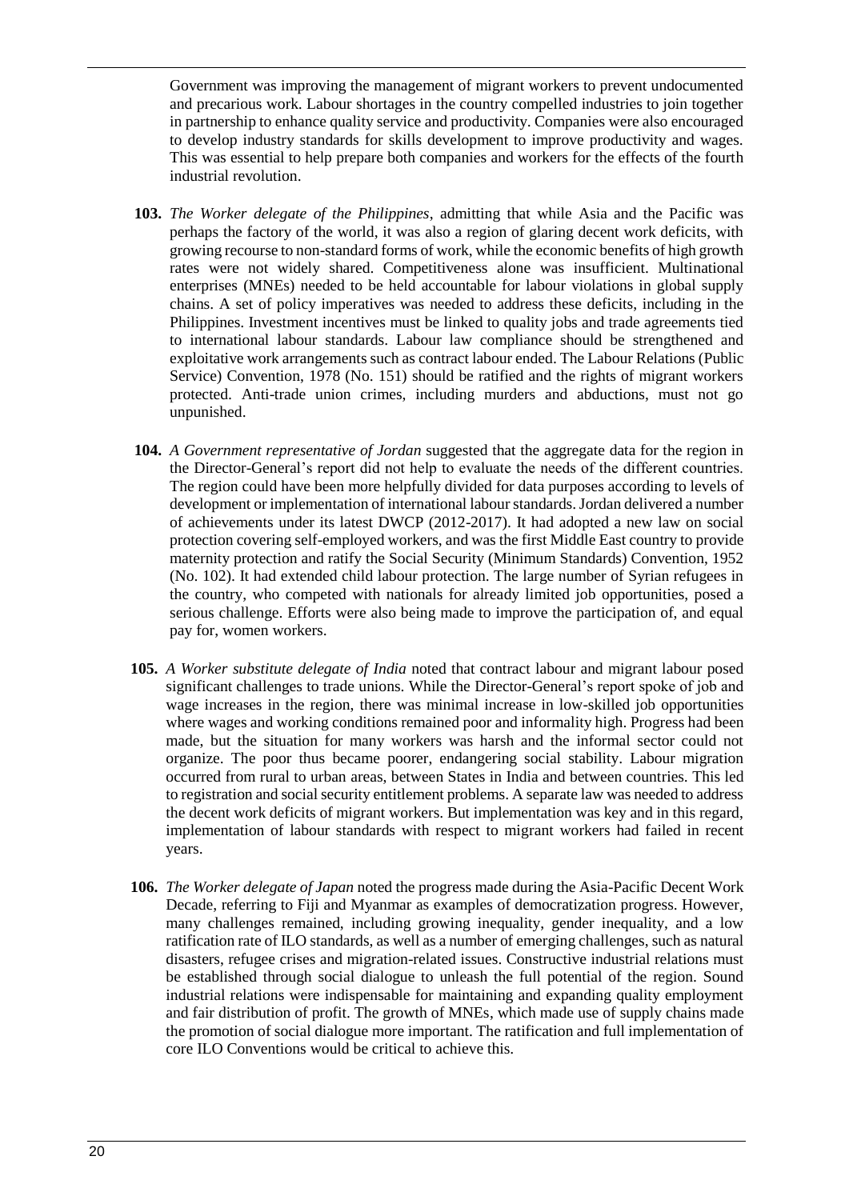Government was improving the management of migrant workers to prevent undocumented and precarious work. Labour shortages in the country compelled industries to join together in partnership to enhance quality service and productivity. Companies were also encouraged to develop industry standards for skills development to improve productivity and wages. This was essential to help prepare both companies and workers for the effects of the fourth industrial revolution.

**103.** *The Worker delegate of the Philippines*, admitting that while Asia and the Pacific was perhaps the factory of the world, it was also a region of glaring decent work deficits, with growing recourse to non-standard forms of work, while the economic benefits of high growth rates were not widely shared. Competitiveness alone was insufficient. Multinational enterprises (MNEs) needed to be held accountable for labour violations in global supply chains. A set of policy imperatives was needed to address these deficits, including in the Philippines. Investment incentives must be linked to quality jobs and trade agreements tied to international labour standards. Labour law compliance should be strengthened and exploitative work arrangements such as contract labour ended. The Labour Relations (Public Service) Convention, 1978 (No. 151) should be ratified and the rights of migrant workers protected. Anti-trade union crimes, including murders and abductions, must not go unpunished.

**104.** *A Government representative of Jordan* suggested that the aggregate data for the region in the Director-General's report did not help to evaluate the needs of the different countries. The region could have been more helpfully divided for data purposes according to levels of development or implementation of international labour standards. Jordan delivered a number of achievements under its latest DWCP (2012-2017). It had adopted a new law on social protection covering self-employed workers, and was the first Middle East country to provide maternity protection and ratify the Social Security (Minimum Standards) Convention, 1952 (No. 102). It had extended child labour protection. The large number of Syrian refugees in the country, who competed with nationals for already limited job opportunities, posed a serious challenge. Efforts were also being made to improve the participation of, and equal pay for, women workers.

**105.** *A Worker substitute delegate of India* noted that contract labour and migrant labour posed significant challenges to trade unions. While the Director-General's report spoke of job and wage increases in the region, there was minimal increase in low-skilled job opportunities where wages and working conditions remained poor and informality high. Progress had been made, but the situation for many workers was harsh and the informal sector could not organize. The poor thus became poorer, endangering social stability. Labour migration occurred from rural to urban areas, between States in India and between countries. This led to registration and social security entitlement problems. A separate law was needed to address the decent work deficits of migrant workers. But implementation was key and in this regard, implementation of labour standards with respect to migrant workers had failed in recent years.

**106.** *The Worker delegate of Japan* noted the progress made during the Asia-Pacific Decent Work Decade, referring to Fiji and Myanmar as examples of democratization progress. However, many challenges remained, including growing inequality, gender inequality, and a low ratification rate of ILO standards, as well as a number of emerging challenges, such as natural disasters, refugee crises and migration-related issues. Constructive industrial relations must be established through social dialogue to unleash the full potential of the region. Sound industrial relations were indispensable for maintaining and expanding quality employment and fair distribution of profit. The growth of MNEs, which made use of supply chains made the promotion of social dialogue more important. The ratification and full implementation of core ILO Conventions would be critical to achieve this.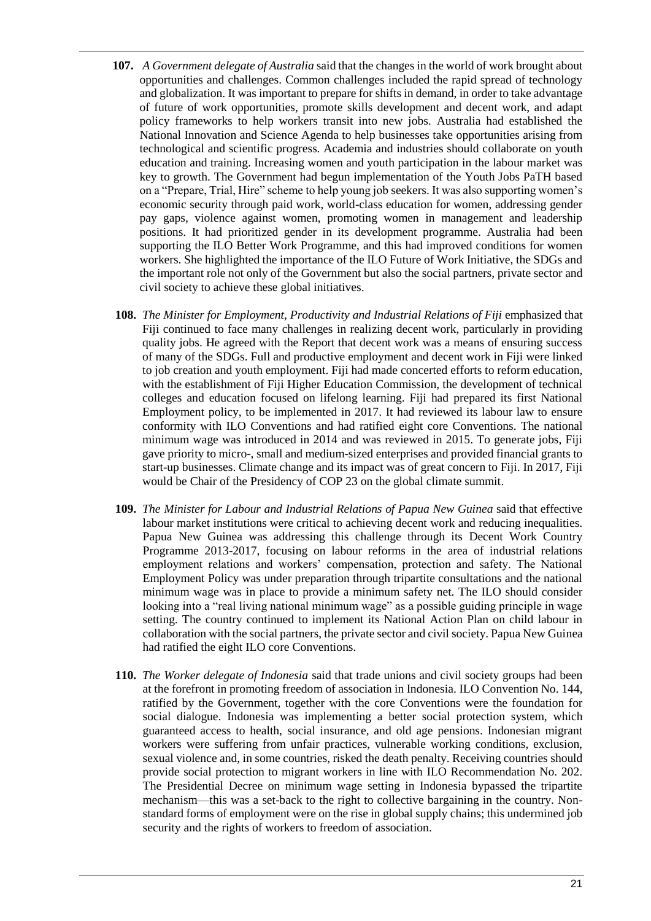**107.** *A Government delegate of Australia* said that the changes in the world of work brought about opportunities and challenges. Common challenges included the rapid spread of technology and globalization. It was important to prepare for shifts in demand, in order to take advantage of future of work opportunities, promote skills development and decent work, and adapt policy frameworks to help workers transit into new jobs. Australia had established the National Innovation and Science Agenda to help businesses take opportunities arising from technological and scientific progress. Academia and industries should collaborate on youth education and training. Increasing women and youth participation in the labour market was key to growth. The Government had begun implementation of the Youth Jobs PaTH based on a "Prepare, Trial, Hire" scheme to help young job seekers. It was also supporting women's economic security through paid work, world-class education for women, addressing gender pay gaps, violence against women, promoting women in management and leadership positions. It had prioritized gender in its development programme. Australia had been supporting the ILO Better Work Programme, and this had improved conditions for women workers. She highlighted the importance of the ILO Future of Work Initiative, the SDGs and the important role not only of the Government but also the social partners, private sector and civil society to achieve these global initiatives.

**108.** *The Minister for Employment, Productivity and Industrial Relations of Fiji* emphasized that Fiji continued to face many challenges in realizing decent work, particularly in providing quality jobs. He agreed with the Report that decent work was a means of ensuring success of many of the SDGs. Full and productive employment and decent work in Fiji were linked to job creation and youth employment. Fiji had made concerted efforts to reform education, with the establishment of Fiji Higher Education Commission, the development of technical colleges and education focused on lifelong learning. Fiji had prepared its first National Employment policy, to be implemented in 2017. It had reviewed its labour law to ensure conformity with ILO Conventions and had ratified eight core Conventions. The national minimum wage was introduced in 2014 and was reviewed in 2015. To generate jobs, Fiji gave priority to micro-, small and medium-sized enterprises and provided financial grants to start-up businesses. Climate change and its impact was of great concern to Fiji. In 2017, Fiji would be Chair of the Presidency of COP 23 on the global climate summit.

**109.** *The Minister for Labour and Industrial Relations of Papua New Guinea* said that effective labour market institutions were critical to achieving decent work and reducing inequalities. Papua New Guinea was addressing this challenge through its Decent Work Country Programme 2013-2017, focusing on labour reforms in the area of industrial relations employment relations and workers' compensation, protection and safety. The National Employment Policy was under preparation through tripartite consultations and the national minimum wage was in place to provide a minimum safety net. The ILO should consider looking into a "real living national minimum wage" as a possible guiding principle in wage setting. The country continued to implement its National Action Plan on child labour in collaboration with the social partners, the private sector and civil society. Papua New Guinea had ratified the eight ILO core Conventions.

**110.** *The Worker delegate of Indonesia* said that trade unions and civil society groups had been at the forefront in promoting freedom of association in Indonesia. ILO Convention No. 144, ratified by the Government, together with the core Conventions were the foundation for social dialogue. Indonesia was implementing a better social protection system, which guaranteed access to health, social insurance, and old age pensions. Indonesian migrant workers were suffering from unfair practices, vulnerable working conditions, exclusion, sexual violence and, in some countries, risked the death penalty. Receiving countries should provide social protection to migrant workers in line with ILO Recommendation No. 202. The Presidential Decree on minimum wage setting in Indonesia bypassed the tripartite mechanism—this was a set-back to the right to collective bargaining in the country. Non-standard forms of employment were on the rise in global supply chains; this undermined job security and the rights of workers to freedom of association.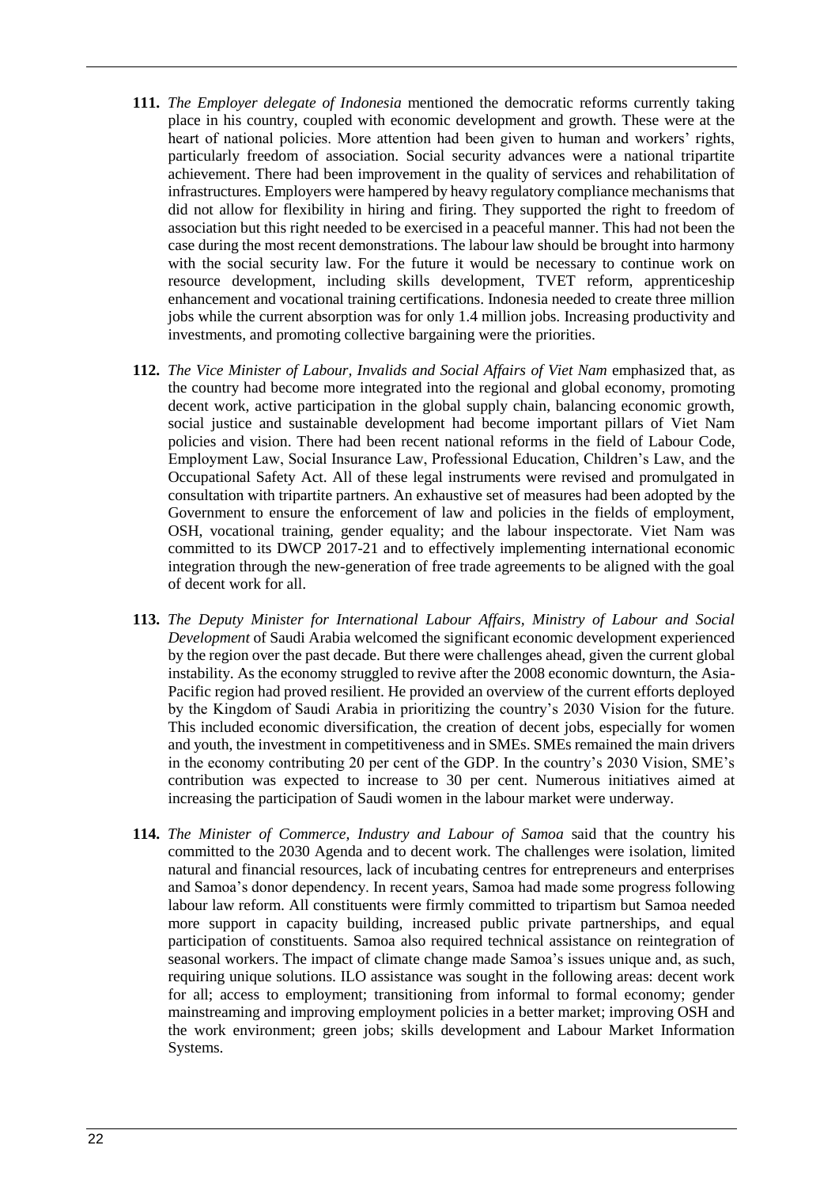**111.** *The Employer delegate of Indonesia* mentioned the democratic reforms currently taking place in his country, coupled with economic development and growth. These were at the heart of national policies. More attention had been given to human and workers' rights, particularly freedom of association. Social security advances were a national tripartite achievement. There had been improvement in the quality of services and rehabilitation of infrastructures. Employers were hampered by heavy regulatory compliance mechanisms that did not allow for flexibility in hiring and firing. They supported the right to freedom of association but this right needed to be exercised in a peaceful manner. This had not been the case during the most recent demonstrations. The labour law should be brought into harmony with the social security law. For the future it would be necessary to continue work on resource development, including skills development, TVET reform, apprenticeship enhancement and vocational training certifications. Indonesia needed to create three million jobs while the current absorption was for only 1.4 million jobs. Increasing productivity and investments, and promoting collective bargaining were the priorities.

**112.** *The Vice Minister of Labour, Invalids and Social Affairs of Viet Nam* emphasized that, as the country had become more integrated into the regional and global economy, promoting decent work, active participation in the global supply chain, balancing economic growth, social justice and sustainable development had become important pillars of Viet Nam policies and vision. There had been recent national reforms in the field of Labour Code, Employment Law, Social Insurance Law, Professional Education, Children's Law, and the Occupational Safety Act. All of these legal instruments were revised and promulgated in consultation with tripartite partners. An exhaustive set of measures had been adopted by the Government to ensure the enforcement of law and policies in the fields of employment, OSH, vocational training, gender equality; and the labour inspectorate. Viet Nam was committed to its DWCP 2017-21 and to effectively implementing international economic integration through the new-generation of free trade agreements to be aligned with the goal of decent work for all.

**113.** *The Deputy Minister for International Labour Affairs, Ministry of Labour and Social Development* of Saudi Arabia welcomed the significant economic development experienced by the region over the past decade. But there were challenges ahead, given the current global instability. As the economy struggled to revive after the 2008 economic downturn, the Asia-Pacific region had proved resilient. He provided an overview of the current efforts deployed by the Kingdom of Saudi Arabia in prioritizing the country's 2030 Vision for the future. This included economic diversification, the creation of decent jobs, especially for women and youth, the investment in competitiveness and in SMEs. SMEs remained the main drivers in the economy contributing 20 per cent of the GDP. In the country's 2030 Vision, SME's contribution was expected to increase to 30 per cent. Numerous initiatives aimed at increasing the participation of Saudi women in the labour market were underway.

**114.** *The Minister of Commerce, Industry and Labour of Samoa* said that the country his committed to the 2030 Agenda and to decent work. The challenges were isolation, limited natural and financial resources, lack of incubating centres for entrepreneurs and enterprises and Samoa's donor dependency. In recent years, Samoa had made some progress following labour law reform. All constituents were firmly committed to tripartism but Samoa needed more support in capacity building, increased public private partnerships, and equal participation of constituents. Samoa also required technical assistance on reintegration of seasonal workers. The impact of climate change made Samoa's issues unique and, as such, requiring unique solutions. ILO assistance was sought in the following areas: decent work for all; access to employment; transitioning from informal to formal economy; gender mainstreaming and improving employment policies in a better market; improving OSH and the work environment; green jobs; skills development and Labour Market Information Systems.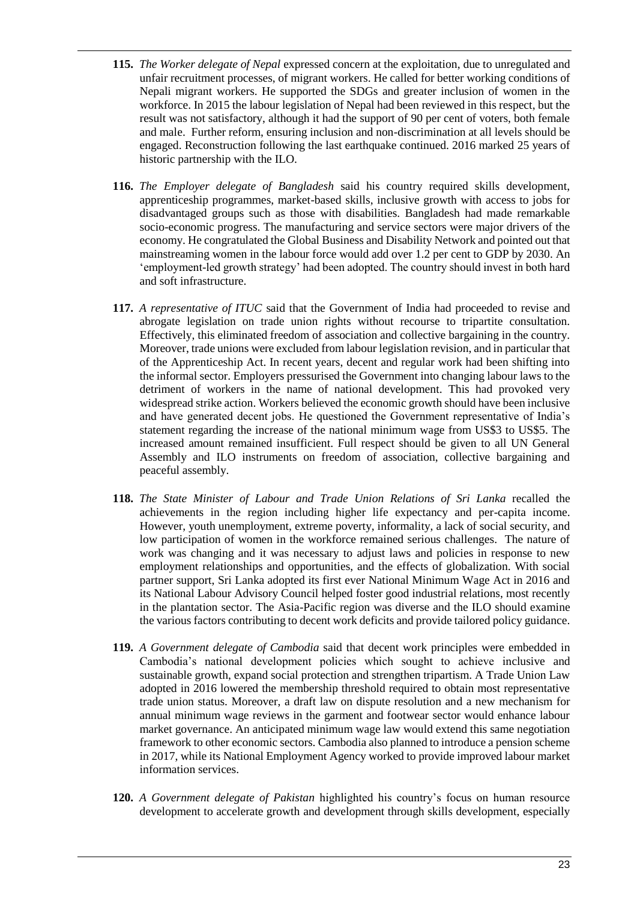**115.** *The Worker delegate of Nepal* expressed concern at the exploitation, due to unregulated and unfair recruitment processes, of migrant workers. He called for better working conditions of Nepali migrant workers. He supported the SDGs and greater inclusion of women in the workforce. In 2015 the labour legislation of Nepal had been reviewed in this respect, but the result was not satisfactory, although it had the support of 90 per cent of voters, both female and male. Further reform, ensuring inclusion and non-discrimination at all levels should be engaged. Reconstruction following the last earthquake continued. 2016 marked 25 years of historic partnership with the ILO.

**116.** *The Employer delegate of Bangladesh* said his country required skills development, apprenticeship programmes, market-based skills, inclusive growth with access to jobs for disadvantaged groups such as those with disabilities. Bangladesh had made remarkable socio-economic progress. The manufacturing and service sectors were major drivers of the economy. He congratulated the Global Business and Disability Network and pointed out that mainstreaming women in the labour force would add over 1.2 per cent to GDP by 2030. An 'employment-led growth strategy' had been adopted. The country should invest in both hard and soft infrastructure.

**117.** *A representative of ITUC* said that the Government of India had proceeded to revise and abrogate legislation on trade union rights without recourse to tripartite consultation. Effectively, this eliminated freedom of association and collective bargaining in the country. Moreover, trade unions were excluded from labour legislation revision, and in particular that of the Apprenticeship Act. In recent years, decent and regular work had been shifting into the informal sector. Employers pressurised the Government into changing labour laws to the detriment of workers in the name of national development. This had provoked very widespread strike action. Workers believed the economic growth should have been inclusive and have generated decent jobs. He questioned the Government representative of India's statement regarding the increase of the national minimum wage from US$3 to US$5. The increased amount remained insufficient. Full respect should be given to all UN General Assembly and ILO instruments on freedom of association, collective bargaining and peaceful assembly.

**118.** *The State Minister of Labour and Trade Union Relations of Sri Lanka* recalled the achievements in the region including higher life expectancy and per-capita income. However, youth unemployment, extreme poverty, informality, a lack of social security, and low participation of women in the workforce remained serious challenges. The nature of work was changing and it was necessary to adjust laws and policies in response to new employment relationships and opportunities, and the effects of globalization. With social partner support, Sri Lanka adopted its first ever National Minimum Wage Act in 2016 and its National Labour Advisory Council helped foster good industrial relations, most recently in the plantation sector. The Asia-Pacific region was diverse and the ILO should examine the various factors contributing to decent work deficits and provide tailored policy guidance.

**119.** *A Government delegate of Cambodia* said that decent work principles were embedded in Cambodia's national development policies which sought to achieve inclusive and sustainable growth, expand social protection and strengthen tripartism. A Trade Union Law adopted in 2016 lowered the membership threshold required to obtain most representative trade union status. Moreover, a draft law on dispute resolution and a new mechanism for annual minimum wage reviews in the garment and footwear sector would enhance labour market governance. An anticipated minimum wage law would extend this same negotiation framework to other economic sectors. Cambodia also planned to introduce a pension scheme in 2017, while its National Employment Agency worked to provide improved labour market information services.

**120.** *A Government delegate of Pakistan* highlighted his country's focus on human resource development to accelerate growth and development through skills development, especially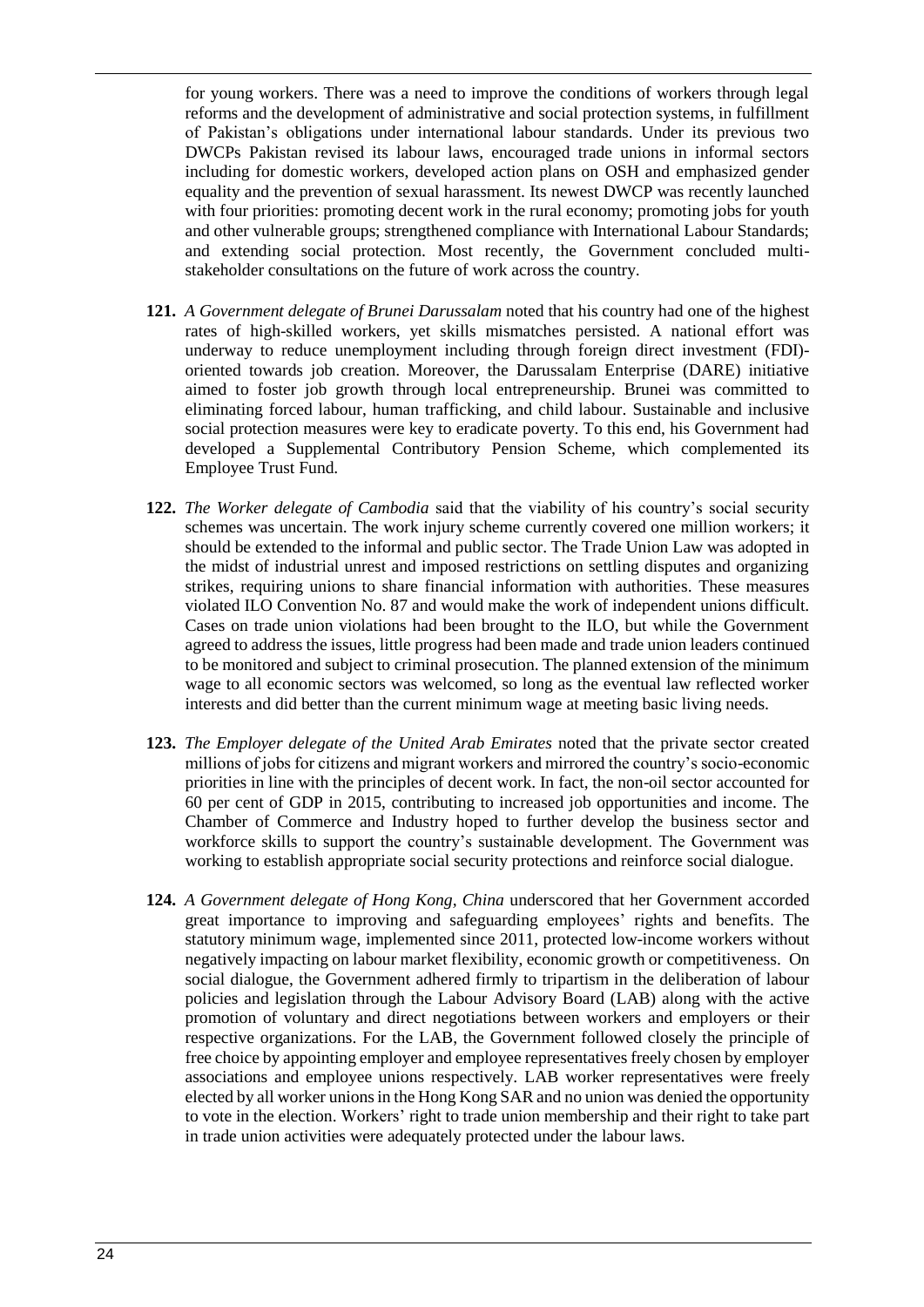for young workers. There was a need to improve the conditions of workers through legal reforms and the development of administrative and social protection systems, in fulfillment of Pakistan's obligations under international labour standards. Under its previous two DWCPs Pakistan revised its labour laws, encouraged trade unions in informal sectors including for domestic workers, developed action plans on OSH and emphasized gender equality and the prevention of sexual harassment. Its newest DWCP was recently launched with four priorities: promoting decent work in the rural economy; promoting jobs for youth and other vulnerable groups; strengthened compliance with International Labour Standards; and extending social protection. Most recently, the Government concluded multi-stakeholder consultations on the future of work across the country.

**121.** *A Government delegate of Brunei Darussalam* noted that his country had one of the highest rates of high-skilled workers, yet skills mismatches persisted. A national effort was underway to reduce unemployment including through foreign direct investment (FDI)-oriented towards job creation. Moreover, the Darussalam Enterprise (DARE) initiative aimed to foster job growth through local entrepreneurship. Brunei was committed to eliminating forced labour, human trafficking, and child labour. Sustainable and inclusive social protection measures were key to eradicate poverty. To this end, his Government had developed a Supplemental Contributory Pension Scheme, which complemented its Employee Trust Fund.

**122.** *The Worker delegate of Cambodia* said that the viability of his country's social security schemes was uncertain. The work injury scheme currently covered one million workers; it should be extended to the informal and public sector. The Trade Union Law was adopted in the midst of industrial unrest and imposed restrictions on settling disputes and organizing strikes, requiring unions to share financial information with authorities. These measures violated ILO Convention No. 87 and would make the work of independent unions difficult. Cases on trade union violations had been brought to the ILO, but while the Government agreed to address the issues, little progress had been made and trade union leaders continued to be monitored and subject to criminal prosecution. The planned extension of the minimum wage to all economic sectors was welcomed, so long as the eventual law reflected worker interests and did better than the current minimum wage at meeting basic living needs.

**123.** *The Employer delegate of the United Arab Emirates* noted that the private sector created millions of jobs for citizens and migrant workers and mirrored the country's socio-economic priorities in line with the principles of decent work. In fact, the non-oil sector accounted for 60 per cent of GDP in 2015, contributing to increased job opportunities and income. The Chamber of Commerce and Industry hoped to further develop the business sector and workforce skills to support the country's sustainable development. The Government was working to establish appropriate social security protections and reinforce social dialogue.

**124.** *A Government delegate of Hong Kong, China* underscored that her Government accorded great importance to improving and safeguarding employees' rights and benefits. The statutory minimum wage, implemented since 2011, protected low-income workers without negatively impacting on labour market flexibility, economic growth or competitiveness. On social dialogue, the Government adhered firmly to tripartism in the deliberation of labour policies and legislation through the Labour Advisory Board (LAB) along with the active promotion of voluntary and direct negotiations between workers and employers or their respective organizations. For the LAB, the Government followed closely the principle of free choice by appointing employer and employee representatives freely chosen by employer associations and employee unions respectively. LAB worker representatives were freely elected by all worker unions in the Hong Kong SAR and no union was denied the opportunity to vote in the election. Workers' right to trade union membership and their right to take part in trade union activities were adequately protected under the labour laws.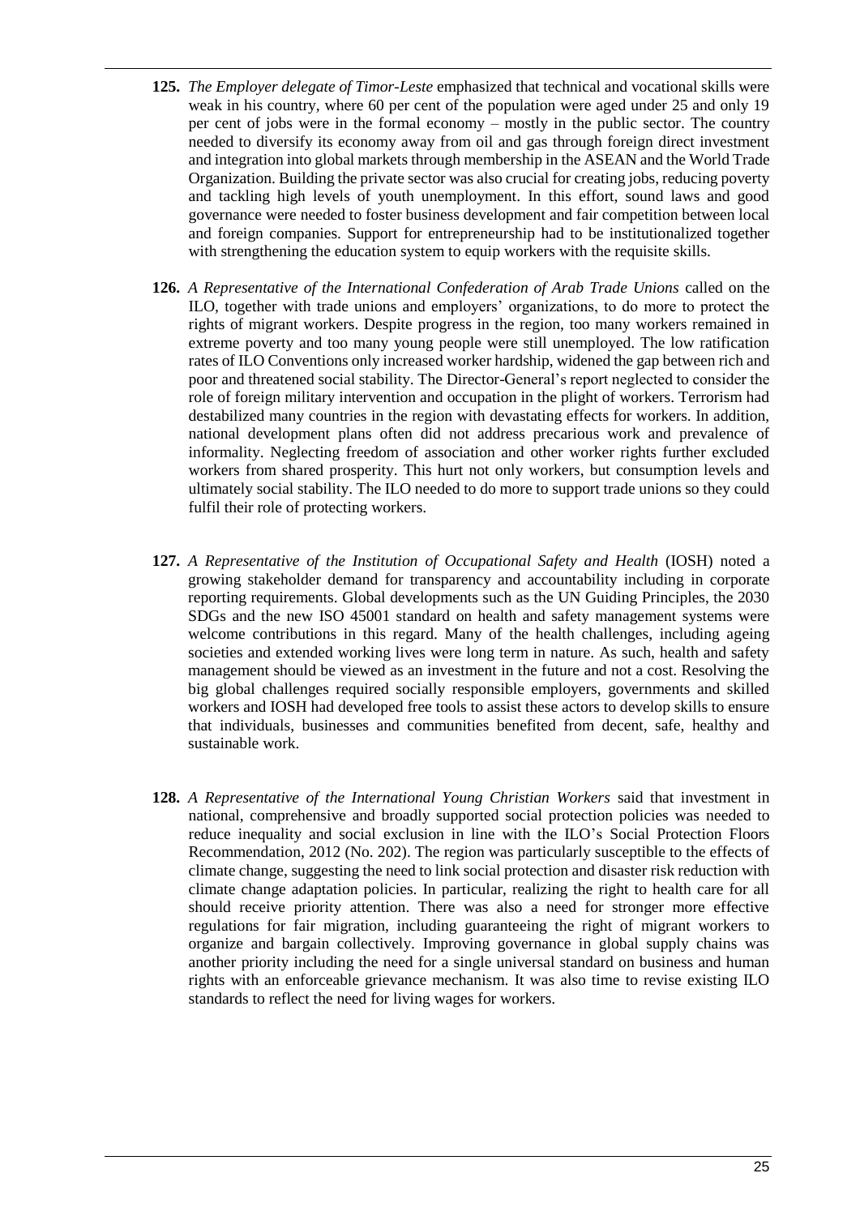**125.** *The Employer delegate of Timor-Leste* emphasized that technical and vocational skills were weak in his country, where 60 per cent of the population were aged under 25 and only 19 per cent of jobs were in the formal economy – mostly in the public sector. The country needed to diversify its economy away from oil and gas through foreign direct investment and integration into global markets through membership in the ASEAN and the World Trade Organization. Building the private sector was also crucial for creating jobs, reducing poverty and tackling high levels of youth unemployment. In this effort, sound laws and good governance were needed to foster business development and fair competition between local and foreign companies. Support for entrepreneurship had to be institutionalized together with strengthening the education system to equip workers with the requisite skills.

**126.** *A Representative of the International Confederation of Arab Trade Unions* called on the ILO, together with trade unions and employers' organizations, to do more to protect the rights of migrant workers. Despite progress in the region, too many workers remained in extreme poverty and too many young people were still unemployed. The low ratification rates of ILO Conventions only increased worker hardship, widened the gap between rich and poor and threatened social stability. The Director-General's report neglected to consider the role of foreign military intervention and occupation in the plight of workers. Terrorism had destabilized many countries in the region with devastating effects for workers. In addition, national development plans often did not address precarious work and prevalence of informality. Neglecting freedom of association and other worker rights further excluded workers from shared prosperity. This hurt not only workers, but consumption levels and ultimately social stability. The ILO needed to do more to support trade unions so they could fulfil their role of protecting workers.

**127.** *A Representative of the Institution of Occupational Safety and Health* (IOSH) noted a growing stakeholder demand for transparency and accountability including in corporate reporting requirements. Global developments such as the UN Guiding Principles, the 2030 SDGs and the new ISO 45001 standard on health and safety management systems were welcome contributions in this regard. Many of the health challenges, including ageing societies and extended working lives were long term in nature. As such, health and safety management should be viewed as an investment in the future and not a cost. Resolving the big global challenges required socially responsible employers, governments and skilled workers and IOSH had developed free tools to assist these actors to develop skills to ensure that individuals, businesses and communities benefited from decent, safe, healthy and sustainable work.

**128.** *A Representative of the International Young Christian Workers* said that investment in national, comprehensive and broadly supported social protection policies was needed to reduce inequality and social exclusion in line with the ILO's Social Protection Floors Recommendation, 2012 (No. 202). The region was particularly susceptible to the effects of climate change, suggesting the need to link social protection and disaster risk reduction with climate change adaptation policies. In particular, realizing the right to health care for all should receive priority attention. There was also a need for stronger more effective regulations for fair migration, including guaranteeing the right of migrant workers to organize and bargain collectively. Improving governance in global supply chains was another priority including the need for a single universal standard on business and human rights with an enforceable grievance mechanism. It was also time to revise existing ILO standards to reflect the need for living wages for workers.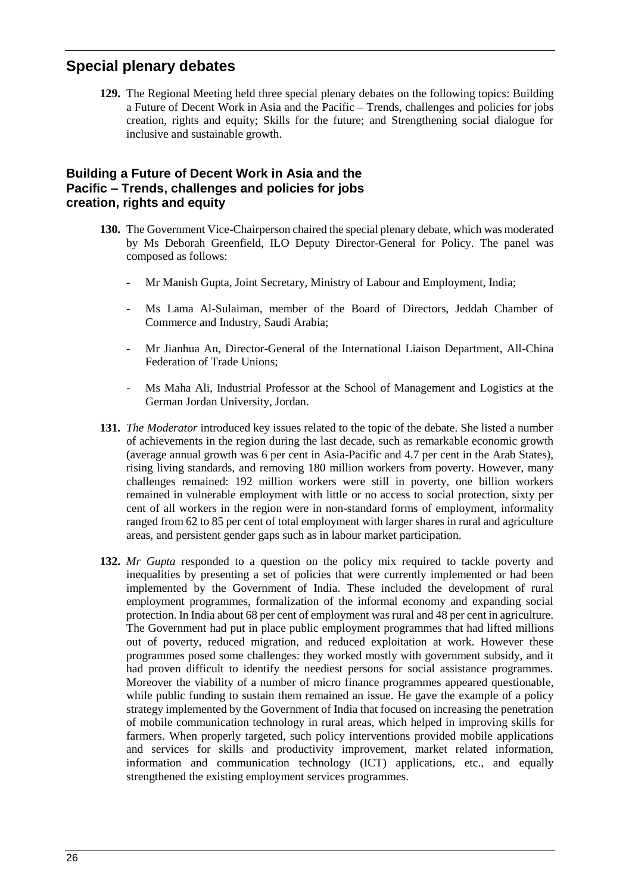## Special plenary debates

**129.** The Regional Meeting held three special plenary debates on the following topics: Building a Future of Decent Work in Asia and the Pacific – Trends, challenges and policies for jobs creation, rights and equity; Skills for the future; and Strengthening social dialogue for inclusive and sustainable growth.

### Building a Future of Decent Work in Asia and the Pacific – Trends, challenges and policies for jobs creation, rights and equity

**130.** The Government Vice-Chairperson chaired the special plenary debate, which was moderated by Ms Deborah Greenfield, ILO Deputy Director-General for Policy. The panel was composed as follows:

- Mr Manish Gupta, Joint Secretary, Ministry of Labour and Employment, India;
- Ms Lama Al-Sulaiman, member of the Board of Directors, Jeddah Chamber of Commerce and Industry, Saudi Arabia;
- Mr Jianhua An, Director-General of the International Liaison Department, All-China Federation of Trade Unions;
- Ms Maha Ali, Industrial Professor at the School of Management and Logistics at the German Jordan University, Jordan.

**131.** *The Moderator* introduced key issues related to the topic of the debate. She listed a number of achievements in the region during the last decade, such as remarkable economic growth (average annual growth was 6 per cent in Asia-Pacific and 4.7 per cent in the Arab States), rising living standards, and removing 180 million workers from poverty. However, many challenges remained: 192 million workers were still in poverty, one billion workers remained in vulnerable employment with little or no access to social protection, sixty per cent of all workers in the region were in non-standard forms of employment, informality ranged from 62 to 85 per cent of total employment with larger shares in rural and agriculture areas, and persistent gender gaps such as in labour market participation.

**132.** *Mr Gupta* responded to a question on the policy mix required to tackle poverty and inequalities by presenting a set of policies that were currently implemented or had been implemented by the Government of India. These included the development of rural employment programmes, formalization of the informal economy and expanding social protection. In India about 68 per cent of employment was rural and 48 per cent in agriculture. The Government had put in place public employment programmes that had lifted millions out of poverty, reduced migration, and reduced exploitation at work. However these programmes posed some challenges: they worked mostly with government subsidy, and it had proven difficult to identify the neediest persons for social assistance programmes. Moreover the viability of a number of micro finance programmes appeared questionable, while public funding to sustain them remained an issue. He gave the example of a policy strategy implemented by the Government of India that focused on increasing the penetration of mobile communication technology in rural areas, which helped in improving skills for farmers. When properly targeted, such policy interventions provided mobile applications and services for skills and productivity improvement, market related information, information and communication technology (ICT) applications, etc., and equally strengthened the existing employment services programmes.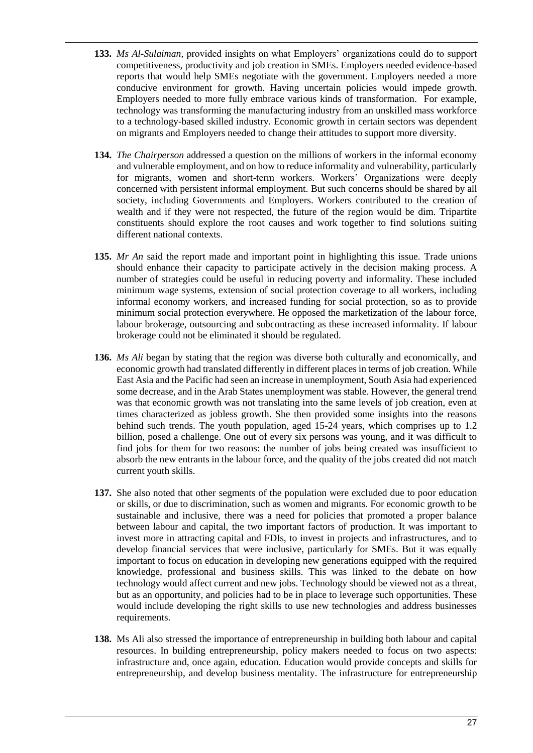**133.** *Ms Al-Sulaiman*, provided insights on what Employers' organizations could do to support competitiveness, productivity and job creation in SMEs. Employers needed evidence-based reports that would help SMEs negotiate with the government. Employers needed a more conducive environment for growth. Having uncertain policies would impede growth. Employers needed to more fully embrace various kinds of transformation. For example, technology was transforming the manufacturing industry from an unskilled mass workforce to a technology-based skilled industry. Economic growth in certain sectors was dependent on migrants and Employers needed to change their attitudes to support more diversity.

**134.** *The Chairperson* addressed a question on the millions of workers in the informal economy and vulnerable employment, and on how to reduce informality and vulnerability, particularly for migrants, women and short-term workers. Workers' Organizations were deeply concerned with persistent informal employment. But such concerns should be shared by all society, including Governments and Employers. Workers contributed to the creation of wealth and if they were not respected, the future of the region would be dim. Tripartite constituents should explore the root causes and work together to find solutions suiting different national contexts.

**135.** *Mr An* said the report made and important point in highlighting this issue. Trade unions should enhance their capacity to participate actively in the decision making process. A number of strategies could be useful in reducing poverty and informality. These included minimum wage systems, extension of social protection coverage to all workers, including informal economy workers, and increased funding for social protection, so as to provide minimum social protection everywhere. He opposed the marketization of the labour force, labour brokerage, outsourcing and subcontracting as these increased informality. If labour brokerage could not be eliminated it should be regulated.

**136.** *Ms Ali* began by stating that the region was diverse both culturally and economically, and economic growth had translated differently in different places in terms of job creation. While East Asia and the Pacific had seen an increase in unemployment, South Asia had experienced some decrease, and in the Arab States unemployment was stable. However, the general trend was that economic growth was not translating into the same levels of job creation, even at times characterized as jobless growth. She then provided some insights into the reasons behind such trends. The youth population, aged 15-24 years, which comprises up to 1.2 billion, posed a challenge. One out of every six persons was young, and it was difficult to find jobs for them for two reasons: the number of jobs being created was insufficient to absorb the new entrants in the labour force, and the quality of the jobs created did not match current youth skills.

**137.** She also noted that other segments of the population were excluded due to poor education or skills, or due to discrimination, such as women and migrants. For economic growth to be sustainable and inclusive, there was a need for policies that promoted a proper balance between labour and capital, the two important factors of production. It was important to invest more in attracting capital and FDIs, to invest in projects and infrastructures, and to develop financial services that were inclusive, particularly for SMEs. But it was equally important to focus on education in developing new generations equipped with the required knowledge, professional and business skills. This was linked to the debate on how technology would affect current and new jobs. Technology should be viewed not as a threat, but as an opportunity, and policies had to be in place to leverage such opportunities. These would include developing the right skills to use new technologies and address businesses requirements.

**138.** Ms Ali also stressed the importance of entrepreneurship in building both labour and capital resources. In building entrepreneurship, policy makers needed to focus on two aspects: infrastructure and, once again, education. Education would provide concepts and skills for entrepreneurship, and develop business mentality. The infrastructure for entrepreneurship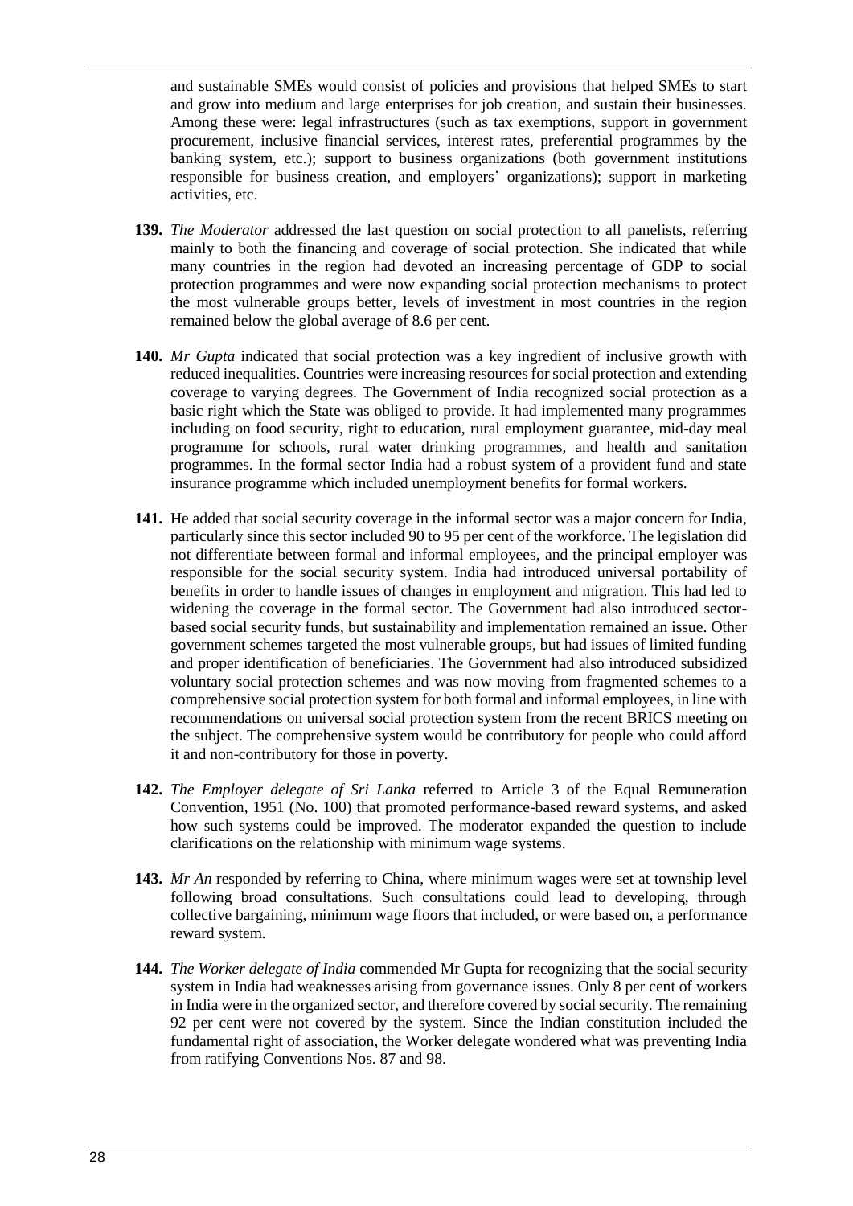and sustainable SMEs would consist of policies and provisions that helped SMEs to start and grow into medium and large enterprises for job creation, and sustain their businesses. Among these were: legal infrastructures (such as tax exemptions, support in government procurement, inclusive financial services, interest rates, preferential programmes by the banking system, etc.); support to business organizations (both government institutions responsible for business creation, and employers' organizations); support in marketing activities, etc.

**139.** *The Moderator* addressed the last question on social protection to all panelists, referring mainly to both the financing and coverage of social protection. She indicated that while many countries in the region had devoted an increasing percentage of GDP to social protection programmes and were now expanding social protection mechanisms to protect the most vulnerable groups better, levels of investment in most countries in the region remained below the global average of 8.6 per cent.

**140.** *Mr Gupta* indicated that social protection was a key ingredient of inclusive growth with reduced inequalities. Countries were increasing resources for social protection and extending coverage to varying degrees. The Government of India recognized social protection as a basic right which the State was obliged to provide. It had implemented many programmes including on food security, right to education, rural employment guarantee, mid-day meal programme for schools, rural water drinking programmes, and health and sanitation programmes. In the formal sector India had a robust system of a provident fund and state insurance programme which included unemployment benefits for formal workers.

**141.** He added that social security coverage in the informal sector was a major concern for India, particularly since this sector included 90 to 95 per cent of the workforce. The legislation did not differentiate between formal and informal employees, and the principal employer was responsible for the social security system. India had introduced universal portability of benefits in order to handle issues of changes in employment and migration. This had led to widening the coverage in the formal sector. The Government had also introduced sector-based social security funds, but sustainability and implementation remained an issue. Other government schemes targeted the most vulnerable groups, but had issues of limited funding and proper identification of beneficiaries. The Government had also introduced subsidized voluntary social protection schemes and was now moving from fragmented schemes to a comprehensive social protection system for both formal and informal employees, in line with recommendations on universal social protection system from the recent BRICS meeting on the subject. The comprehensive system would be contributory for people who could afford it and non-contributory for those in poverty.

**142.** *The Employer delegate of Sri Lanka* referred to Article 3 of the Equal Remuneration Convention, 1951 (No. 100) that promoted performance-based reward systems, and asked how such systems could be improved. The moderator expanded the question to include clarifications on the relationship with minimum wage systems.

**143.** *Mr An* responded by referring to China, where minimum wages were set at township level following broad consultations. Such consultations could lead to developing, through collective bargaining, minimum wage floors that included, or were based on, a performance reward system.

**144.** *The Worker delegate of India* commended Mr Gupta for recognizing that the social security system in India had weaknesses arising from governance issues. Only 8 per cent of workers in India were in the organized sector, and therefore covered by social security. The remaining 92 per cent were not covered by the system. Since the Indian constitution included the fundamental right of association, the Worker delegate wondered what was preventing India from ratifying Conventions Nos. 87 and 98.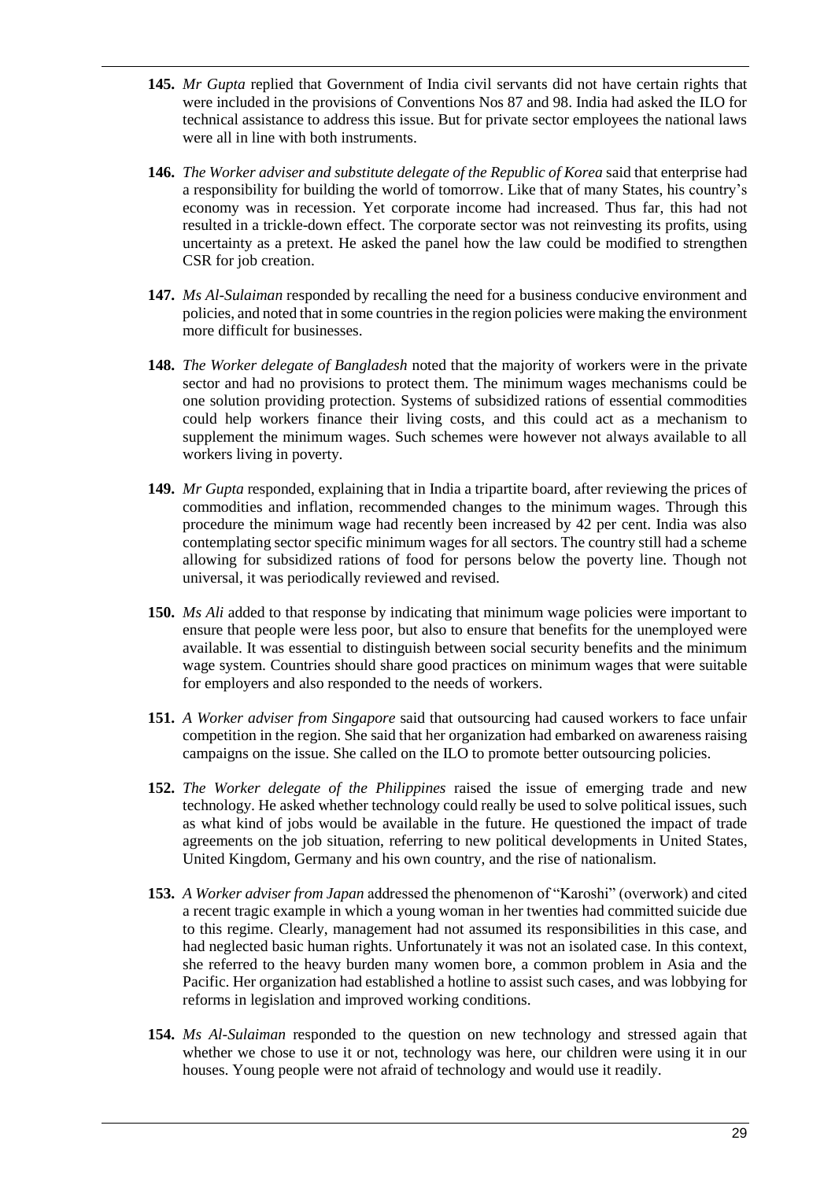**145.** *Mr Gupta* replied that Government of India civil servants did not have certain rights that were included in the provisions of Conventions Nos 87 and 98. India had asked the ILO for technical assistance to address this issue. But for private sector employees the national laws were all in line with both instruments.

**146.** *The Worker adviser and substitute delegate of the Republic of Korea* said that enterprise had a responsibility for building the world of tomorrow. Like that of many States, his country's economy was in recession. Yet corporate income had increased. Thus far, this had not resulted in a trickle-down effect. The corporate sector was not reinvesting its profits, using uncertainty as a pretext. He asked the panel how the law could be modified to strengthen CSR for job creation.

**147.** *Ms Al-Sulaiman* responded by recalling the need for a business conducive environment and policies, and noted that in some countries in the region policies were making the environment more difficult for businesses.

**148.** *The Worker delegate of Bangladesh* noted that the majority of workers were in the private sector and had no provisions to protect them. The minimum wages mechanisms could be one solution providing protection. Systems of subsidized rations of essential commodities could help workers finance their living costs, and this could act as a mechanism to supplement the minimum wages. Such schemes were however not always available to all workers living in poverty.

**149.** *Mr Gupta* responded, explaining that in India a tripartite board, after reviewing the prices of commodities and inflation, recommended changes to the minimum wages. Through this procedure the minimum wage had recently been increased by 42 per cent. India was also contemplating sector specific minimum wages for all sectors. The country still had a scheme allowing for subsidized rations of food for persons below the poverty line. Though not universal, it was periodically reviewed and revised.

**150.** *Ms Ali* added to that response by indicating that minimum wage policies were important to ensure that people were less poor, but also to ensure that benefits for the unemployed were available. It was essential to distinguish between social security benefits and the minimum wage system. Countries should share good practices on minimum wages that were suitable for employers and also responded to the needs of workers.

**151.** *A Worker adviser from Singapore* said that outsourcing had caused workers to face unfair competition in the region. She said that her organization had embarked on awareness raising campaigns on the issue. She called on the ILO to promote better outsourcing policies.

**152.** *The Worker delegate of the Philippines* raised the issue of emerging trade and new technology. He asked whether technology could really be used to solve political issues, such as what kind of jobs would be available in the future. He questioned the impact of trade agreements on the job situation, referring to new political developments in United States, United Kingdom, Germany and his own country, and the rise of nationalism.

**153.** *A Worker adviser from Japan* addressed the phenomenon of "Karoshi" (overwork) and cited a recent tragic example in which a young woman in her twenties had committed suicide due to this regime. Clearly, management had not assumed its responsibilities in this case, and had neglected basic human rights. Unfortunately it was not an isolated case. In this context, she referred to the heavy burden many women bore, a common problem in Asia and the Pacific. Her organization had established a hotline to assist such cases, and was lobbying for reforms in legislation and improved working conditions.

**154.** *Ms Al-Sulaiman* responded to the question on new technology and stressed again that whether we chose to use it or not, technology was here, our children were using it in our houses. Young people were not afraid of technology and would use it readily.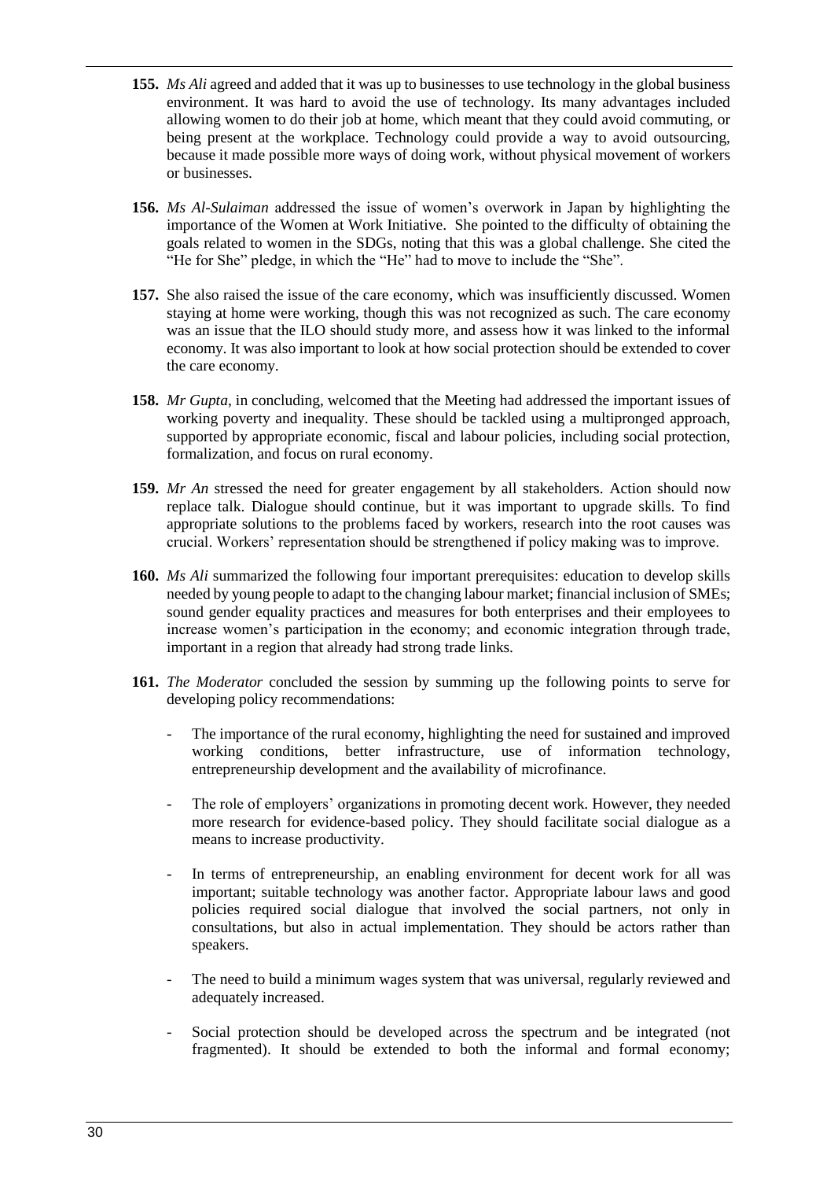**155.** *Ms Ali* agreed and added that it was up to businesses to use technology in the global business environment. It was hard to avoid the use of technology. Its many advantages included allowing women to do their job at home, which meant that they could avoid commuting, or being present at the workplace. Technology could provide a way to avoid outsourcing, because it made possible more ways of doing work, without physical movement of workers or businesses.

**156.** *Ms Al-Sulaiman* addressed the issue of women's overwork in Japan by highlighting the importance of the Women at Work Initiative. She pointed to the difficulty of obtaining the goals related to women in the SDGs, noting that this was a global challenge. She cited the "He for She" pledge, in which the "He" had to move to include the "She".

**157.** She also raised the issue of the care economy, which was insufficiently discussed. Women staying at home were working, though this was not recognized as such. The care economy was an issue that the ILO should study more, and assess how it was linked to the informal economy. It was also important to look at how social protection should be extended to cover the care economy.

**158.** *Mr Gupta*, in concluding, welcomed that the Meeting had addressed the important issues of working poverty and inequality. These should be tackled using a multipronged approach, supported by appropriate economic, fiscal and labour policies, including social protection, formalization, and focus on rural economy.

**159.** *Mr An* stressed the need for greater engagement by all stakeholders. Action should now replace talk. Dialogue should continue, but it was important to upgrade skills. To find appropriate solutions to the problems faced by workers, research into the root causes was crucial. Workers' representation should be strengthened if policy making was to improve.

**160.** *Ms Ali* summarized the following four important prerequisites: education to develop skills needed by young people to adapt to the changing labour market; financial inclusion of SMEs; sound gender equality practices and measures for both enterprises and their employees to increase women's participation in the economy; and economic integration through trade, important in a region that already had strong trade links.

**161.** *The Moderator* concluded the session by summing up the following points to serve for developing policy recommendations:

- The importance of the rural economy, highlighting the need for sustained and improved working conditions, better infrastructure, use of information technology, entrepreneurship development and the availability of microfinance.

- The role of employers' organizations in promoting decent work. However, they needed more research for evidence-based policy. They should facilitate social dialogue as a means to increase productivity.

- In terms of entrepreneurship, an enabling environment for decent work for all was important; suitable technology was another factor. Appropriate labour laws and good policies required social dialogue that involved the social partners, not only in consultations, but also in actual implementation. They should be actors rather than speakers.

- The need to build a minimum wages system that was universal, regularly reviewed and adequately increased.

- Social protection should be developed across the spectrum and be integrated (not fragmented). It should be extended to both the informal and formal economy;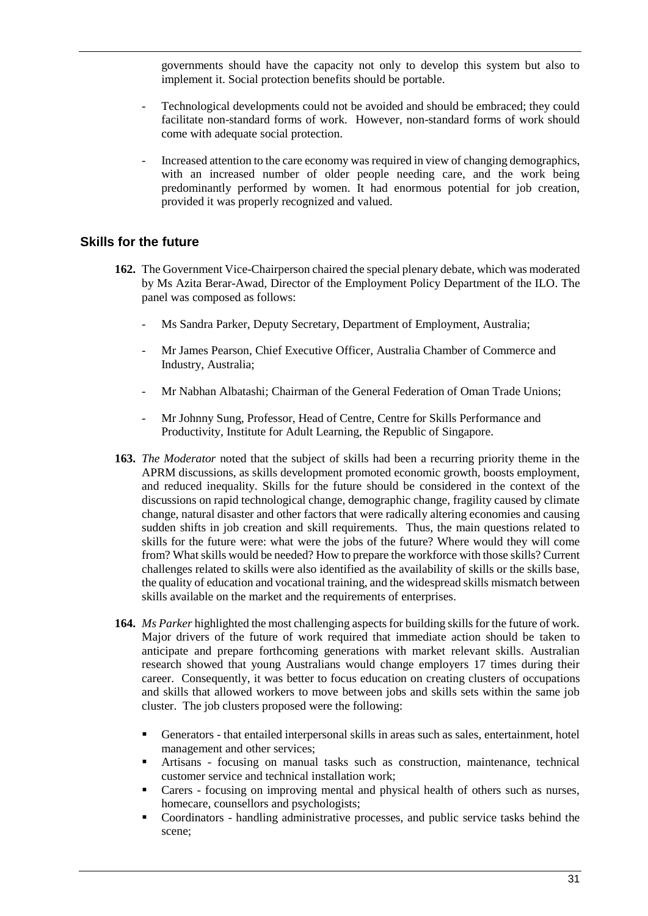governments should have the capacity not only to develop this system but also to implement it. Social protection benefits should be portable.

- Technological developments could not be avoided and should be embraced; they could facilitate non-standard forms of work. However, non-standard forms of work should come with adequate social protection.
- Increased attention to the care economy was required in view of changing demographics, with an increased number of older people needing care, and the work being predominantly performed by women. It had enormous potential for job creation, provided it was properly recognized and valued.

## Skills for the future

**162.** The Government Vice-Chairperson chaired the special plenary debate, which was moderated by Ms Azita Berar-Awad, Director of the Employment Policy Department of the ILO. The panel was composed as follows:

- Ms Sandra Parker, Deputy Secretary, Department of Employment, Australia;
- Mr James Pearson, Chief Executive Officer, Australia Chamber of Commerce and Industry, Australia;
- Mr Nabhan Albatashi; Chairman of the General Federation of Oman Trade Unions;
- Mr Johnny Sung, Professor, Head of Centre, Centre for Skills Performance and Productivity, Institute for Adult Learning, the Republic of Singapore.

**163.** *The Moderator* noted that the subject of skills had been a recurring priority theme in the APRM discussions, as skills development promoted economic growth, boosts employment, and reduced inequality. Skills for the future should be considered in the context of the discussions on rapid technological change, demographic change, fragility caused by climate change, natural disaster and other factors that were radically altering economies and causing sudden shifts in job creation and skill requirements. Thus, the main questions related to skills for the future were: what were the jobs of the future? Where would they will come from? What skills would be needed? How to prepare the workforce with those skills? Current challenges related to skills were also identified as the availability of skills or the skills base, the quality of education and vocational training, and the widespread skills mismatch between skills available on the market and the requirements of enterprises.

**164.** *Ms Parker* highlighted the most challenging aspects for building skills for the future of work. Major drivers of the future of work required that immediate action should be taken to anticipate and prepare forthcoming generations with market relevant skills. Australian research showed that young Australians would change employers 17 times during their career. Consequently, it was better to focus education on creating clusters of occupations and skills that allowed workers to move between jobs and skills sets within the same job cluster. The job clusters proposed were the following:

- Generators - that entailed interpersonal skills in areas such as sales, entertainment, hotel management and other services;
- Artisans - focusing on manual tasks such as construction, maintenance, technical customer service and technical installation work;
- Carers - focusing on improving mental and physical health of others such as nurses, homecare, counsellors and psychologists;
- Coordinators - handling administrative processes, and public service tasks behind the scene;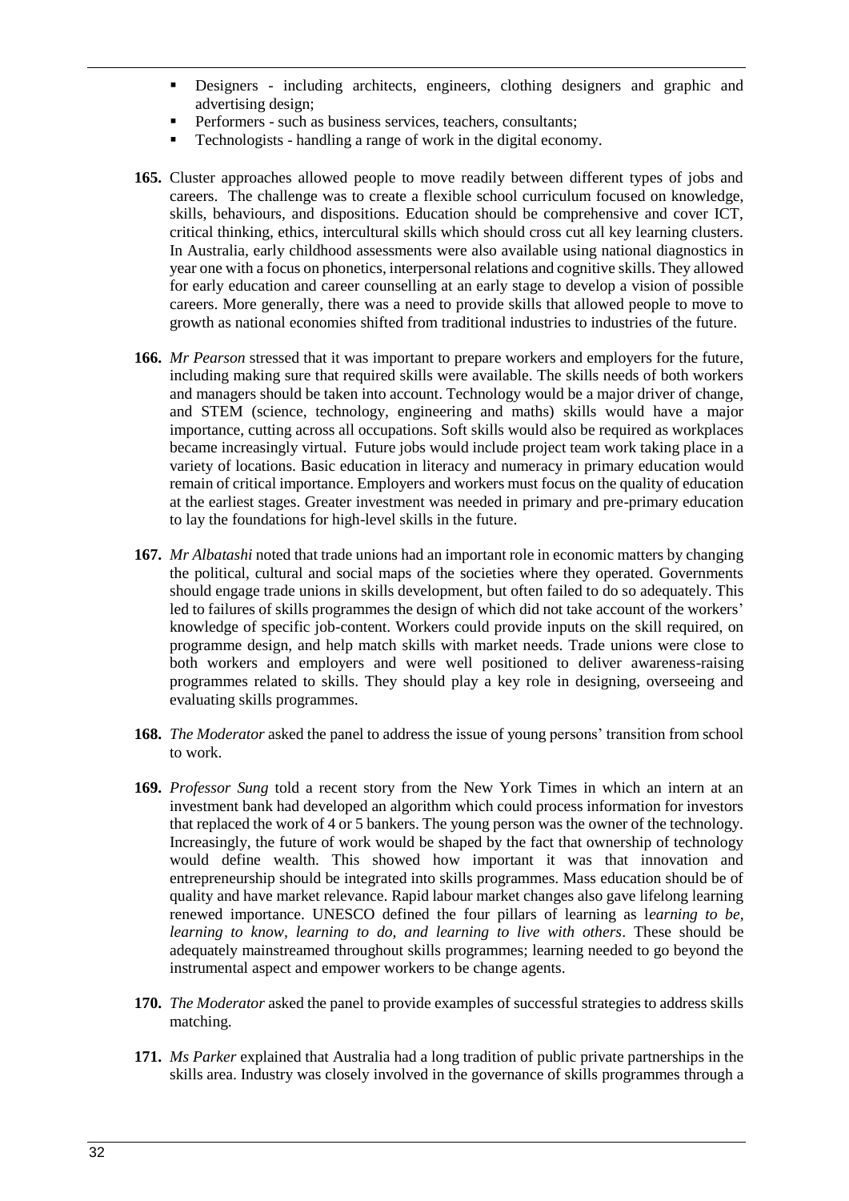- Designers - including architects, engineers, clothing designers and graphic and advertising design;
- Performers - such as business services, teachers, consultants;
- Technologists - handling a range of work in the digital economy.

**165.** Cluster approaches allowed people to move readily between different types of jobs and careers. The challenge was to create a flexible school curriculum focused on knowledge, skills, behaviours, and dispositions. Education should be comprehensive and cover ICT, critical thinking, ethics, intercultural skills which should cross cut all key learning clusters. In Australia, early childhood assessments were also available using national diagnostics in year one with a focus on phonetics, interpersonal relations and cognitive skills. They allowed for early education and career counselling at an early stage to develop a vision of possible careers. More generally, there was a need to provide skills that allowed people to move to growth as national economies shifted from traditional industries to industries of the future.

**166.** *Mr Pearson* stressed that it was important to prepare workers and employers for the future, including making sure that required skills were available. The skills needs of both workers and managers should be taken into account. Technology would be a major driver of change, and STEM (science, technology, engineering and maths) skills would have a major importance, cutting across all occupations. Soft skills would also be required as workplaces became increasingly virtual. Future jobs would include project team work taking place in a variety of locations. Basic education in literacy and numeracy in primary education would remain of critical importance. Employers and workers must focus on the quality of education at the earliest stages. Greater investment was needed in primary and pre-primary education to lay the foundations for high-level skills in the future.

**167.** *Mr Albatashi* noted that trade unions had an important role in economic matters by changing the political, cultural and social maps of the societies where they operated. Governments should engage trade unions in skills development, but often failed to do so adequately. This led to failures of skills programmes the design of which did not take account of the workers' knowledge of specific job-content. Workers could provide inputs on the skill required, on programme design, and help match skills with market needs. Trade unions were close to both workers and employers and were well positioned to deliver awareness-raising programmes related to skills. They should play a key role in designing, overseeing and evaluating skills programmes.

**168.** *The Moderator* asked the panel to address the issue of young persons' transition from school to work.

**169.** *Professor Sung* told a recent story from the New York Times in which an intern at an investment bank had developed an algorithm which could process information for investors that replaced the work of 4 or 5 bankers. The young person was the owner of the technology. Increasingly, the future of work would be shaped by the fact that ownership of technology would define wealth. This showed how important it was that innovation and entrepreneurship should be integrated into skills programmes. Mass education should be of quality and have market relevance. Rapid labour market changes also gave lifelong learning renewed importance. UNESCO defined the four pillars of learning as l*earning to be, learning to know, learning to do, and learning to live with others*. These should be adequately mainstreamed throughout skills programmes; learning needed to go beyond the instrumental aspect and empower workers to be change agents.

**170.** *The Moderator* asked the panel to provide examples of successful strategies to address skills matching.

**171.** *Ms Parker* explained that Australia had a long tradition of public private partnerships in the skills area. Industry was closely involved in the governance of skills programmes through a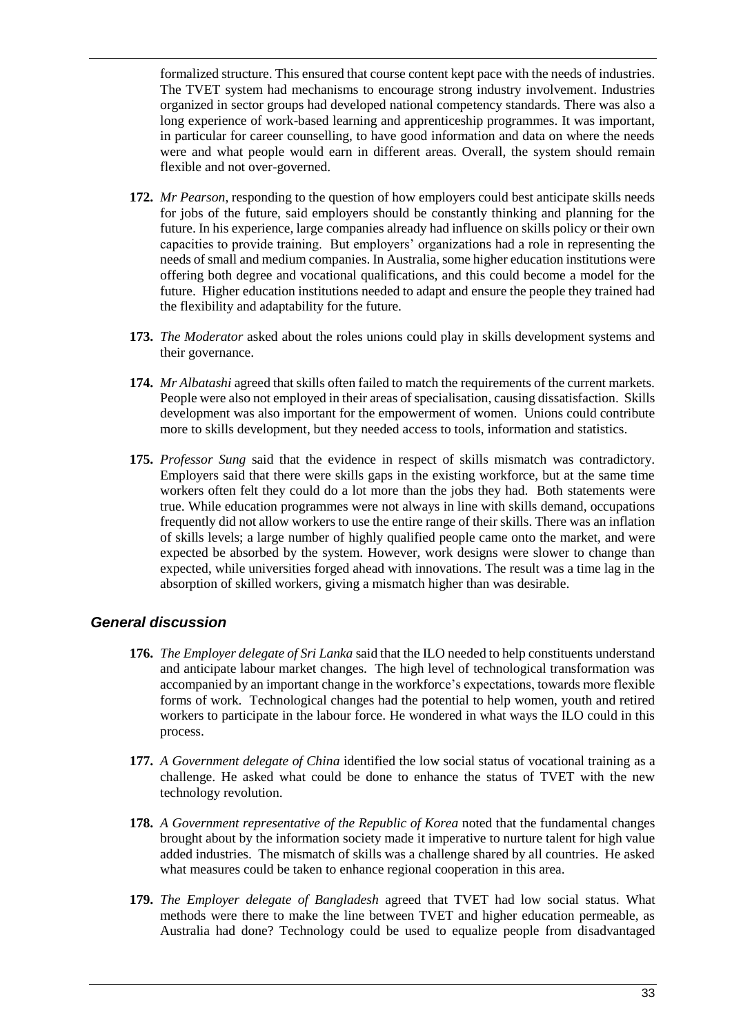formalized structure. This ensured that course content kept pace with the needs of industries. The TVET system had mechanisms to encourage strong industry involvement. Industries organized in sector groups had developed national competency standards. There was also a long experience of work-based learning and apprenticeship programmes. It was important, in particular for career counselling, to have good information and data on where the needs were and what people would earn in different areas. Overall, the system should remain flexible and not over-governed.

**172.** *Mr Pearson,* responding to the question of how employers could best anticipate skills needs for jobs of the future, said employers should be constantly thinking and planning for the future. In his experience, large companies already had influence on skills policy or their own capacities to provide training. But employers' organizations had a role in representing the needs of small and medium companies. In Australia, some higher education institutions were offering both degree and vocational qualifications, and this could become a model for the future. Higher education institutions needed to adapt and ensure the people they trained had the flexibility and adaptability for the future.

**173.** *The Moderator* asked about the roles unions could play in skills development systems and their governance.

**174.** *Mr Albatashi* agreed that skills often failed to match the requirements of the current markets. People were also not employed in their areas of specialisation, causing dissatisfaction. Skills development was also important for the empowerment of women. Unions could contribute more to skills development, but they needed access to tools, information and statistics.

**175.** *Professor Sung* said that the evidence in respect of skills mismatch was contradictory. Employers said that there were skills gaps in the existing workforce, but at the same time workers often felt they could do a lot more than the jobs they had. Both statements were true. While education programmes were not always in line with skills demand, occupations frequently did not allow workers to use the entire range of their skills. There was an inflation of skills levels; a large number of highly qualified people came onto the market, and were expected be absorbed by the system. However, work designs were slower to change than expected, while universities forged ahead with innovations. The result was a time lag in the absorption of skilled workers, giving a mismatch higher than was desirable.

### *General discussion*

**176.** *The Employer delegate of Sri Lanka* said that the ILO needed to help constituents understand and anticipate labour market changes. The high level of technological transformation was accompanied by an important change in the workforce's expectations, towards more flexible forms of work. Technological changes had the potential to help women, youth and retired workers to participate in the labour force. He wondered in what ways the ILO could in this process.

**177.** *A Government delegate of China* identified the low social status of vocational training as a challenge. He asked what could be done to enhance the status of TVET with the new technology revolution.

**178.** *A Government representative of the Republic of Korea* noted that the fundamental changes brought about by the information society made it imperative to nurture talent for high value added industries. The mismatch of skills was a challenge shared by all countries. He asked what measures could be taken to enhance regional cooperation in this area.

**179.** *The Employer delegate of Bangladesh* agreed that TVET had low social status. What methods were there to make the line between TVET and higher education permeable, as Australia had done? Technology could be used to equalize people from disadvantaged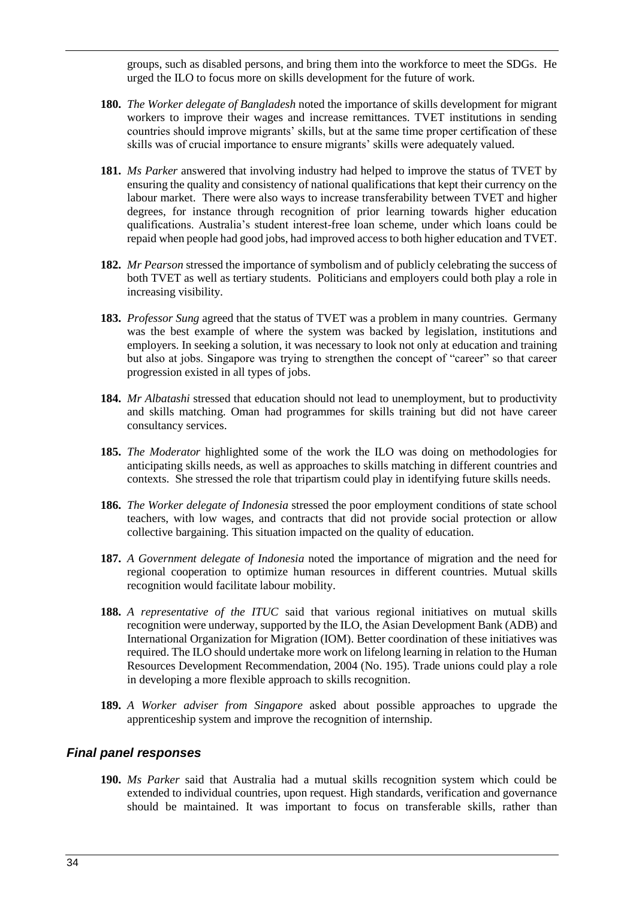groups, such as disabled persons, and bring them into the workforce to meet the SDGs. He urged the ILO to focus more on skills development for the future of work.

**180.** *The Worker delegate of Bangladesh* noted the importance of skills development for migrant workers to improve their wages and increase remittances. TVET institutions in sending countries should improve migrants' skills, but at the same time proper certification of these skills was of crucial importance to ensure migrants' skills were adequately valued.

**181.** *Ms Parker* answered that involving industry had helped to improve the status of TVET by ensuring the quality and consistency of national qualifications that kept their currency on the labour market. There were also ways to increase transferability between TVET and higher degrees, for instance through recognition of prior learning towards higher education qualifications. Australia's student interest-free loan scheme, under which loans could be repaid when people had good jobs, had improved access to both higher education and TVET.

**182.** *Mr Pearson* stressed the importance of symbolism and of publicly celebrating the success of both TVET as well as tertiary students. Politicians and employers could both play a role in increasing visibility.

**183.** *Professor Sung* agreed that the status of TVET was a problem in many countries. Germany was the best example of where the system was backed by legislation, institutions and employers. In seeking a solution, it was necessary to look not only at education and training but also at jobs. Singapore was trying to strengthen the concept of "career" so that career progression existed in all types of jobs.

**184.** *Mr Albatashi* stressed that education should not lead to unemployment, but to productivity and skills matching. Oman had programmes for skills training but did not have career consultancy services.

**185.** *The Moderator* highlighted some of the work the ILO was doing on methodologies for anticipating skills needs, as well as approaches to skills matching in different countries and contexts. She stressed the role that tripartism could play in identifying future skills needs.

**186.** *The Worker delegate of Indonesia* stressed the poor employment conditions of state school teachers, with low wages, and contracts that did not provide social protection or allow collective bargaining. This situation impacted on the quality of education.

**187.** *A Government delegate of Indonesia* noted the importance of migration and the need for regional cooperation to optimize human resources in different countries. Mutual skills recognition would facilitate labour mobility.

**188.** *A representative of the ITUC* said that various regional initiatives on mutual skills recognition were underway, supported by the ILO, the Asian Development Bank (ADB) and International Organization for Migration (IOM). Better coordination of these initiatives was required. The ILO should undertake more work on lifelong learning in relation to the Human Resources Development Recommendation, 2004 (No. 195). Trade unions could play a role in developing a more flexible approach to skills recognition.

**189.** *A Worker adviser from Singapore* asked about possible approaches to upgrade the apprenticeship system and improve the recognition of internship.

### *Final panel responses*

**190.** *Ms Parker* said that Australia had a mutual skills recognition system which could be extended to individual countries, upon request. High standards, verification and governance should be maintained. It was important to focus on transferable skills, rather than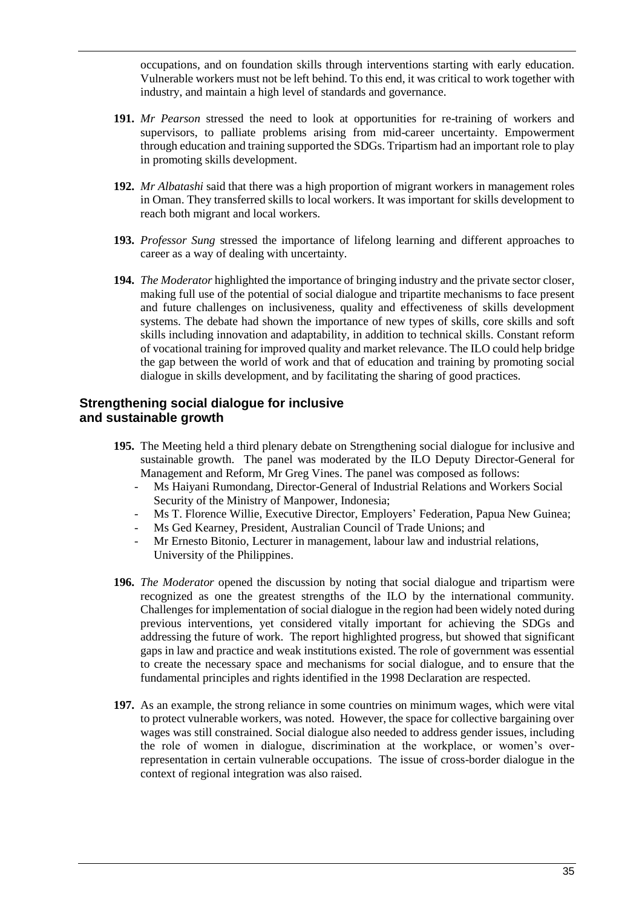occupations, and on foundation skills through interventions starting with early education. Vulnerable workers must not be left behind. To this end, it was critical to work together with industry, and maintain a high level of standards and governance.

**191.** *Mr Pearson* stressed the need to look at opportunities for re-training of workers and supervisors, to palliate problems arising from mid-career uncertainty. Empowerment through education and training supported the SDGs. Tripartism had an important role to play in promoting skills development.

**192.** *Mr Albatashi* said that there was a high proportion of migrant workers in management roles in Oman. They transferred skills to local workers. It was important for skills development to reach both migrant and local workers.

**193.** *Professor Sung* stressed the importance of lifelong learning and different approaches to career as a way of dealing with uncertainty.

**194.** *The Moderator* highlighted the importance of bringing industry and the private sector closer, making full use of the potential of social dialogue and tripartite mechanisms to face present and future challenges on inclusiveness, quality and effectiveness of skills development systems. The debate had shown the importance of new types of skills, core skills and soft skills including innovation and adaptability, in addition to technical skills. Constant reform of vocational training for improved quality and market relevance. The ILO could help bridge the gap between the world of work and that of education and training by promoting social dialogue in skills development, and by facilitating the sharing of good practices.

## Strengthening social dialogue for inclusive and sustainable growth

**195.** The Meeting held a third plenary debate on Strengthening social dialogue for inclusive and sustainable growth. The panel was moderated by the ILO Deputy Director-General for Management and Reform, Mr Greg Vines. The panel was composed as follows:

- Ms Haiyani Rumondang, Director-General of Industrial Relations and Workers Social Security of the Ministry of Manpower, Indonesia;
- Ms T. Florence Willie, Executive Director, Employers' Federation, Papua New Guinea;
- Ms Ged Kearney, President, Australian Council of Trade Unions; and
- Mr Ernesto Bitonio, Lecturer in management, labour law and industrial relations, University of the Philippines.

**196.** *The Moderator* opened the discussion by noting that social dialogue and tripartism were recognized as one the greatest strengths of the ILO by the international community. Challenges for implementation of social dialogue in the region had been widely noted during previous interventions, yet considered vitally important for achieving the SDGs and addressing the future of work. The report highlighted progress, but showed that significant gaps in law and practice and weak institutions existed. The role of government was essential to create the necessary space and mechanisms for social dialogue, and to ensure that the fundamental principles and rights identified in the 1998 Declaration are respected.

**197.** As an example, the strong reliance in some countries on minimum wages, which were vital to protect vulnerable workers, was noted. However, the space for collective bargaining over wages was still constrained. Social dialogue also needed to address gender issues, including the role of women in dialogue, discrimination at the workplace, or women's over-representation in certain vulnerable occupations. The issue of cross-border dialogue in the context of regional integration was also raised.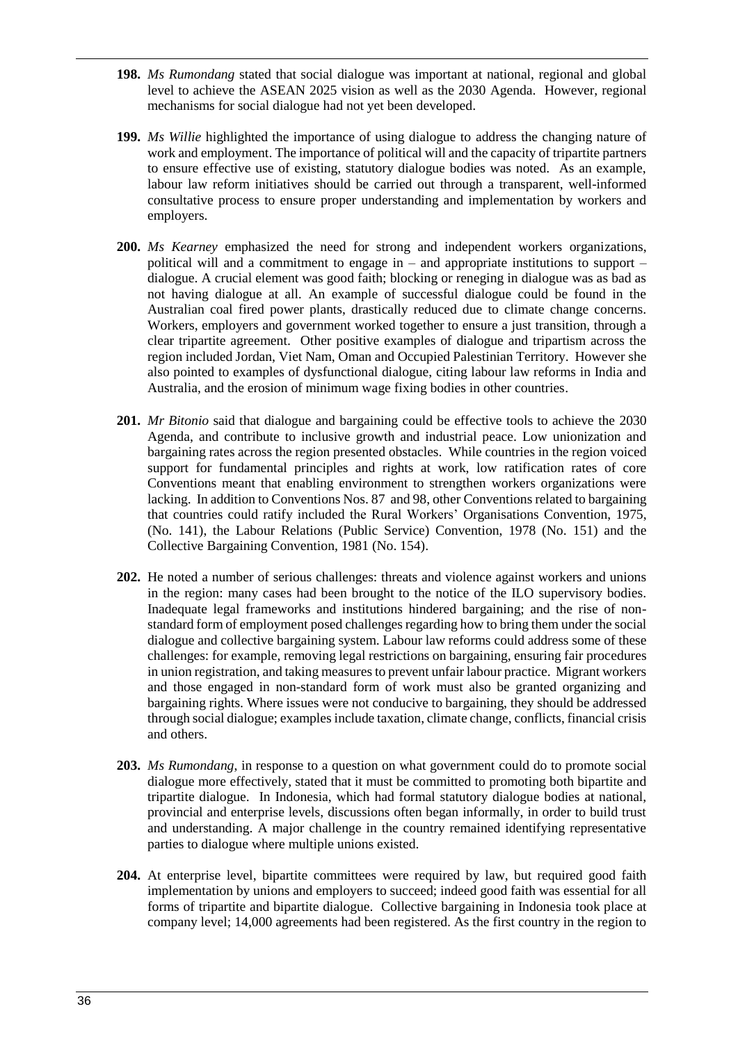**198.** *Ms Rumondang* stated that social dialogue was important at national, regional and global level to achieve the ASEAN 2025 vision as well as the 2030 Agenda. However, regional mechanisms for social dialogue had not yet been developed.

**199.** *Ms Willie* highlighted the importance of using dialogue to address the changing nature of work and employment. The importance of political will and the capacity of tripartite partners to ensure effective use of existing, statutory dialogue bodies was noted. As an example, labour law reform initiatives should be carried out through a transparent, well-informed consultative process to ensure proper understanding and implementation by workers and employers.

**200.** *Ms Kearney* emphasized the need for strong and independent workers organizations, political will and a commitment to engage in – and appropriate institutions to support – dialogue. A crucial element was good faith; blocking or reneging in dialogue was as bad as not having dialogue at all. An example of successful dialogue could be found in the Australian coal fired power plants, drastically reduced due to climate change concerns. Workers, employers and government worked together to ensure a just transition, through a clear tripartite agreement. Other positive examples of dialogue and tripartism across the region included Jordan, Viet Nam, Oman and Occupied Palestinian Territory. However she also pointed to examples of dysfunctional dialogue, citing labour law reforms in India and Australia, and the erosion of minimum wage fixing bodies in other countries.

**201.** *Mr Bitonio* said that dialogue and bargaining could be effective tools to achieve the 2030 Agenda, and contribute to inclusive growth and industrial peace. Low unionization and bargaining rates across the region presented obstacles. While countries in the region voiced support for fundamental principles and rights at work, low ratification rates of core Conventions meant that enabling environment to strengthen workers organizations were lacking. In addition to Conventions Nos. 87 and 98, other Conventions related to bargaining that countries could ratify included the Rural Workers' Organisations Convention, 1975, (No. 141), the Labour Relations (Public Service) Convention, 1978 (No. 151) and the Collective Bargaining Convention, 1981 (No. 154).

**202.** He noted a number of serious challenges: threats and violence against workers and unions in the region: many cases had been brought to the notice of the ILO supervisory bodies. Inadequate legal frameworks and institutions hindered bargaining; and the rise of non-standard form of employment posed challenges regarding how to bring them under the social dialogue and collective bargaining system. Labour law reforms could address some of these challenges: for example, removing legal restrictions on bargaining, ensuring fair procedures in union registration, and taking measures to prevent unfair labour practice. Migrant workers and those engaged in non-standard form of work must also be granted organizing and bargaining rights. Where issues were not conducive to bargaining, they should be addressed through social dialogue; examples include taxation, climate change, conflicts, financial crisis and others.

**203.** *Ms Rumondang*, in response to a question on what government could do to promote social dialogue more effectively, stated that it must be committed to promoting both bipartite and tripartite dialogue. In Indonesia, which had formal statutory dialogue bodies at national, provincial and enterprise levels, discussions often began informally, in order to build trust and understanding. A major challenge in the country remained identifying representative parties to dialogue where multiple unions existed.

**204.** At enterprise level, bipartite committees were required by law, but required good faith implementation by unions and employers to succeed; indeed good faith was essential for all forms of tripartite and bipartite dialogue. Collective bargaining in Indonesia took place at company level; 14,000 agreements had been registered. As the first country in the region to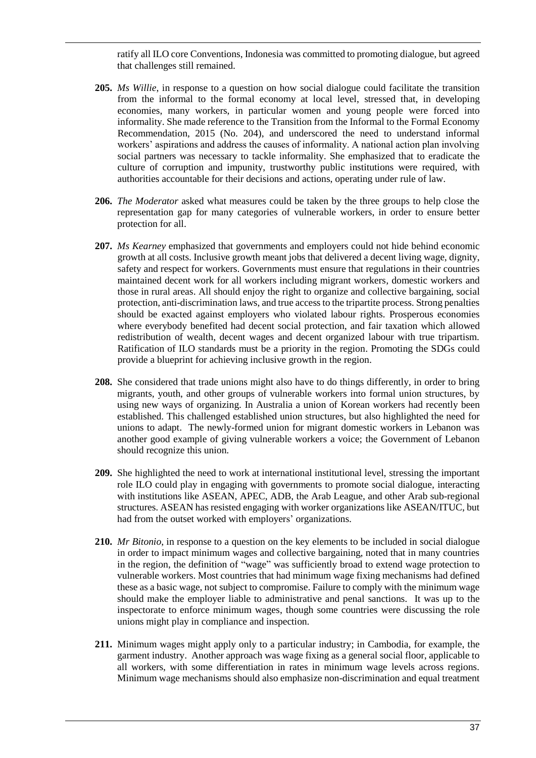ratify all ILO core Conventions, Indonesia was committed to promoting dialogue, but agreed that challenges still remained.

**205.** *Ms Willie*, in response to a question on how social dialogue could facilitate the transition from the informal to the formal economy at local level, stressed that, in developing economies, many workers, in particular women and young people were forced into informality. She made reference to the Transition from the Informal to the Formal Economy Recommendation, 2015 (No. 204), and underscored the need to understand informal workers' aspirations and address the causes of informality. A national action plan involving social partners was necessary to tackle informality. She emphasized that to eradicate the culture of corruption and impunity, trustworthy public institutions were required, with authorities accountable for their decisions and actions, operating under rule of law.

**206.** *The Moderator* asked what measures could be taken by the three groups to help close the representation gap for many categories of vulnerable workers, in order to ensure better protection for all.

**207.** *Ms Kearney* emphasized that governments and employers could not hide behind economic growth at all costs. Inclusive growth meant jobs that delivered a decent living wage, dignity, safety and respect for workers. Governments must ensure that regulations in their countries maintained decent work for all workers including migrant workers, domestic workers and those in rural areas. All should enjoy the right to organize and collective bargaining, social protection, anti-discrimination laws, and true access to the tripartite process. Strong penalties should be exacted against employers who violated labour rights. Prosperous economies where everybody benefited had decent social protection, and fair taxation which allowed redistribution of wealth, decent wages and decent organized labour with true tripartism. Ratification of ILO standards must be a priority in the region. Promoting the SDGs could provide a blueprint for achieving inclusive growth in the region.

**208.** She considered that trade unions might also have to do things differently, in order to bring migrants, youth, and other groups of vulnerable workers into formal union structures, by using new ways of organizing. In Australia a union of Korean workers had recently been established. This challenged established union structures, but also highlighted the need for unions to adapt. The newly-formed union for migrant domestic workers in Lebanon was another good example of giving vulnerable workers a voice; the Government of Lebanon should recognize this union.

**209.** She highlighted the need to work at international institutional level, stressing the important role ILO could play in engaging with governments to promote social dialogue, interacting with institutions like ASEAN, APEC, ADB, the Arab League, and other Arab sub-regional structures. ASEAN has resisted engaging with worker organizations like ASEAN/ITUC, but had from the outset worked with employers' organizations.

**210.** *Mr Bitonio*, in response to a question on the key elements to be included in social dialogue in order to impact minimum wages and collective bargaining, noted that in many countries in the region, the definition of "wage" was sufficiently broad to extend wage protection to vulnerable workers. Most countries that had minimum wage fixing mechanisms had defined these as a basic wage, not subject to compromise. Failure to comply with the minimum wage should make the employer liable to administrative and penal sanctions. It was up to the inspectorate to enforce minimum wages, though some countries were discussing the role unions might play in compliance and inspection.

**211.** Minimum wages might apply only to a particular industry; in Cambodia, for example, the garment industry. Another approach was wage fixing as a general social floor, applicable to all workers, with some differentiation in rates in minimum wage levels across regions. Minimum wage mechanisms should also emphasize non-discrimination and equal treatment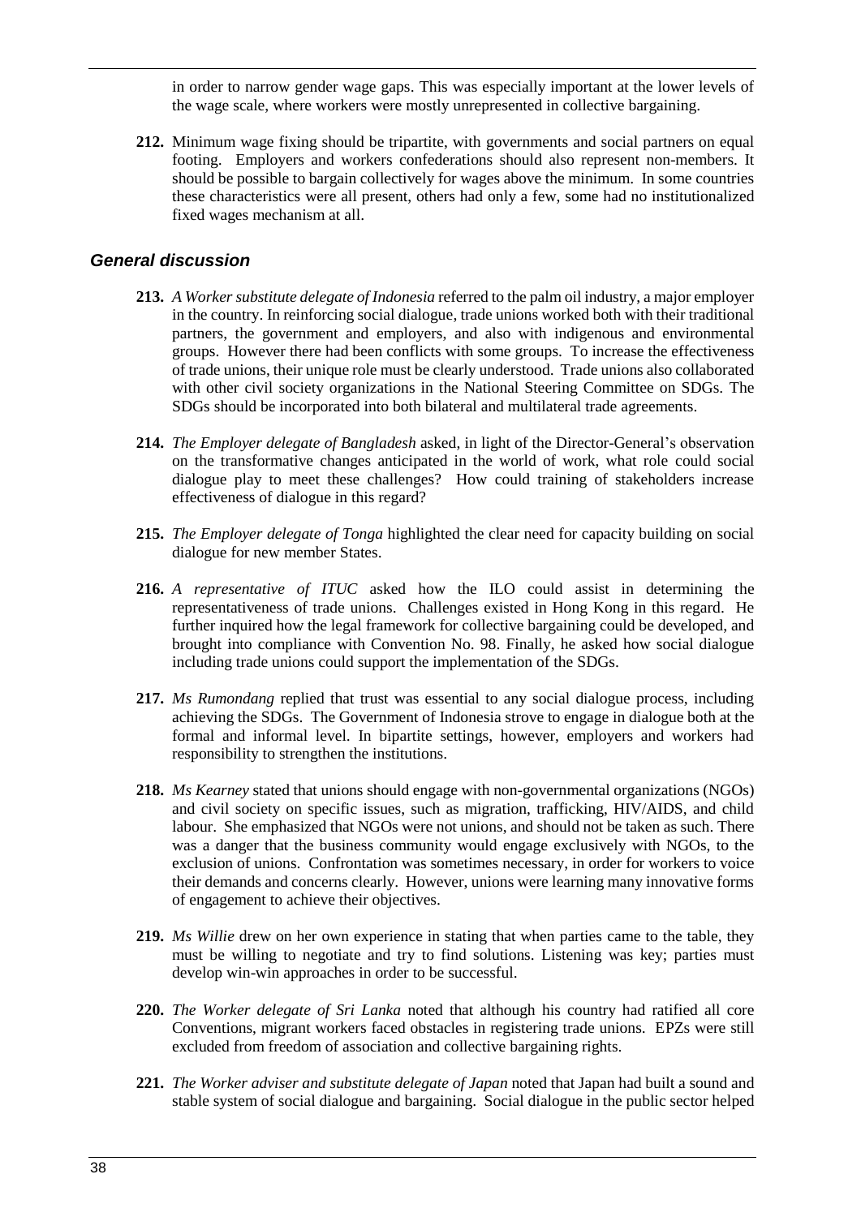in order to narrow gender wage gaps. This was especially important at the lower levels of the wage scale, where workers were mostly unrepresented in collective bargaining.

**212.** Minimum wage fixing should be tripartite, with governments and social partners on equal footing. Employers and workers confederations should also represent non-members. It should be possible to bargain collectively for wages above the minimum. In some countries these characteristics were all present, others had only a few, some had no institutionalized fixed wages mechanism at all.

### *General discussion*

**213.** *A Worker substitute delegate of Indonesia* referred to the palm oil industry, a major employer in the country. In reinforcing social dialogue, trade unions worked both with their traditional partners, the government and employers, and also with indigenous and environmental groups. However there had been conflicts with some groups. To increase the effectiveness of trade unions, their unique role must be clearly understood. Trade unions also collaborated with other civil society organizations in the National Steering Committee on SDGs. The SDGs should be incorporated into both bilateral and multilateral trade agreements.

**214.** *The Employer delegate of Bangladesh* asked, in light of the Director-General's observation on the transformative changes anticipated in the world of work, what role could social dialogue play to meet these challenges? How could training of stakeholders increase effectiveness of dialogue in this regard?

**215.** *The Employer delegate of Tonga* highlighted the clear need for capacity building on social dialogue for new member States.

**216.** *A representative of ITUC* asked how the ILO could assist in determining the representativeness of trade unions. Challenges existed in Hong Kong in this regard. He further inquired how the legal framework for collective bargaining could be developed, and brought into compliance with Convention No. 98. Finally, he asked how social dialogue including trade unions could support the implementation of the SDGs.

**217.** *Ms Rumondang* replied that trust was essential to any social dialogue process, including achieving the SDGs. The Government of Indonesia strove to engage in dialogue both at the formal and informal level. In bipartite settings, however, employers and workers had responsibility to strengthen the institutions.

**218.** *Ms Kearney* stated that unions should engage with non-governmental organizations (NGOs) and civil society on specific issues, such as migration, trafficking, HIV/AIDS, and child labour. She emphasized that NGOs were not unions, and should not be taken as such. There was a danger that the business community would engage exclusively with NGOs, to the exclusion of unions. Confrontation was sometimes necessary, in order for workers to voice their demands and concerns clearly. However, unions were learning many innovative forms of engagement to achieve their objectives.

**219.** *Ms Willie* drew on her own experience in stating that when parties came to the table, they must be willing to negotiate and try to find solutions. Listening was key; parties must develop win-win approaches in order to be successful.

**220.** *The Worker delegate of Sri Lanka* noted that although his country had ratified all core Conventions, migrant workers faced obstacles in registering trade unions. EPZs were still excluded from freedom of association and collective bargaining rights.

**221.** *The Worker adviser and substitute delegate of Japan* noted that Japan had built a sound and stable system of social dialogue and bargaining. Social dialogue in the public sector helped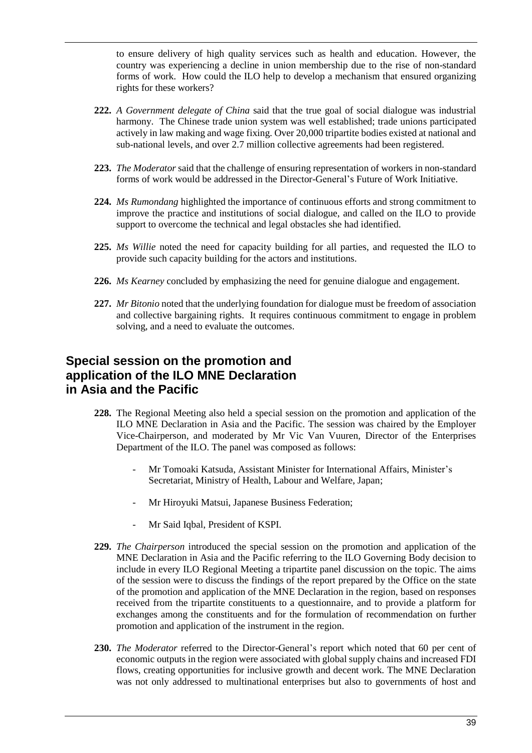to ensure delivery of high quality services such as health and education. However, the country was experiencing a decline in union membership due to the rise of non-standard forms of work. How could the ILO help to develop a mechanism that ensured organizing rights for these workers?

**222.** *A Government delegate of China* said that the true goal of social dialogue was industrial harmony. The Chinese trade union system was well established; trade unions participated actively in law making and wage fixing. Over 20,000 tripartite bodies existed at national and sub-national levels, and over 2.7 million collective agreements had been registered.

**223.** *The Moderator* said that the challenge of ensuring representation of workers in non-standard forms of work would be addressed in the Director-General's Future of Work Initiative.

**224.** *Ms Rumondang* highlighted the importance of continuous efforts and strong commitment to improve the practice and institutions of social dialogue, and called on the ILO to provide support to overcome the technical and legal obstacles she had identified.

**225.** *Ms Willie* noted the need for capacity building for all parties, and requested the ILO to provide such capacity building for the actors and institutions.

**226.** *Ms Kearney* concluded by emphasizing the need for genuine dialogue and engagement.

**227.** *Mr Bitonio* noted that the underlying foundation for dialogue must be freedom of association and collective bargaining rights. It requires continuous commitment to engage in problem solving, and a need to evaluate the outcomes.

## Special session on the promotion and application of the ILO MNE Declaration in Asia and the Pacific

**228.** The Regional Meeting also held a special session on the promotion and application of the ILO MNE Declaration in Asia and the Pacific. The session was chaired by the Employer Vice-Chairperson, and moderated by Mr Vic Van Vuuren, Director of the Enterprises Department of the ILO. The panel was composed as follows:

- Mr Tomoaki Katsuda, Assistant Minister for International Affairs, Minister's Secretariat, Ministry of Health, Labour and Welfare, Japan;
- Mr Hiroyuki Matsui, Japanese Business Federation;
- Mr Said Iqbal, President of KSPI.

**229.** *The Chairperson* introduced the special session on the promotion and application of the MNE Declaration in Asia and the Pacific referring to the ILO Governing Body decision to include in every ILO Regional Meeting a tripartite panel discussion on the topic. The aims of the session were to discuss the findings of the report prepared by the Office on the state of the promotion and application of the MNE Declaration in the region, based on responses received from the tripartite constituents to a questionnaire, and to provide a platform for exchanges among the constituents and for the formulation of recommendation on further promotion and application of the instrument in the region.

**230.** *The Moderator* referred to the Director-General's report which noted that 60 per cent of economic outputs in the region were associated with global supply chains and increased FDI flows, creating opportunities for inclusive growth and decent work. The MNE Declaration was not only addressed to multinational enterprises but also to governments of host and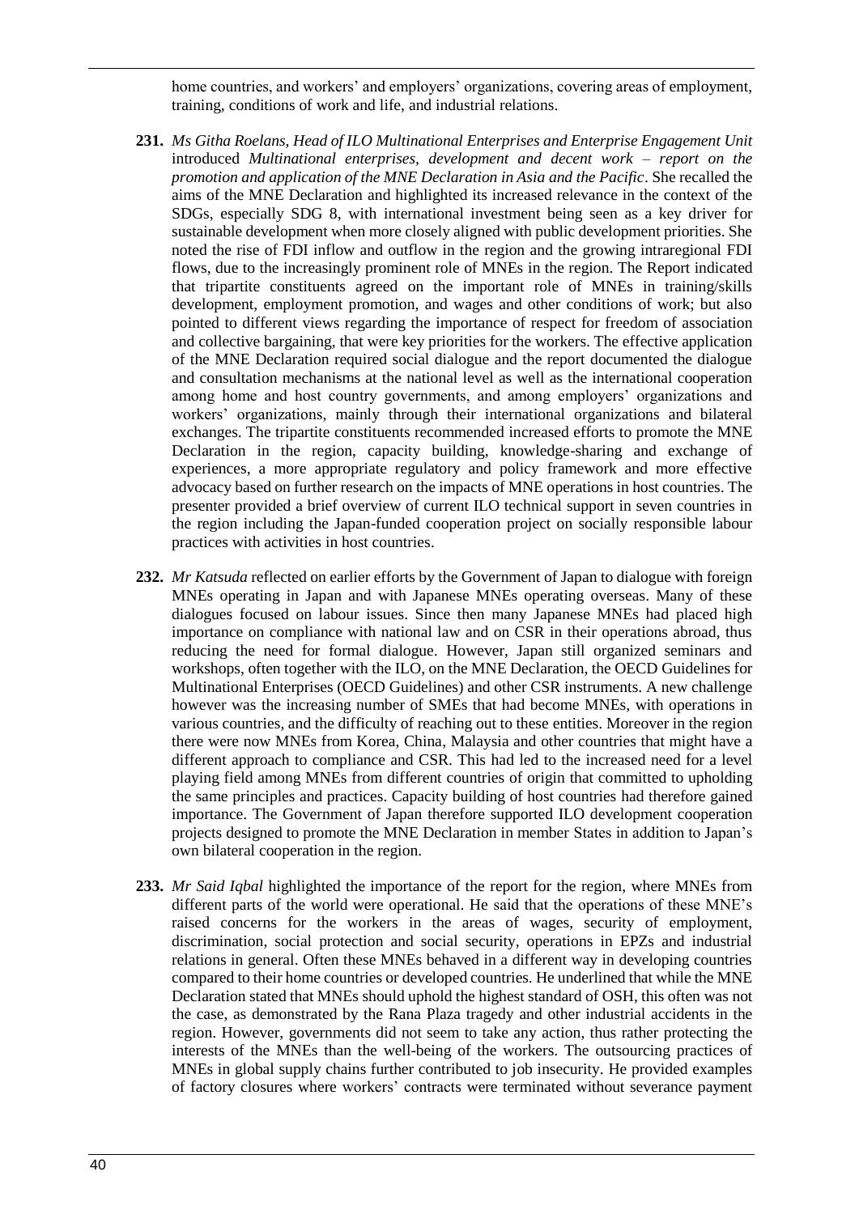home countries, and workers' and employers' organizations, covering areas of employment, training, conditions of work and life, and industrial relations.

**231.** *Ms Githa Roelans, Head of ILO Multinational Enterprises and Enterprise Engagement Unit* introduced *Multinational enterprises, development and decent work – report on the promotion and application of the MNE Declaration in Asia and the Pacific*. She recalled the aims of the MNE Declaration and highlighted its increased relevance in the context of the SDGs, especially SDG 8, with international investment being seen as a key driver for sustainable development when more closely aligned with public development priorities. She noted the rise of FDI inflow and outflow in the region and the growing intraregional FDI flows, due to the increasingly prominent role of MNEs in the region. The Report indicated that tripartite constituents agreed on the important role of MNEs in training/skills development, employment promotion, and wages and other conditions of work; but also pointed to different views regarding the importance of respect for freedom of association and collective bargaining, that were key priorities for the workers. The effective application of the MNE Declaration required social dialogue and the report documented the dialogue and consultation mechanisms at the national level as well as the international cooperation among home and host country governments, and among employers' organizations and workers' organizations, mainly through their international organizations and bilateral exchanges. The tripartite constituents recommended increased efforts to promote the MNE Declaration in the region, capacity building, knowledge-sharing and exchange of experiences, a more appropriate regulatory and policy framework and more effective advocacy based on further research on the impacts of MNE operations in host countries. The presenter provided a brief overview of current ILO technical support in seven countries in the region including the Japan-funded cooperation project on socially responsible labour practices with activities in host countries.

**232.** *Mr Katsuda* reflected on earlier efforts by the Government of Japan to dialogue with foreign MNEs operating in Japan and with Japanese MNEs operating overseas. Many of these dialogues focused on labour issues. Since then many Japanese MNEs had placed high importance on compliance with national law and on CSR in their operations abroad, thus reducing the need for formal dialogue. However, Japan still organized seminars and workshops, often together with the ILO, on the MNE Declaration, the OECD Guidelines for Multinational Enterprises (OECD Guidelines) and other CSR instruments. A new challenge however was the increasing number of SMEs that had become MNEs, with operations in various countries, and the difficulty of reaching out to these entities. Moreover in the region there were now MNEs from Korea, China, Malaysia and other countries that might have a different approach to compliance and CSR. This had led to the increased need for a level playing field among MNEs from different countries of origin that committed to upholding the same principles and practices. Capacity building of host countries had therefore gained importance. The Government of Japan therefore supported ILO development cooperation projects designed to promote the MNE Declaration in member States in addition to Japan's own bilateral cooperation in the region.

**233.** *Mr Said Iqbal* highlighted the importance of the report for the region, where MNEs from different parts of the world were operational. He said that the operations of these MNE's raised concerns for the workers in the areas of wages, security of employment, discrimination, social protection and social security, operations in EPZs and industrial relations in general. Often these MNEs behaved in a different way in developing countries compared to their home countries or developed countries. He underlined that while the MNE Declaration stated that MNEs should uphold the highest standard of OSH, this often was not the case, as demonstrated by the Rana Plaza tragedy and other industrial accidents in the region. However, governments did not seem to take any action, thus rather protecting the interests of the MNEs than the well-being of the workers. The outsourcing practices of MNEs in global supply chains further contributed to job insecurity. He provided examples of factory closures where workers' contracts were terminated without severance payment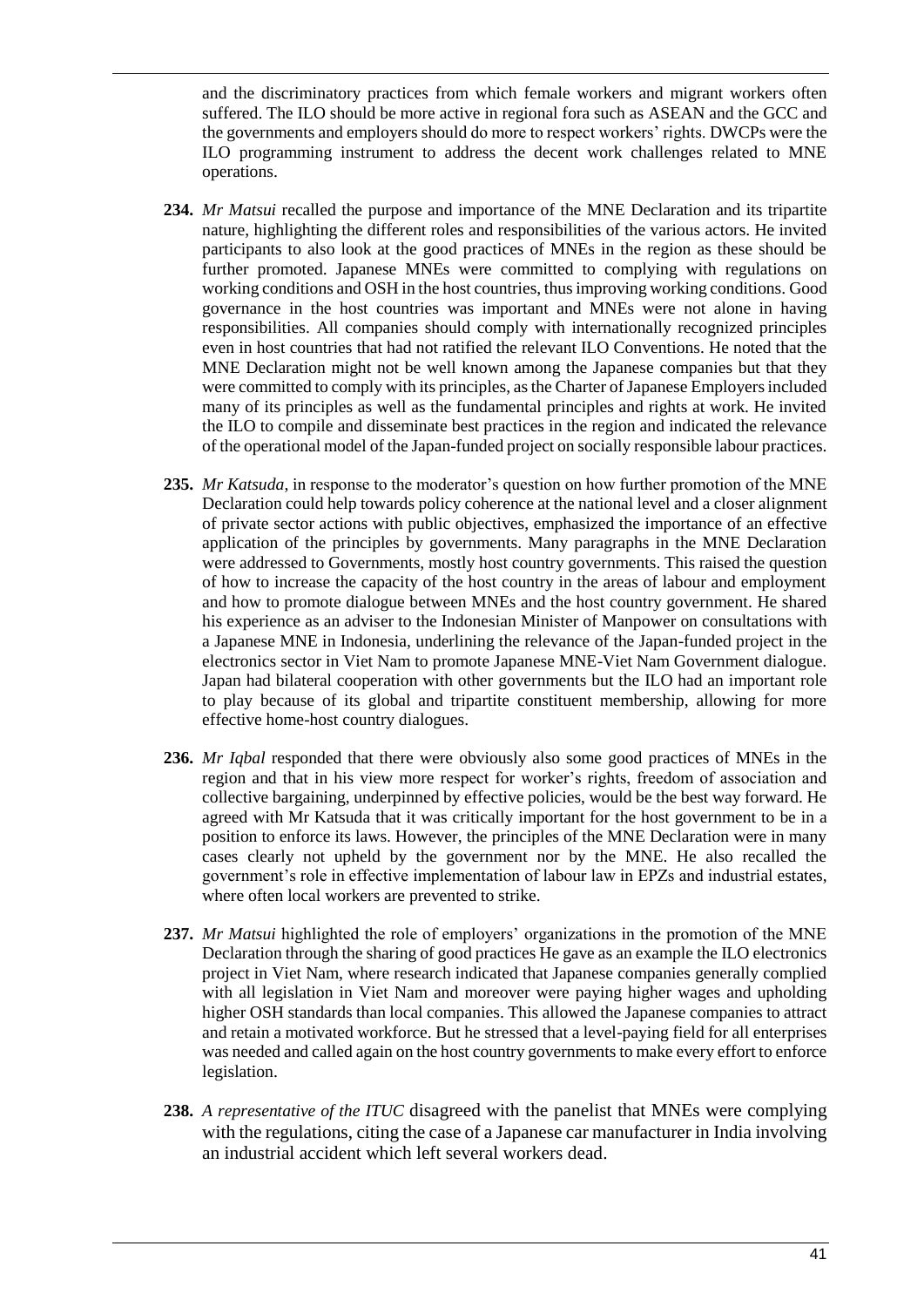and the discriminatory practices from which female workers and migrant workers often suffered. The ILO should be more active in regional fora such as ASEAN and the GCC and the governments and employers should do more to respect workers' rights. DWCPs were the ILO programming instrument to address the decent work challenges related to MNE operations.

**234.** *Mr Matsui* recalled the purpose and importance of the MNE Declaration and its tripartite nature, highlighting the different roles and responsibilities of the various actors. He invited participants to also look at the good practices of MNEs in the region as these should be further promoted. Japanese MNEs were committed to complying with regulations on working conditions and OSH in the host countries, thus improving working conditions. Good governance in the host countries was important and MNEs were not alone in having responsibilities. All companies should comply with internationally recognized principles even in host countries that had not ratified the relevant ILO Conventions. He noted that the MNE Declaration might not be well known among the Japanese companies but that they were committed to comply with its principles, as the Charter of Japanese Employers included many of its principles as well as the fundamental principles and rights at work. He invited the ILO to compile and disseminate best practices in the region and indicated the relevance of the operational model of the Japan-funded project on socially responsible labour practices.

**235.** *Mr Katsuda*, in response to the moderator's question on how further promotion of the MNE Declaration could help towards policy coherence at the national level and a closer alignment of private sector actions with public objectives, emphasized the importance of an effective application of the principles by governments. Many paragraphs in the MNE Declaration were addressed to Governments, mostly host country governments. This raised the question of how to increase the capacity of the host country in the areas of labour and employment and how to promote dialogue between MNEs and the host country government. He shared his experience as an adviser to the Indonesian Minister of Manpower on consultations with a Japanese MNE in Indonesia, underlining the relevance of the Japan-funded project in the electronics sector in Viet Nam to promote Japanese MNE-Viet Nam Government dialogue. Japan had bilateral cooperation with other governments but the ILO had an important role to play because of its global and tripartite constituent membership, allowing for more effective home-host country dialogues.

**236.** *Mr Iqbal* responded that there were obviously also some good practices of MNEs in the region and that in his view more respect for worker's rights, freedom of association and collective bargaining, underpinned by effective policies, would be the best way forward. He agreed with Mr Katsuda that it was critically important for the host government to be in a position to enforce its laws. However, the principles of the MNE Declaration were in many cases clearly not upheld by the government nor by the MNE. He also recalled the government's role in effective implementation of labour law in EPZs and industrial estates, where often local workers are prevented to strike.

**237.** *Mr Matsui* highlighted the role of employers' organizations in the promotion of the MNE Declaration through the sharing of good practices He gave as an example the ILO electronics project in Viet Nam, where research indicated that Japanese companies generally complied with all legislation in Viet Nam and moreover were paying higher wages and upholding higher OSH standards than local companies. This allowed the Japanese companies to attract and retain a motivated workforce. But he stressed that a level-paying field for all enterprises was needed and called again on the host country governments to make every effort to enforce legislation.

**238.** *A representative of the ITUC* disagreed with the panelist that MNEs were complying with the regulations, citing the case of a Japanese car manufacturer in India involving an industrial accident which left several workers dead.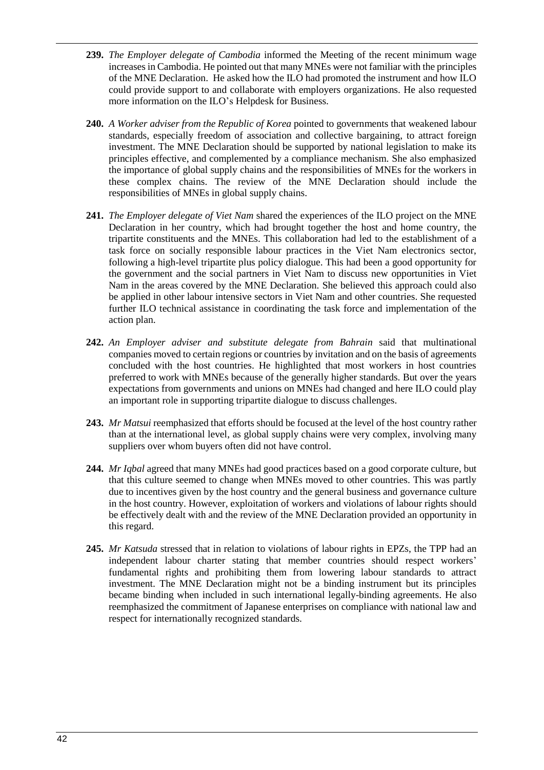**239.** *The Employer delegate of Cambodia* informed the Meeting of the recent minimum wage increases in Cambodia. He pointed out that many MNEs were not familiar with the principles of the MNE Declaration. He asked how the ILO had promoted the instrument and how ILO could provide support to and collaborate with employers organizations. He also requested more information on the ILO's Helpdesk for Business.

**240.** *A Worker adviser from the Republic of Korea* pointed to governments that weakened labour standards, especially freedom of association and collective bargaining, to attract foreign investment. The MNE Declaration should be supported by national legislation to make its principles effective, and complemented by a compliance mechanism. She also emphasized the importance of global supply chains and the responsibilities of MNEs for the workers in these complex chains. The review of the MNE Declaration should include the responsibilities of MNEs in global supply chains.

**241.** *The Employer delegate of Viet Nam* shared the experiences of the ILO project on the MNE Declaration in her country, which had brought together the host and home country, the tripartite constituents and the MNEs. This collaboration had led to the establishment of a task force on socially responsible labour practices in the Viet Nam electronics sector, following a high-level tripartite plus policy dialogue. This had been a good opportunity for the government and the social partners in Viet Nam to discuss new opportunities in Viet Nam in the areas covered by the MNE Declaration. She believed this approach could also be applied in other labour intensive sectors in Viet Nam and other countries. She requested further ILO technical assistance in coordinating the task force and implementation of the action plan.

**242.** *An Employer adviser and substitute delegate from Bahrain* said that multinational companies moved to certain regions or countries by invitation and on the basis of agreements concluded with the host countries. He highlighted that most workers in host countries preferred to work with MNEs because of the generally higher standards. But over the years expectations from governments and unions on MNEs had changed and here ILO could play an important role in supporting tripartite dialogue to discuss challenges.

**243.** *Mr Matsui* reemphasized that efforts should be focused at the level of the host country rather than at the international level, as global supply chains were very complex, involving many suppliers over whom buyers often did not have control.

**244.** *Mr Iqbal* agreed that many MNEs had good practices based on a good corporate culture, but that this culture seemed to change when MNEs moved to other countries. This was partly due to incentives given by the host country and the general business and governance culture in the host country. However, exploitation of workers and violations of labour rights should be effectively dealt with and the review of the MNE Declaration provided an opportunity in this regard.

**245.** *Mr Katsuda* stressed that in relation to violations of labour rights in EPZs, the TPP had an independent labour charter stating that member countries should respect workers' fundamental rights and prohibiting them from lowering labour standards to attract investment. The MNE Declaration might not be a binding instrument but its principles became binding when included in such international legally-binding agreements. He also reemphasized the commitment of Japanese enterprises on compliance with national law and respect for internationally recognized standards.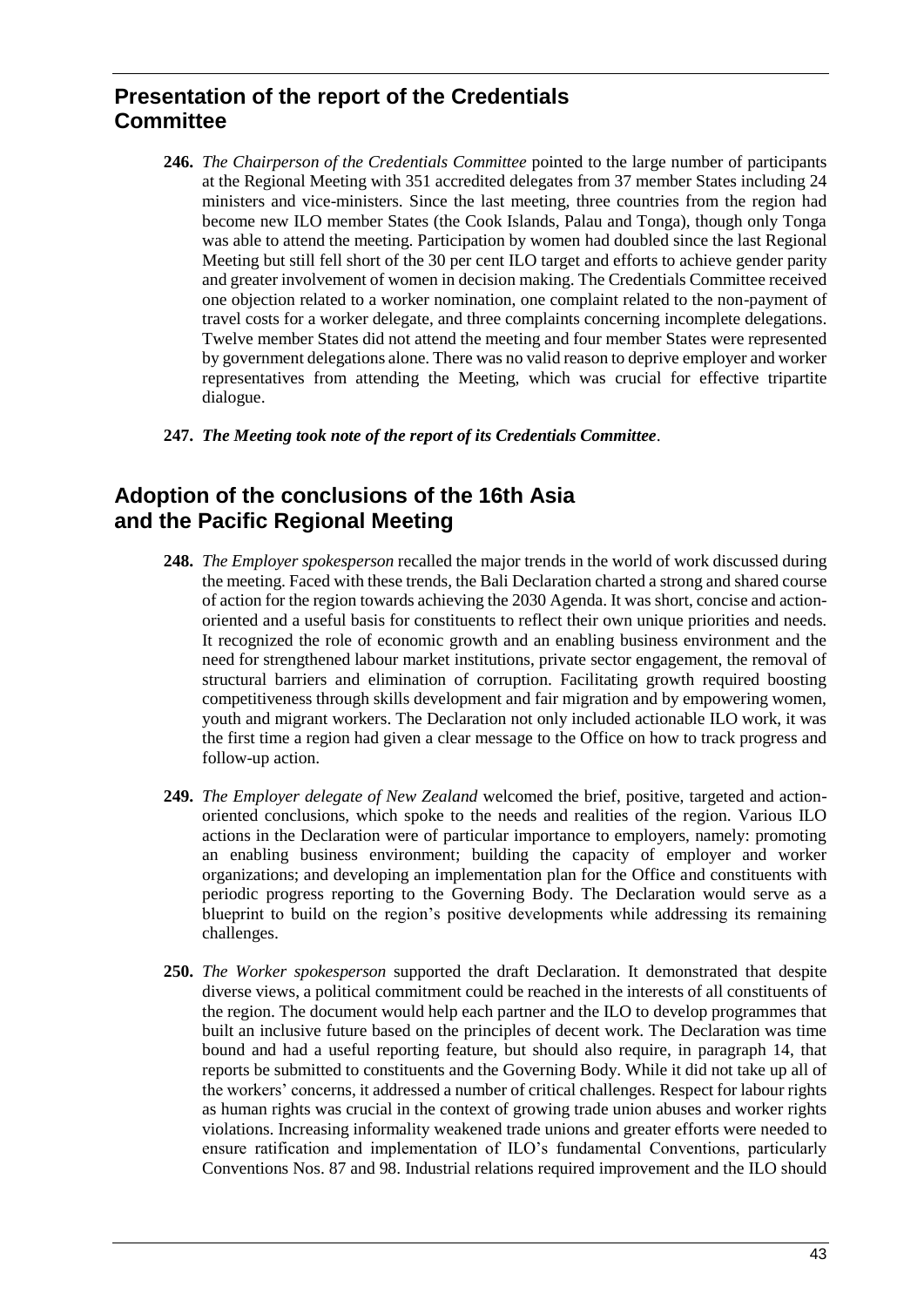## Presentation of the report of the Credentials Committee

**246.** *The Chairperson of the Credentials Committee* pointed to the large number of participants at the Regional Meeting with 351 accredited delegates from 37 member States including 24 ministers and vice-ministers. Since the last meeting, three countries from the region had become new ILO member States (the Cook Islands, Palau and Tonga), though only Tonga was able to attend the meeting. Participation by women had doubled since the last Regional Meeting but still fell short of the 30 per cent ILO target and efforts to achieve gender parity and greater involvement of women in decision making. The Credentials Committee received one objection related to a worker nomination, one complaint related to the non-payment of travel costs for a worker delegate, and three complaints concerning incomplete delegations. Twelve member States did not attend the meeting and four member States were represented by government delegations alone. There was no valid reason to deprive employer and worker representatives from attending the Meeting, which was crucial for effective tripartite dialogue.

**247.** ***The Meeting took note of the report of its Credentials Committee***.

## Adoption of the conclusions of the 16th Asia and the Pacific Regional Meeting

**248.** *The Employer spokesperson* recalled the major trends in the world of work discussed during the meeting. Faced with these trends, the Bali Declaration charted a strong and shared course of action for the region towards achieving the 2030 Agenda. It was short, concise and action-oriented and a useful basis for constituents to reflect their own unique priorities and needs. It recognized the role of economic growth and an enabling business environment and the need for strengthened labour market institutions, private sector engagement, the removal of structural barriers and elimination of corruption. Facilitating growth required boosting competitiveness through skills development and fair migration and by empowering women, youth and migrant workers. The Declaration not only included actionable ILO work, it was the first time a region had given a clear message to the Office on how to track progress and follow-up action.

**249.** *The Employer delegate of New Zealand* welcomed the brief, positive, targeted and action-oriented conclusions, which spoke to the needs and realities of the region. Various ILO actions in the Declaration were of particular importance to employers, namely: promoting an enabling business environment; building the capacity of employer and worker organizations; and developing an implementation plan for the Office and constituents with periodic progress reporting to the Governing Body. The Declaration would serve as a blueprint to build on the region's positive developments while addressing its remaining challenges.

**250.** *The Worker spokesperson* supported the draft Declaration. It demonstrated that despite diverse views, a political commitment could be reached in the interests of all constituents of the region. The document would help each partner and the ILO to develop programmes that built an inclusive future based on the principles of decent work. The Declaration was time bound and had a useful reporting feature, but should also require, in paragraph 14, that reports be submitted to constituents and the Governing Body. While it did not take up all of the workers' concerns, it addressed a number of critical challenges. Respect for labour rights as human rights was crucial in the context of growing trade union abuses and worker rights violations. Increasing informality weakened trade unions and greater efforts were needed to ensure ratification and implementation of ILO's fundamental Conventions, particularly Conventions Nos. 87 and 98. Industrial relations required improvement and the ILO should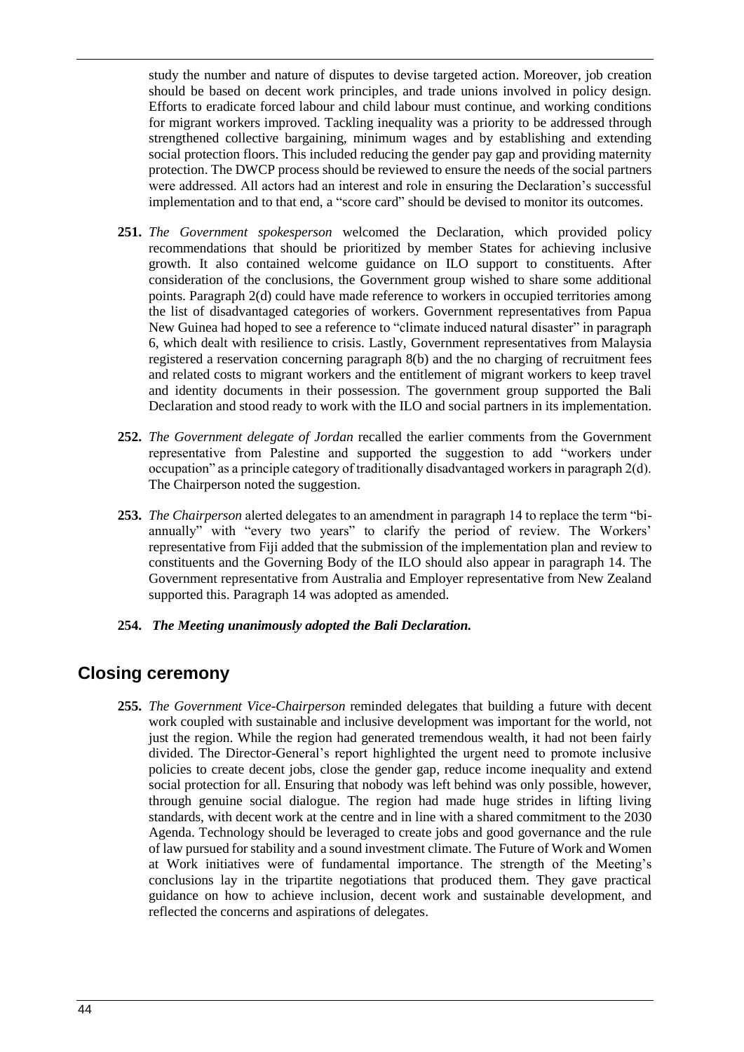study the number and nature of disputes to devise targeted action. Moreover, job creation should be based on decent work principles, and trade unions involved in policy design. Efforts to eradicate forced labour and child labour must continue, and working conditions for migrant workers improved. Tackling inequality was a priority to be addressed through strengthened collective bargaining, minimum wages and by establishing and extending social protection floors. This included reducing the gender pay gap and providing maternity protection. The DWCP process should be reviewed to ensure the needs of the social partners were addressed. All actors had an interest and role in ensuring the Declaration's successful implementation and to that end, a "score card" should be devised to monitor its outcomes.

**251.** *The Government spokesperson* welcomed the Declaration, which provided policy recommendations that should be prioritized by member States for achieving inclusive growth. It also contained welcome guidance on ILO support to constituents. After consideration of the conclusions, the Government group wished to share some additional points. Paragraph 2(d) could have made reference to workers in occupied territories among the list of disadvantaged categories of workers. Government representatives from Papua New Guinea had hoped to see a reference to "climate induced natural disaster" in paragraph 6, which dealt with resilience to crisis. Lastly, Government representatives from Malaysia registered a reservation concerning paragraph 8(b) and the no charging of recruitment fees and related costs to migrant workers and the entitlement of migrant workers to keep travel and identity documents in their possession. The government group supported the Bali Declaration and stood ready to work with the ILO and social partners in its implementation.

**252.** *The Government delegate of Jordan* recalled the earlier comments from the Government representative from Palestine and supported the suggestion to add "workers under occupation" as a principle category of traditionally disadvantaged workers in paragraph 2(d). The Chairperson noted the suggestion.

**253.** *The Chairperson* alerted delegates to an amendment in paragraph 14 to replace the term "bi-annually" with "every two years" to clarify the period of review. The Workers' representative from Fiji added that the submission of the implementation plan and review to constituents and the Governing Body of the ILO should also appear in paragraph 14. The Government representative from Australia and Employer representative from New Zealand supported this. Paragraph 14 was adopted as amended.

**254.** ***The Meeting unanimously adopted the Bali Declaration.***

## Closing ceremony

**255.** *The Government Vice-Chairperson* reminded delegates that building a future with decent work coupled with sustainable and inclusive development was important for the world, not just the region. While the region had generated tremendous wealth, it had not been fairly divided. The Director-General's report highlighted the urgent need to promote inclusive policies to create decent jobs, close the gender gap, reduce income inequality and extend social protection for all. Ensuring that nobody was left behind was only possible, however, through genuine social dialogue. The region had made huge strides in lifting living standards, with decent work at the centre and in line with a shared commitment to the 2030 Agenda. Technology should be leveraged to create jobs and good governance and the rule of law pursued for stability and a sound investment climate. The Future of Work and Women at Work initiatives were of fundamental importance. The strength of the Meeting's conclusions lay in the tripartite negotiations that produced them. They gave practical guidance on how to achieve inclusion, decent work and sustainable development, and reflected the concerns and aspirations of delegates.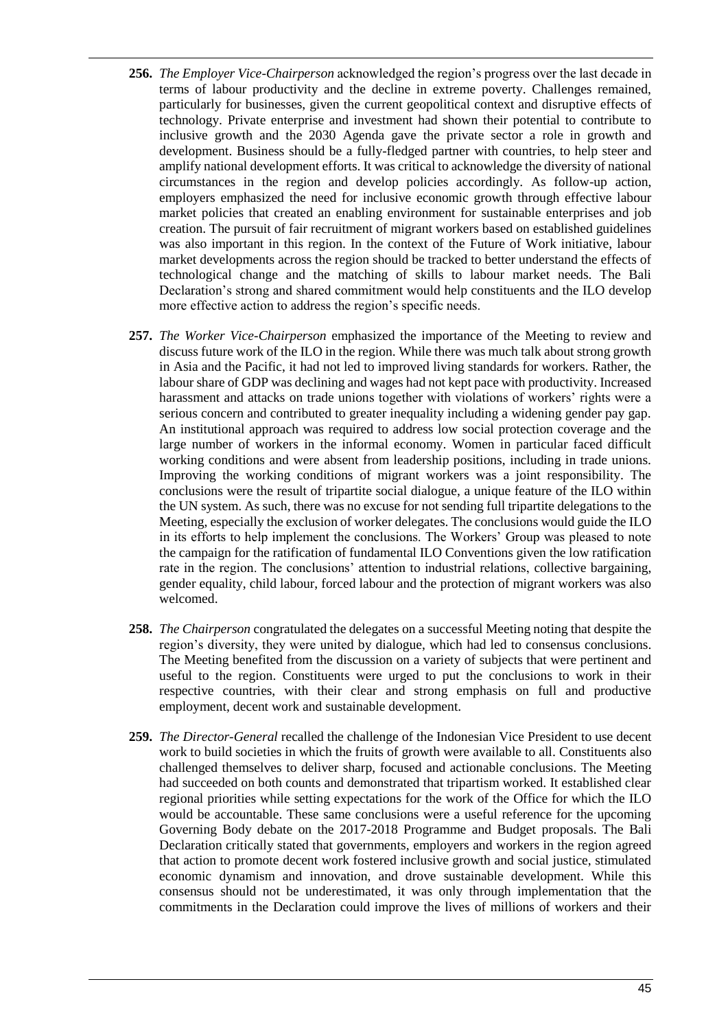**256.** *The Employer Vice-Chairperson* acknowledged the region's progress over the last decade in terms of labour productivity and the decline in extreme poverty. Challenges remained, particularly for businesses, given the current geopolitical context and disruptive effects of technology. Private enterprise and investment had shown their potential to contribute to inclusive growth and the 2030 Agenda gave the private sector a role in growth and development. Business should be a fully-fledged partner with countries, to help steer and amplify national development efforts. It was critical to acknowledge the diversity of national circumstances in the region and develop policies accordingly. As follow-up action, employers emphasized the need for inclusive economic growth through effective labour market policies that created an enabling environment for sustainable enterprises and job creation. The pursuit of fair recruitment of migrant workers based on established guidelines was also important in this region. In the context of the Future of Work initiative, labour market developments across the region should be tracked to better understand the effects of technological change and the matching of skills to labour market needs. The Bali Declaration's strong and shared commitment would help constituents and the ILO develop more effective action to address the region's specific needs.

**257.** *The Worker Vice-Chairperson* emphasized the importance of the Meeting to review and discuss future work of the ILO in the region. While there was much talk about strong growth in Asia and the Pacific, it had not led to improved living standards for workers. Rather, the labour share of GDP was declining and wages had not kept pace with productivity. Increased harassment and attacks on trade unions together with violations of workers' rights were a serious concern and contributed to greater inequality including a widening gender pay gap. An institutional approach was required to address low social protection coverage and the large number of workers in the informal economy. Women in particular faced difficult working conditions and were absent from leadership positions, including in trade unions. Improving the working conditions of migrant workers was a joint responsibility. The conclusions were the result of tripartite social dialogue, a unique feature of the ILO within the UN system. As such, there was no excuse for not sending full tripartite delegations to the Meeting, especially the exclusion of worker delegates. The conclusions would guide the ILO in its efforts to help implement the conclusions. The Workers' Group was pleased to note the campaign for the ratification of fundamental ILO Conventions given the low ratification rate in the region. The conclusions' attention to industrial relations, collective bargaining, gender equality, child labour, forced labour and the protection of migrant workers was also welcomed.

**258.** *The Chairperson* congratulated the delegates on a successful Meeting noting that despite the region's diversity, they were united by dialogue, which had led to consensus conclusions. The Meeting benefited from the discussion on a variety of subjects that were pertinent and useful to the region. Constituents were urged to put the conclusions to work in their respective countries, with their clear and strong emphasis on full and productive employment, decent work and sustainable development.

**259.** *The Director-General* recalled the challenge of the Indonesian Vice President to use decent work to build societies in which the fruits of growth were available to all. Constituents also challenged themselves to deliver sharp, focused and actionable conclusions. The Meeting had succeeded on both counts and demonstrated that tripartism worked. It established clear regional priorities while setting expectations for the work of the Office for which the ILO would be accountable. These same conclusions were a useful reference for the upcoming Governing Body debate on the 2017-2018 Programme and Budget proposals. The Bali Declaration critically stated that governments, employers and workers in the region agreed that action to promote decent work fostered inclusive growth and social justice, stimulated economic dynamism and innovation, and drove sustainable development. While this consensus should not be underestimated, it was only through implementation that the commitments in the Declaration could improve the lives of millions of workers and their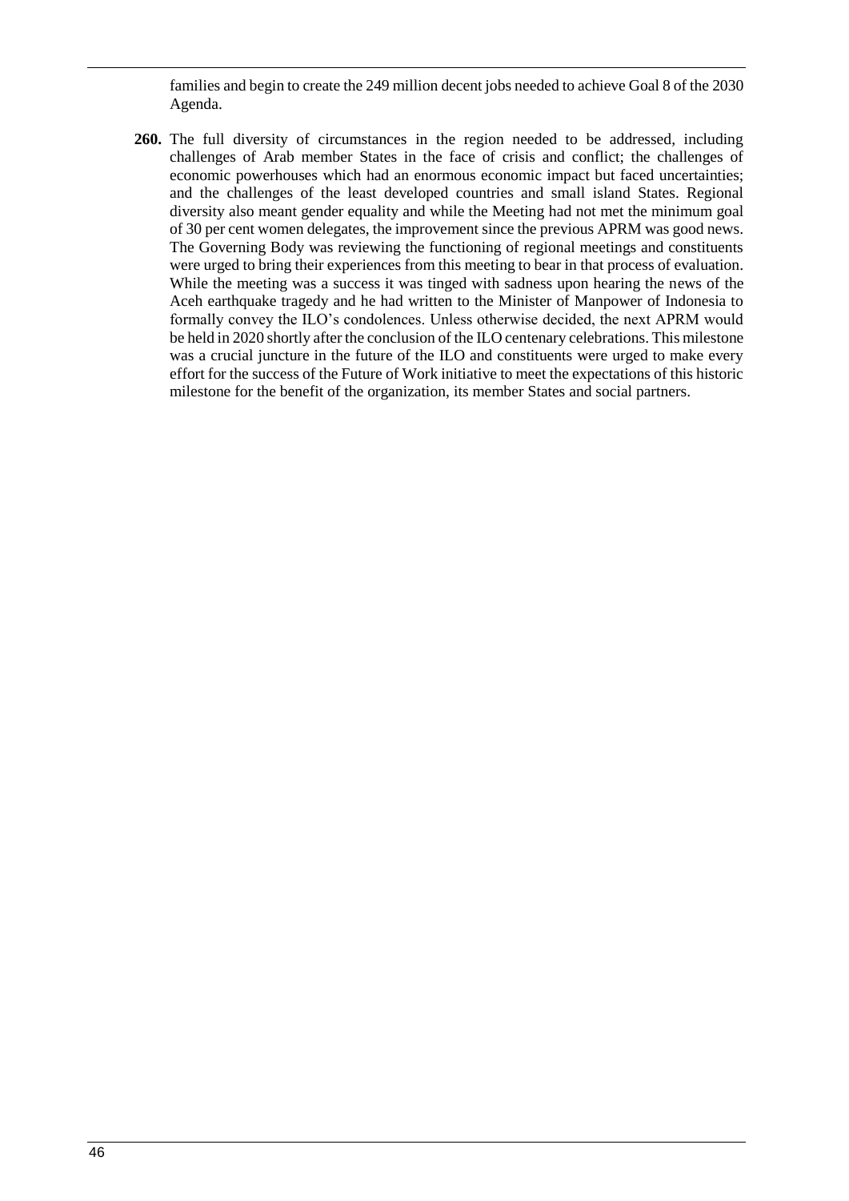families and begin to create the 249 million decent jobs needed to achieve Goal 8 of the 2030 Agenda.

**260.** The full diversity of circumstances in the region needed to be addressed, including challenges of Arab member States in the face of crisis and conflict; the challenges of economic powerhouses which had an enormous economic impact but faced uncertainties; and the challenges of the least developed countries and small island States. Regional diversity also meant gender equality and while the Meeting had not met the minimum goal of 30 per cent women delegates, the improvement since the previous APRM was good news. The Governing Body was reviewing the functioning of regional meetings and constituents were urged to bring their experiences from this meeting to bear in that process of evaluation. While the meeting was a success it was tinged with sadness upon hearing the news of the Aceh earthquake tragedy and he had written to the Minister of Manpower of Indonesia to formally convey the ILO's condolences. Unless otherwise decided, the next APRM would be held in 2020 shortly after the conclusion of the ILO centenary celebrations. This milestone was a crucial juncture in the future of the ILO and constituents were urged to make every effort for the success of the Future of Work initiative to meet the expectations of this historic milestone for the benefit of the organization, its member States and social partners.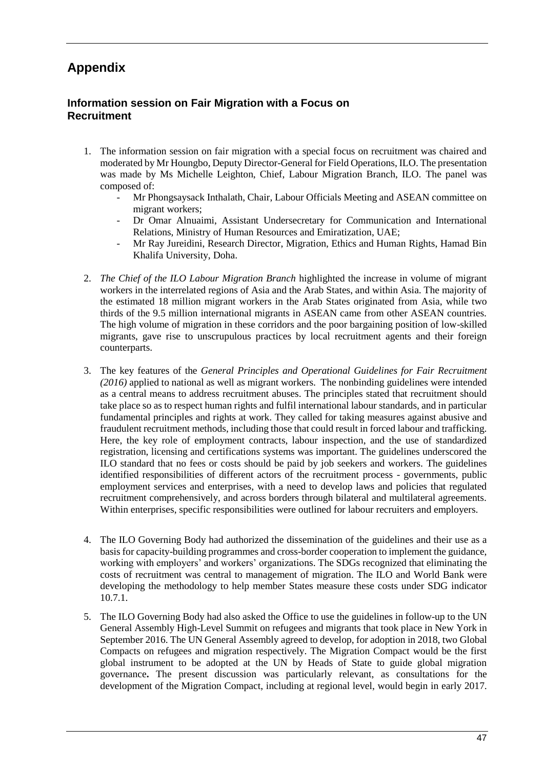# Appendix

## Information session on Fair Migration with a Focus on Recruitment

1. The information session on fair migration with a special focus on recruitment was chaired and moderated by Mr Houngbo, Deputy Director-General for Field Operations, ILO. The presentation was made by Ms Michelle Leighton, Chief, Labour Migration Branch, ILO. The panel was composed of:
    - Mr Phongsaysack Inthalath, Chair, Labour Officials Meeting and ASEAN committee on migrant workers;
    - Dr Omar Alnuaimi, Assistant Undersecretary for Communication and International Relations, Ministry of Human Resources and Emiratization, UAE;
    - Mr Ray Jureidini, Research Director, Migration, Ethics and Human Rights, Hamad Bin Khalifa University, Doha.

2. *The Chief of the ILO Labour Migration Branch* highlighted the increase in volume of migrant workers in the interrelated regions of Asia and the Arab States, and within Asia. The majority of the estimated 18 million migrant workers in the Arab States originated from Asia, while two thirds of the 9.5 million international migrants in ASEAN came from other ASEAN countries. The high volume of migration in these corridors and the poor bargaining position of low-skilled migrants, gave rise to unscrupulous practices by local recruitment agents and their foreign counterparts.

3. The key features of the *General Principles and Operational Guidelines for Fair Recruitment (2016)* applied to national as well as migrant workers. The nonbinding guidelines were intended as a central means to address recruitment abuses. The principles stated that recruitment should take place so as to respect human rights and fulfil international labour standards, and in particular fundamental principles and rights at work. They called for taking measures against abusive and fraudulent recruitment methods, including those that could result in forced labour and trafficking. Here, the key role of employment contracts, labour inspection, and the use of standardized registration, licensing and certifications systems was important. The guidelines underscored the ILO standard that no fees or costs should be paid by job seekers and workers. The guidelines identified responsibilities of different actors of the recruitment process - governments, public employment services and enterprises, with a need to develop laws and policies that regulated recruitment comprehensively, and across borders through bilateral and multilateral agreements. Within enterprises, specific responsibilities were outlined for labour recruiters and employers.

4. The ILO Governing Body had authorized the dissemination of the guidelines and their use as a basis for capacity-building programmes and cross-border cooperation to implement the guidance, working with employers' and workers' organizations. The SDGs recognized that eliminating the costs of recruitment was central to management of migration. The ILO and World Bank were developing the methodology to help member States measure these costs under SDG indicator 10.7.1.

5. The ILO Governing Body had also asked the Office to use the guidelines in follow-up to the UN General Assembly High-Level Summit on refugees and migrants that took place in New York in September 2016. The UN General Assembly agreed to develop, for adoption in 2018, two Global Compacts on refugees and migration respectively. The Migration Compact would be the first global instrument to be adopted at the UN by Heads of State to guide global migration governance**.** The present discussion was particularly relevant, as consultations for the development of the Migration Compact, including at regional level, would begin in early 2017.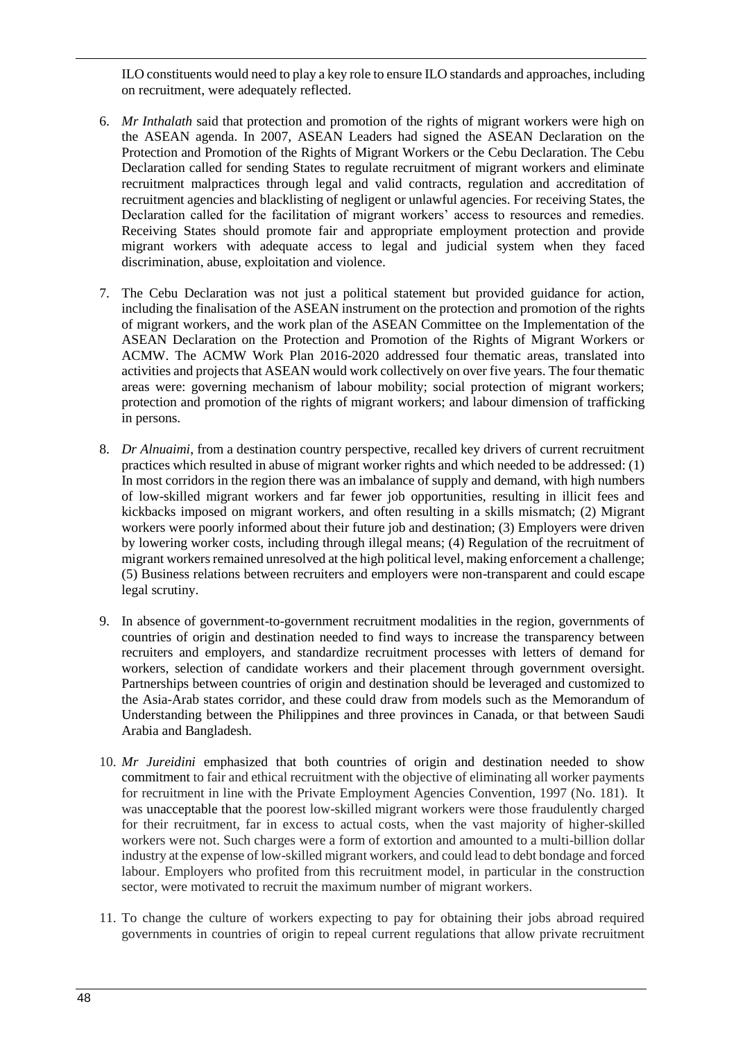ILO constituents would need to play a key role to ensure ILO standards and approaches, including on recruitment, were adequately reflected.

6. *Mr Inthalath* said that protection and promotion of the rights of migrant workers were high on the ASEAN agenda. In 2007, ASEAN Leaders had signed the ASEAN Declaration on the Protection and Promotion of the Rights of Migrant Workers or the Cebu Declaration. The Cebu Declaration called for sending States to regulate recruitment of migrant workers and eliminate recruitment malpractices through legal and valid contracts, regulation and accreditation of recruitment agencies and blacklisting of negligent or unlawful agencies. For receiving States, the Declaration called for the facilitation of migrant workers' access to resources and remedies. Receiving States should promote fair and appropriate employment protection and provide migrant workers with adequate access to legal and judicial system when they faced discrimination, abuse, exploitation and violence.

7. The Cebu Declaration was not just a political statement but provided guidance for action, including the finalisation of the ASEAN instrument on the protection and promotion of the rights of migrant workers, and the work plan of the ASEAN Committee on the Implementation of the ASEAN Declaration on the Protection and Promotion of the Rights of Migrant Workers or ACMW. The ACMW Work Plan 2016-2020 addressed four thematic areas, translated into activities and projects that ASEAN would work collectively on over five years. The four thematic areas were: governing mechanism of labour mobility; social protection of migrant workers; protection and promotion of the rights of migrant workers; and labour dimension of trafficking in persons.

8. *Dr Alnuaimi*, from a destination country perspective, recalled key drivers of current recruitment practices which resulted in abuse of migrant worker rights and which needed to be addressed: (1) In most corridors in the region there was an imbalance of supply and demand, with high numbers of low-skilled migrant workers and far fewer job opportunities, resulting in illicit fees and kickbacks imposed on migrant workers, and often resulting in a skills mismatch; (2) Migrant workers were poorly informed about their future job and destination; (3) Employers were driven by lowering worker costs, including through illegal means; (4) Regulation of the recruitment of migrant workers remained unresolved at the high political level, making enforcement a challenge; (5) Business relations between recruiters and employers were non-transparent and could escape legal scrutiny.

9. In absence of government-to-government recruitment modalities in the region, governments of countries of origin and destination needed to find ways to increase the transparency between recruiters and employers, and standardize recruitment processes with letters of demand for workers, selection of candidate workers and their placement through government oversight. Partnerships between countries of origin and destination should be leveraged and customized to the Asia-Arab states corridor, and these could draw from models such as the Memorandum of Understanding between the Philippines and three provinces in Canada, or that between Saudi Arabia and Bangladesh.

10. *Mr Jureidini* emphasized that both countries of origin and destination needed to show commitment to fair and ethical recruitment with the objective of eliminating all worker payments for recruitment in line with the Private Employment Agencies Convention, 1997 (No. 181). It was unacceptable that the poorest low-skilled migrant workers were those fraudulently charged for their recruitment, far in excess to actual costs, when the vast majority of higher-skilled workers were not. Such charges were a form of extortion and amounted to a multi-billion dollar industry at the expense of low-skilled migrant workers, and could lead to debt bondage and forced labour. Employers who profited from this recruitment model, in particular in the construction sector, were motivated to recruit the maximum number of migrant workers.

11. To change the culture of workers expecting to pay for obtaining their jobs abroad required governments in countries of origin to repeal current regulations that allow private recruitment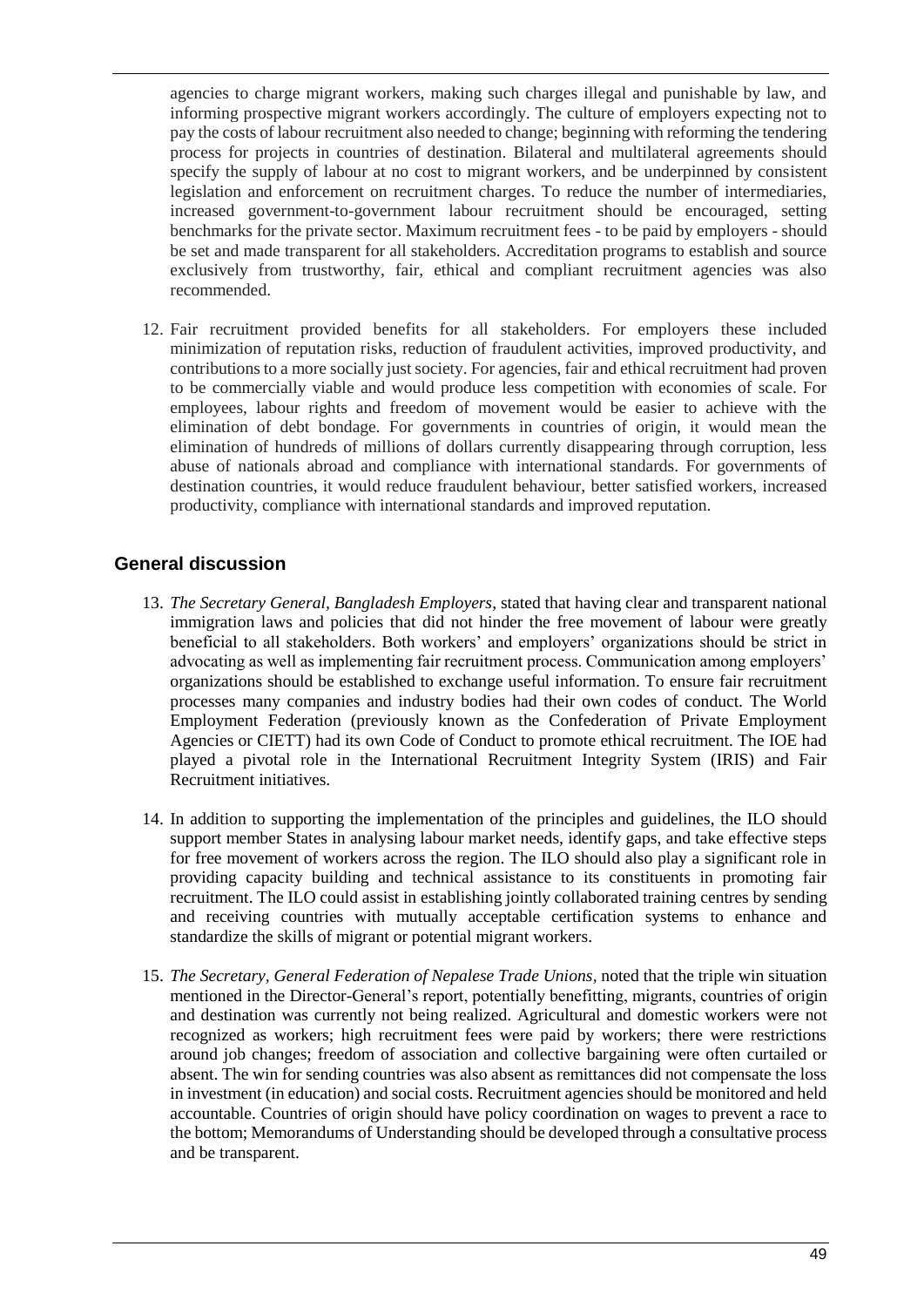agencies to charge migrant workers, making such charges illegal and punishable by law, and informing prospective migrant workers accordingly. The culture of employers expecting not to pay the costs of labour recruitment also needed to change; beginning with reforming the tendering process for projects in countries of destination. Bilateral and multilateral agreements should specify the supply of labour at no cost to migrant workers, and be underpinned by consistent legislation and enforcement on recruitment charges. To reduce the number of intermediaries, increased government-to-government labour recruitment should be encouraged, setting benchmarks for the private sector. Maximum recruitment fees - to be paid by employers - should be set and made transparent for all stakeholders. Accreditation programs to establish and source exclusively from trustworthy, fair, ethical and compliant recruitment agencies was also recommended.

12. Fair recruitment provided benefits for all stakeholders. For employers these included minimization of reputation risks, reduction of fraudulent activities, improved productivity, and contributions to a more socially just society. For agencies, fair and ethical recruitment had proven to be commercially viable and would produce less competition with economies of scale. For employees, labour rights and freedom of movement would be easier to achieve with the elimination of debt bondage. For governments in countries of origin, it would mean the elimination of hundreds of millions of dollars currently disappearing through corruption, less abuse of nationals abroad and compliance with international standards. For governments of destination countries, it would reduce fraudulent behaviour, better satisfied workers, increased productivity, compliance with international standards and improved reputation.

## General discussion

13. *The Secretary General, Bangladesh Employers*, stated that having clear and transparent national immigration laws and policies that did not hinder the free movement of labour were greatly beneficial to all stakeholders. Both workers' and employers' organizations should be strict in advocating as well as implementing fair recruitment process. Communication among employers' organizations should be established to exchange useful information. To ensure fair recruitment processes many companies and industry bodies had their own codes of conduct. The World Employment Federation (previously known as the Confederation of Private Employment Agencies or CIETT) had its own Code of Conduct to promote ethical recruitment. The IOE had played a pivotal role in the International Recruitment Integrity System (IRIS) and Fair Recruitment initiatives.

14. In addition to supporting the implementation of the principles and guidelines, the ILO should support member States in analysing labour market needs, identify gaps, and take effective steps for free movement of workers across the region. The ILO should also play a significant role in providing capacity building and technical assistance to its constituents in promoting fair recruitment. The ILO could assist in establishing jointly collaborated training centres by sending and receiving countries with mutually acceptable certification systems to enhance and standardize the skills of migrant or potential migrant workers.

15. *The Secretary, General Federation of Nepalese Trade Unions*, noted that the triple win situation mentioned in the Director-General's report, potentially benefitting, migrants, countries of origin and destination was currently not being realized. Agricultural and domestic workers were not recognized as workers; high recruitment fees were paid by workers; there were restrictions around job changes; freedom of association and collective bargaining were often curtailed or absent. The win for sending countries was also absent as remittances did not compensate the loss in investment (in education) and social costs. Recruitment agencies should be monitored and held accountable. Countries of origin should have policy coordination on wages to prevent a race to the bottom; Memorandums of Understanding should be developed through a consultative process and be transparent.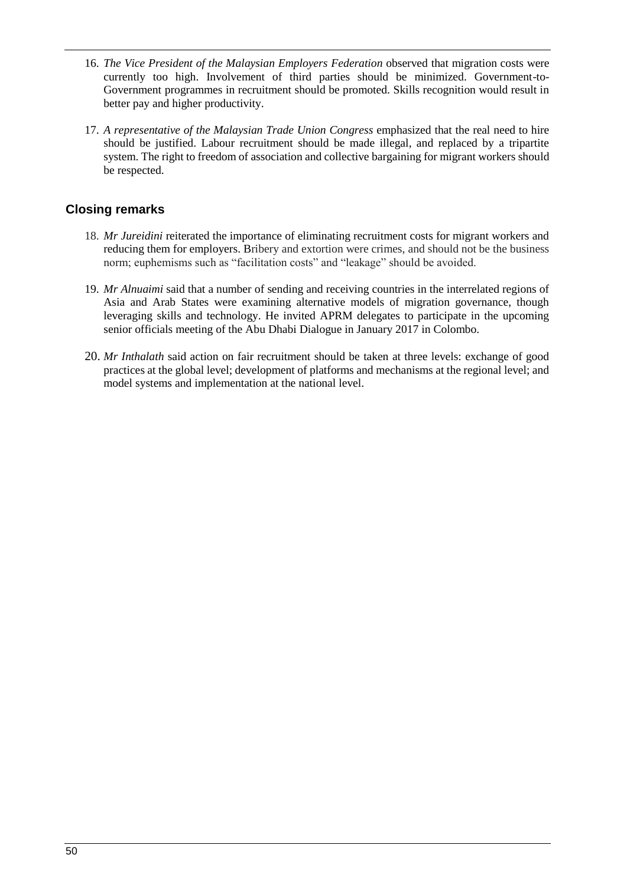16. *The Vice President of the Malaysian Employers Federation* observed that migration costs were currently too high. Involvement of third parties should be minimized. Government-to-Government programmes in recruitment should be promoted. Skills recognition would result in better pay and higher productivity.

17. *A representative of the Malaysian Trade Union Congress* emphasized that the real need to hire should be justified. Labour recruitment should be made illegal, and replaced by a tripartite system. The right to freedom of association and collective bargaining for migrant workers should be respected.

## Closing remarks

18. *Mr Jureidini* reiterated the importance of eliminating recruitment costs for migrant workers and reducing them for employers. Bribery and extortion were crimes, and should not be the business norm; euphemisms such as "facilitation costs" and "leakage" should be avoided.

19. *Mr Alnuaimi* said that a number of sending and receiving countries in the interrelated regions of Asia and Arab States were examining alternative models of migration governance, though leveraging skills and technology. He invited APRM delegates to participate in the upcoming senior officials meeting of the Abu Dhabi Dialogue in January 2017 in Colombo.

20. *Mr Inthalath* said action on fair recruitment should be taken at three levels: exchange of good practices at the global level; development of platforms and mechanisms at the regional level; and model systems and implementation at the national level.